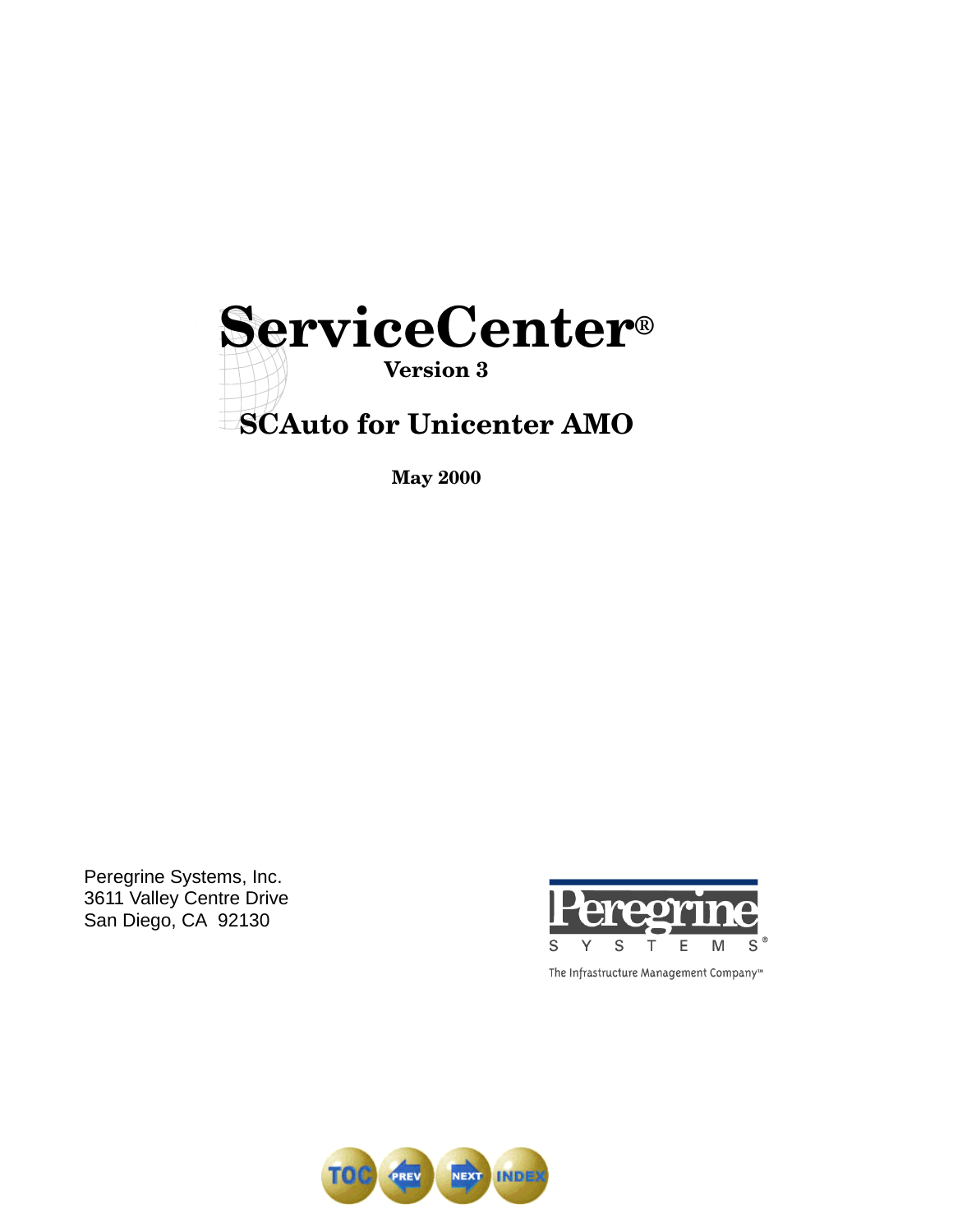# ServiceCenter®

**Version 3**

## SCAuto for Unicenter AMO

**May 2000**

Peregrine Systems, Inc.
3611 Valley Centre Drive
San Diego, CA 92130

Peregrine SYSTEMS®

The Infrastructure Management Company™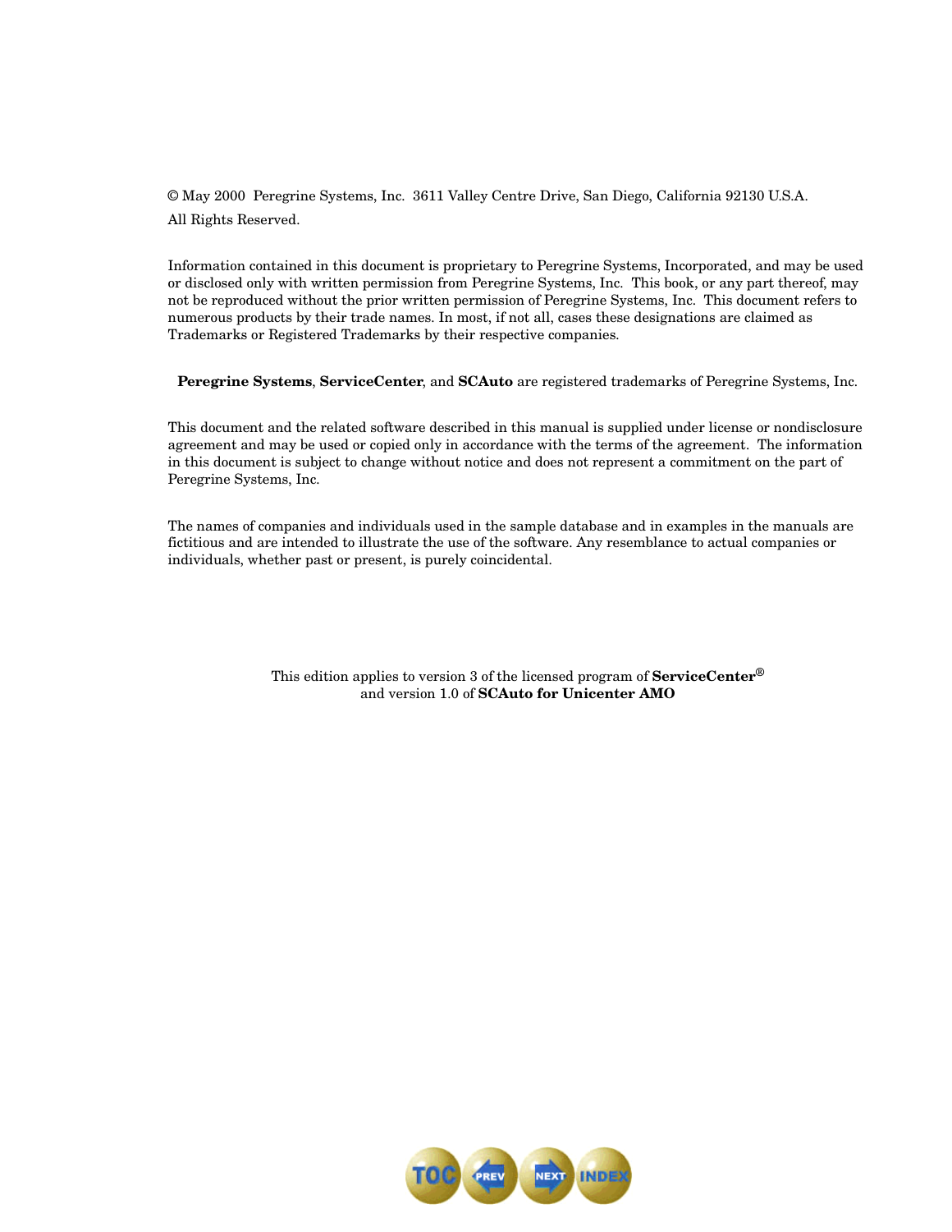© May 2000 Peregrine Systems, Inc. 3611 Valley Centre Drive, San Diego, California 92130 U.S.A.
All Rights Reserved.

Information contained in this document is proprietary to Peregrine Systems, Incorporated, and may be used or disclosed only with written permission from Peregrine Systems, Inc. This book, or any part thereof, may not be reproduced without the prior written permission of Peregrine Systems, Inc. This document refers to numerous products by their trade names. In most, if not all, cases these designations are claimed as Trademarks or Registered Trademarks by their respective companies.

**Peregrine Systems**, **ServiceCenter**, and **SCAuto** are registered trademarks of Peregrine Systems, Inc.

This document and the related software described in this manual is supplied under license or nondisclosure agreement and may be used or copied only in accordance with the terms of the agreement. The information in this document is subject to change without notice and does not represent a commitment on the part of Peregrine Systems, Inc.

The names of companies and individuals used in the sample database and in examples in the manuals are fictitious and are intended to illustrate the use of the software. Any resemblance to actual companies or individuals, whether past or present, is purely coincidental.

This edition applies to version 3 of the licensed program of **ServiceCenter®**
and version 1.0 of **SCAuto for Unicenter AMO**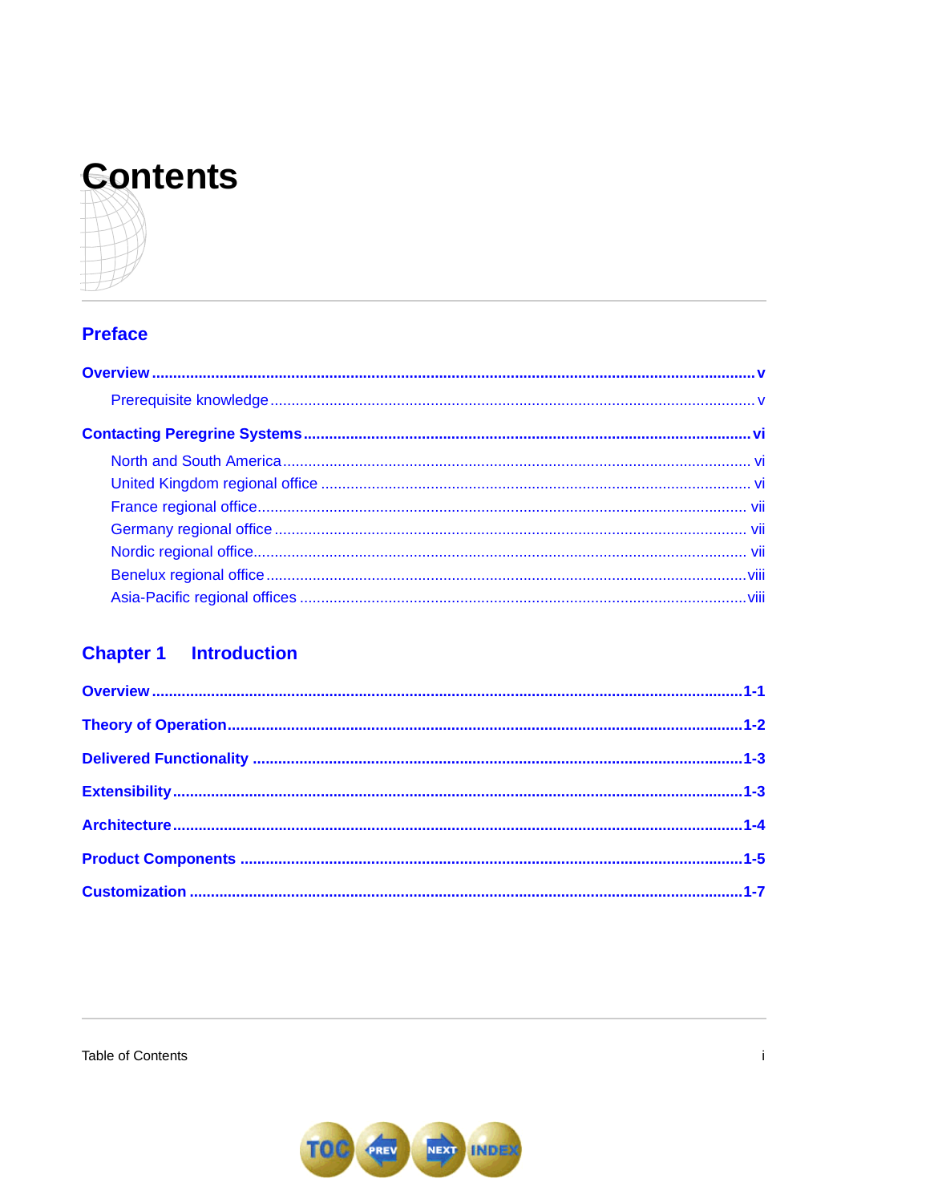# Contents

## Preface

**Overview** ..... v

- Prerequisite knowledge ..... v

**Contacting Peregrine Systems** ..... vi

- North and South America ..... vi
- United Kingdom regional office ..... vi
- France regional office ..... vii
- Germany regional office ..... vii
- Nordic regional office ..... vii
- Benelux regional office ..... viii
- Asia-Pacific regional offices ..... viii

## Chapter 1 Introduction

**Overview** ..... 1-1

**Theory of Operation** ..... 1-2

**Delivered Functionality** ..... 1-3

**Extensibility** ..... 1-3

**Architecture** ..... 1-4

**Product Components** ..... 1-5

**Customization** ..... 1-7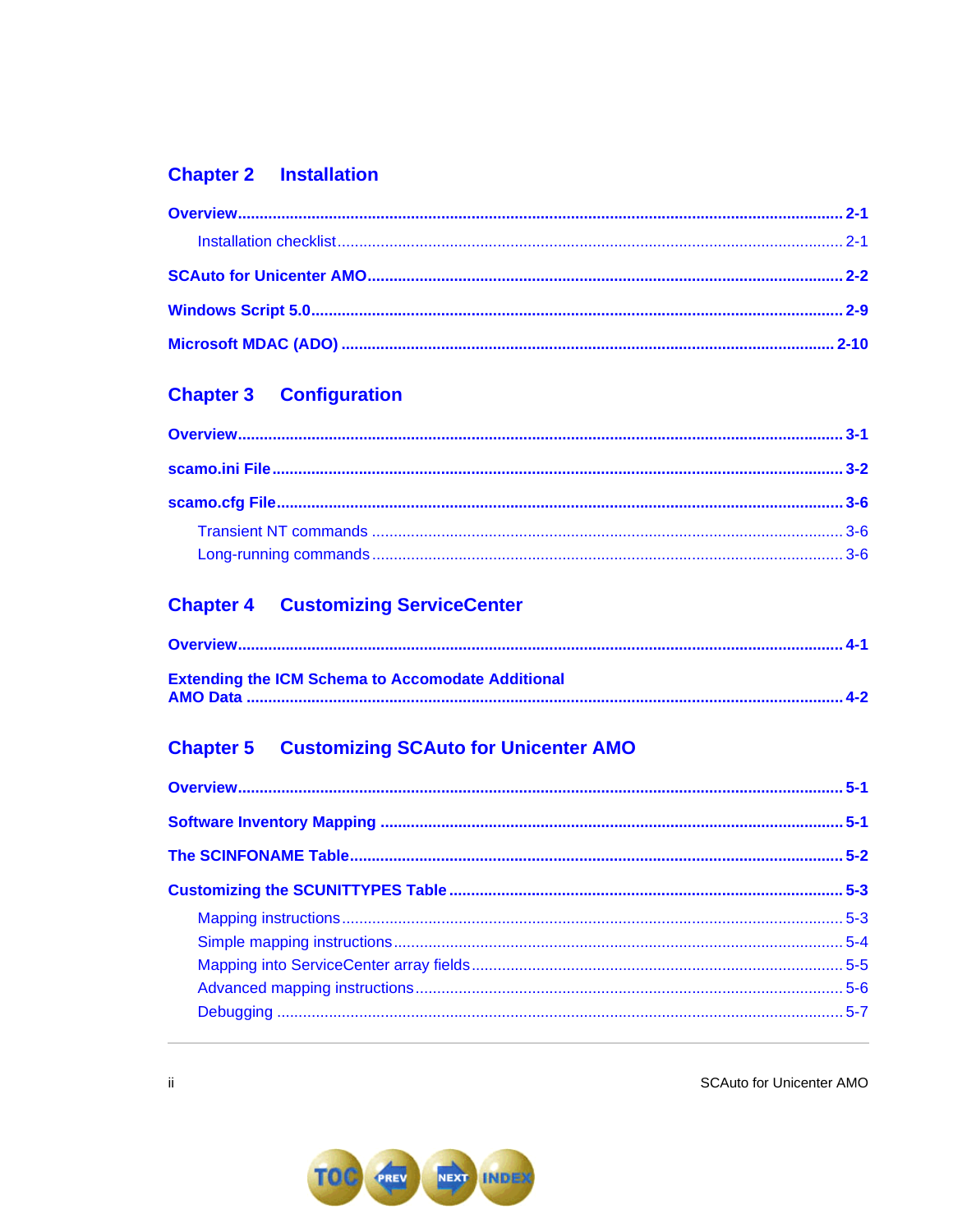## Chapter 2 Installation

**Overview** ........................................................................................................ **2-1**

  Installation checklist ........................................................................................ 2-1

**SCAuto for Unicenter AMO** ........................................................................... **2-2**

**Windows Script 5.0** ......................................................................................... **2-9**

**Microsoft MDAC (ADO)** ................................................................................. **2-10**

## Chapter 3 Configuration

**Overview** ........................................................................................................ **3-1**

**scamo.ini File** ................................................................................................. **3-2**

**scamo.cfg File** ................................................................................................ **3-6**

  Transient NT commands ................................................................................. 3-6

  Long-running commands ................................................................................ 3-6

## Chapter 4 Customizing ServiceCenter

**Overview** ........................................................................................................ **4-1**

**Extending the ICM Schema to Accomodate Additional AMO Data** ................ **4-2**

## Chapter 5 Customizing SCAuto for Unicenter AMO

**Overview** ........................................................................................................ **5-1**

**Software Inventory Mapping** .......................................................................... **5-1**

**The SCINFONAME Table** ............................................................................... **5-2**

**Customizing the SCUNITTYPES Table** .......................................................... **5-3**

  Mapping instructions ....................................................................................... 5-3

  Simple mapping instructions ........................................................................... 5-4

  Mapping into ServiceCenter array fields ......................................................... 5-5

  Advanced mapping instructions ...................................................................... 5-6

  Debugging ....................................................................................................... 5-7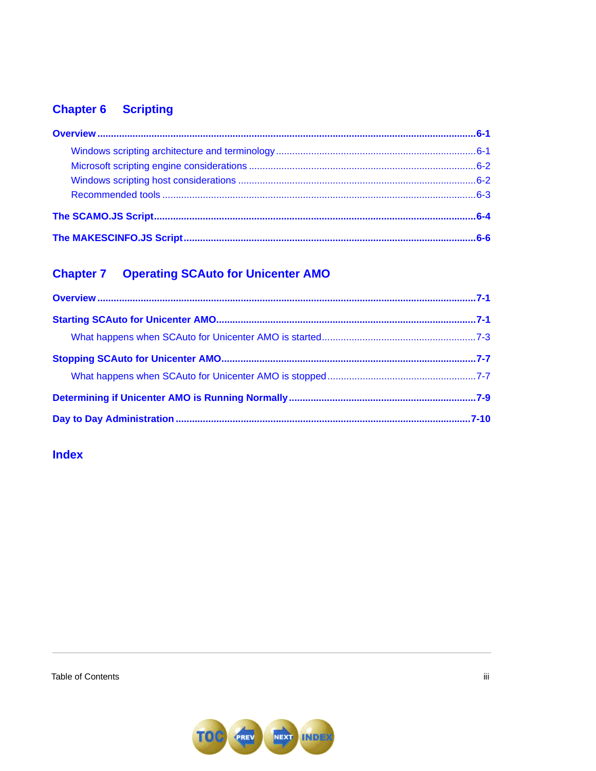## Chapter 6 Scripting

**Overview** ........................................................................ **6-1**

- Windows scripting architecture and terminology ........................ 6-1
- Microsoft scripting engine considerations ................................ 6-2
- Windows scripting host considerations .................................... 6-2
- Recommended tools ......................................................... 6-3

**The SCAMO.JS Script** ............................................................ **6-4**

**The MAKESCINFO.JS Script** ..................................................... **6-6**

## Chapter 7 Operating SCAuto for Unicenter AMO

**Overview** ........................................................................ **7-1**

**Starting SCAuto for Unicenter AMO** ........................................... **7-1**

- What happens when SCAuto for Unicenter AMO is started ............. 7-3

**Stopping SCAuto for Unicenter AMO** .......................................... **7-7**

- What happens when SCAuto for Unicenter AMO is stopped ............ 7-7

**Determining if Unicenter AMO is Running Normally** ......................... **7-9**

**Day to Day Administration** ..................................................... **7-10**

## Index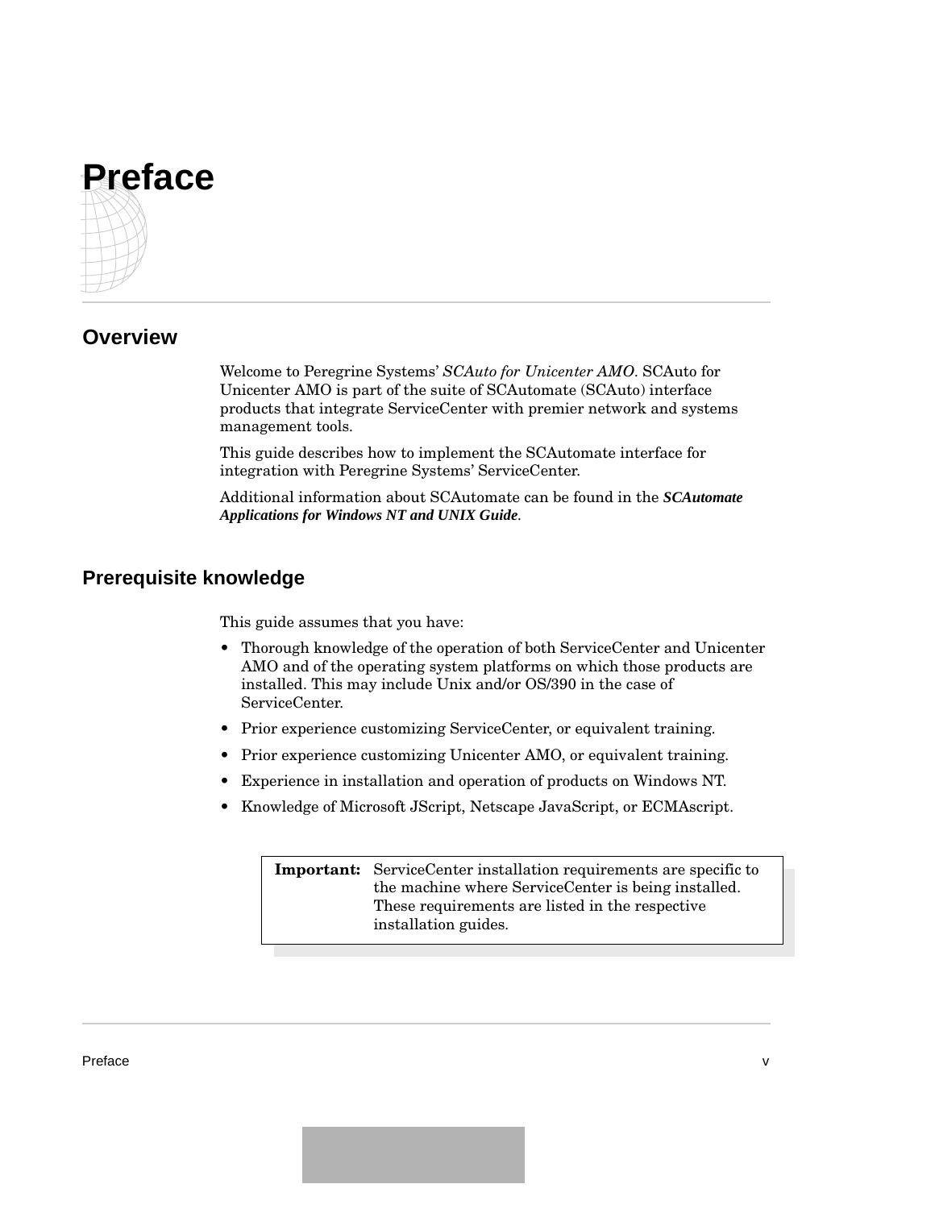# Preface

## Overview

Welcome to Peregrine Systems' *SCAuto for Unicenter AMO*. SCAuto for Unicenter AMO is part of the suite of SCAutomate (SCAuto) interface products that integrate ServiceCenter with premier network and systems management tools.

This guide describes how to implement the SCAutomate interface for integration with Peregrine Systems' ServiceCenter.

Additional information about SCAutomate can be found in the ***SCAutomate Applications for Windows NT and UNIX Guide***.

## Prerequisite knowledge

This guide assumes that you have:

- Thorough knowledge of the operation of both ServiceCenter and Unicenter AMO and of the operating system platforms on which those products are installed. This may include Unix and/or OS/390 in the case of ServiceCenter.
- Prior experience customizing ServiceCenter, or equivalent training.
- Prior experience customizing Unicenter AMO, or equivalent training.
- Experience in installation and operation of products on Windows NT.
- Knowledge of Microsoft JScript, Netscape JavaScript, or ECMAscript.

> **Important:** ServiceCenter installation requirements are specific to the machine where ServiceCenter is being installed. These requirements are listed in the respective installation guides.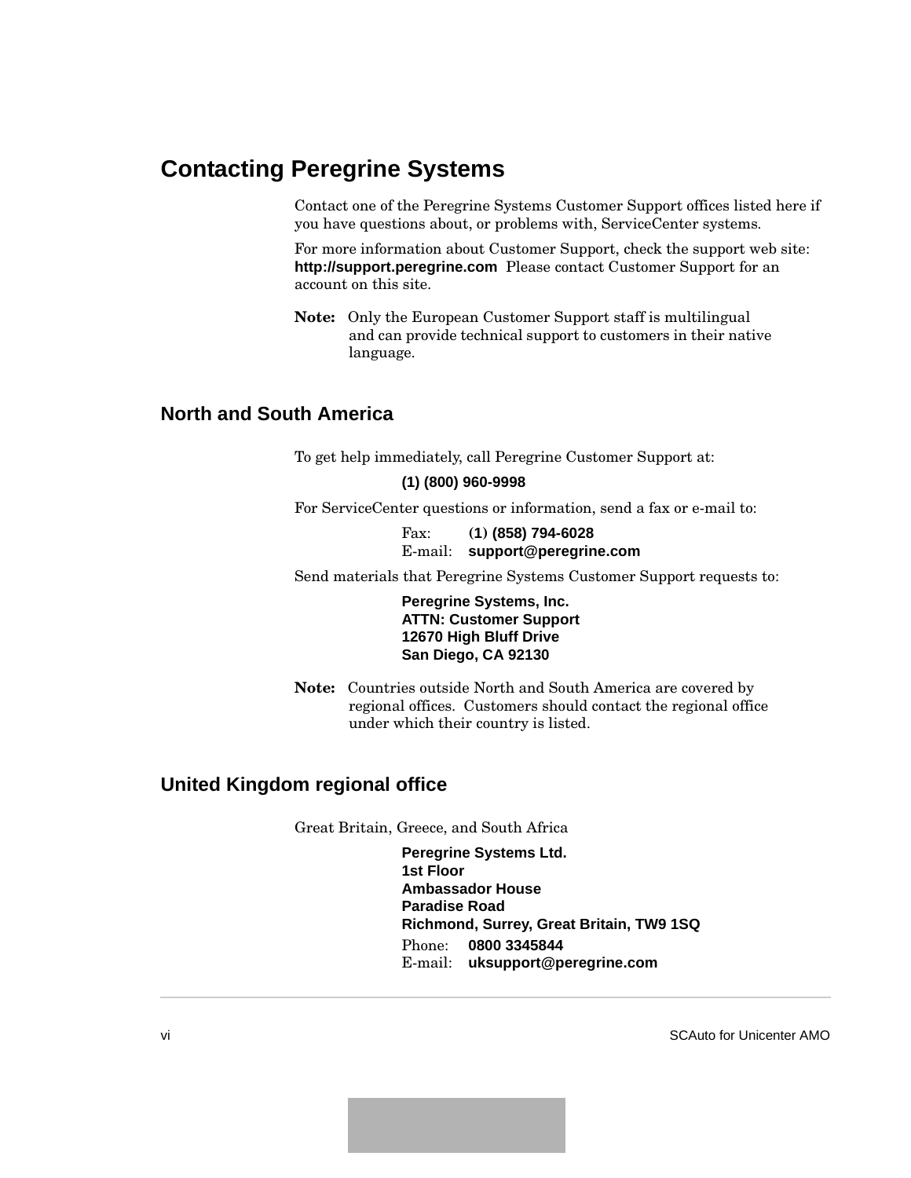# Contacting Peregrine Systems

Contact one of the Peregrine Systems Customer Support offices listed here if you have questions about, or problems with, ServiceCenter systems.

For more information about Customer Support, check the support web site: **http://support.peregrine.com** Please contact Customer Support for an account on this site.

**Note:** Only the European Customer Support staff is multilingual and can provide technical support to customers in their native language.

## North and South America

To get help immediately, call Peregrine Customer Support at:

**(1) (800) 960-9998**

For ServiceCenter questions or information, send a fax or e-mail to:

Fax: **(1) (858) 794-6028**
E-mail: **support@peregrine.com**

Send materials that Peregrine Systems Customer Support requests to:

**Peregrine Systems, Inc.**
**ATTN: Customer Support**
**12670 High Bluff Drive**
**San Diego, CA 92130**

**Note:** Countries outside North and South America are covered by regional offices. Customers should contact the regional office under which their country is listed.

## United Kingdom regional office

Great Britain, Greece, and South Africa

**Peregrine Systems Ltd.**
**1st Floor**
**Ambassador House**
**Paradise Road**
**Richmond, Surrey, Great Britain, TW9 1SQ**

Phone: **0800 3345844**
E-mail: **uksupport@peregrine.com**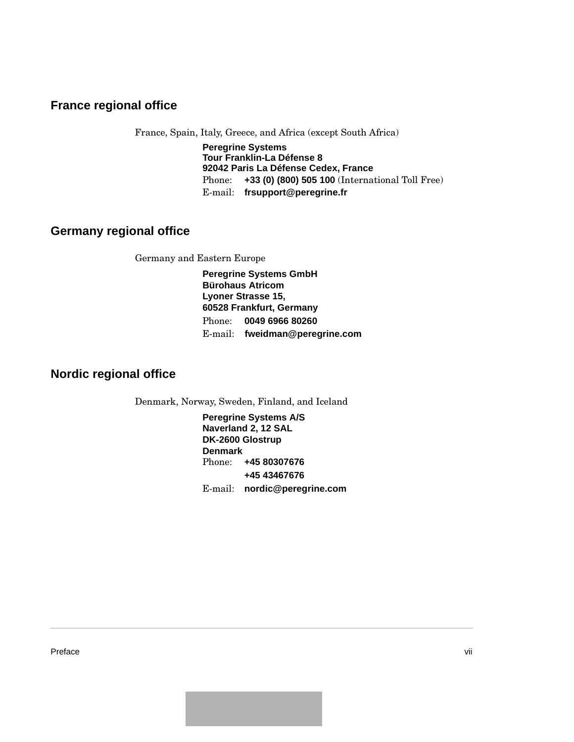## France regional office

France, Spain, Italy, Greece, and Africa (except South Africa)

**Peregrine Systems**
**Tour Franklin-La Défense 8**
**92042 Paris La Défense Cedex, France**
Phone: **+33 (0) (800) 505 100** (International Toll Free)
E-mail: **frsupport@peregrine.fr**

## Germany regional office

Germany and Eastern Europe

**Peregrine Systems GmbH**
**Bürohaus Atricom**
**Lyoner Strasse 15,**
**60528 Frankfurt, Germany**
Phone: **0049 6966 80260**
E-mail: **fweidman@peregrine.com**

## Nordic regional office

Denmark, Norway, Sweden, Finland, and Iceland

**Peregrine Systems A/S**
**Naverland 2, 12 SAL**
**DK-2600 Glostrup**
**Denmark**
Phone: **+45 80307676**
**+45 43467676**
E-mail: **nordic@peregrine.com**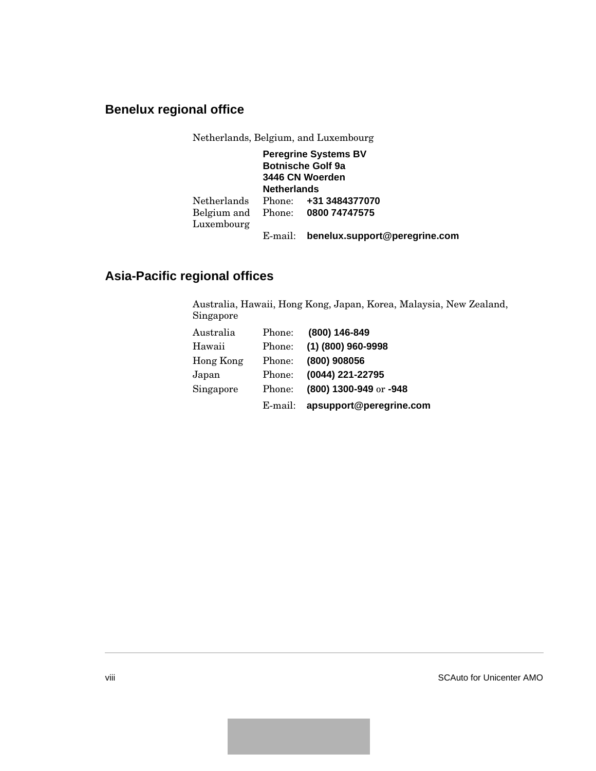## Benelux regional office

Netherlands, Belgium, and Luxembourg

**Peregrine Systems BV**
**Botnische Golf 9a**
**3446 CN Woerden**
**Netherlands**

| | | |
|---|---|---|
| Netherlands | Phone: | **+31 3484377070** |
| Belgium and Luxembourg | Phone: | **0800 74747575** |
| | E-mail: | **benelux.support@peregrine.com** |

## Asia-Pacific regional offices

Australia, Hawaii, Hong Kong, Japan, Korea, Malaysia, New Zealand, Singapore

| | | |
|---|---|---|
| Australia | Phone: | **(800) 146-849** |
| Hawaii | Phone: | **(1) (800) 960-9998** |
| Hong Kong | Phone: | **(800) 908056** |
| Japan | Phone: | **(0044) 221-22795** |
| Singapore | Phone: | **(800) 1300-949** or **-948** |
| | E-mail: | **apsupport@peregrine.com** |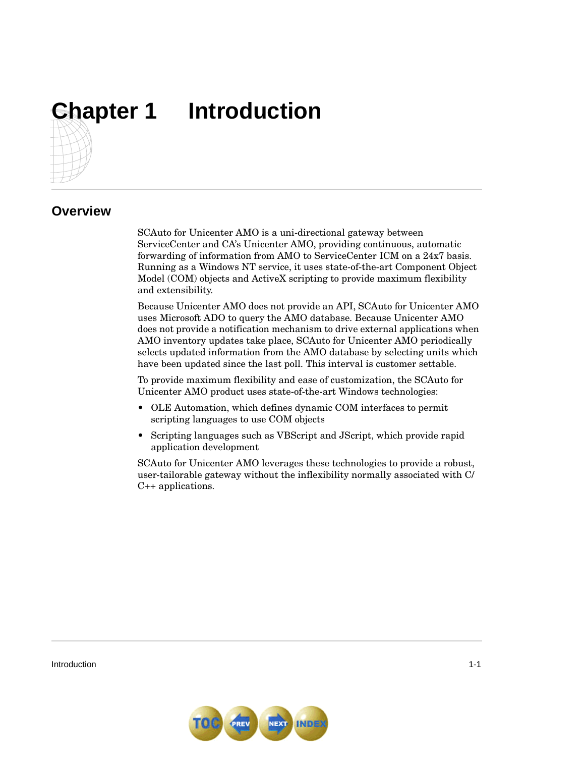# Chapter 1 Introduction

## Overview

SCAuto for Unicenter AMO is a uni-directional gateway between ServiceCenter and CA's Unicenter AMO, providing continuous, automatic forwarding of information from AMO to ServiceCenter ICM on a 24x7 basis. Running as a Windows NT service, it uses state-of-the-art Component Object Model (COM) objects and ActiveX scripting to provide maximum flexibility and extensibility.

Because Unicenter AMO does not provide an API, SCAuto for Unicenter AMO uses Microsoft ADO to query the AMO database. Because Unicenter AMO does not provide a notification mechanism to drive external applications when AMO inventory updates take place, SCAuto for Unicenter AMO periodically selects updated information from the AMO database by selecting units which have been updated since the last poll. This interval is customer settable.

To provide maximum flexibility and ease of customization, the SCAuto for Unicenter AMO product uses state-of-the-art Windows technologies:

- OLE Automation, which defines dynamic COM interfaces to permit scripting languages to use COM objects
- Scripting languages such as VBScript and JScript, which provide rapid application development

SCAuto for Unicenter AMO leverages these technologies to provide a robust, user-tailorable gateway without the inflexibility normally associated with C/C++ applications.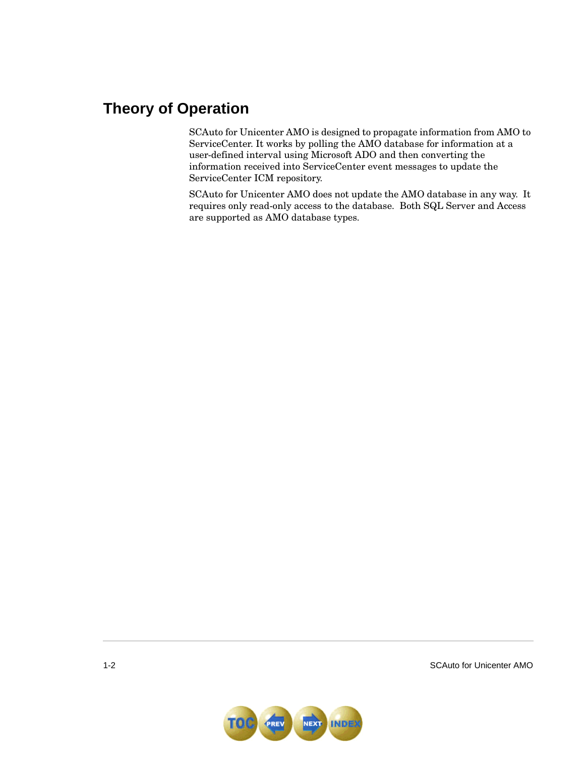## Theory of Operation

SCAuto for Unicenter AMO is designed to propagate information from AMO to ServiceCenter. It works by polling the AMO database for information at a user-defined interval using Microsoft ADO and then converting the information received into ServiceCenter event messages to update the ServiceCenter ICM repository.

SCAuto for Unicenter AMO does not update the AMO database in any way. It requires only read-only access to the database. Both SQL Server and Access are supported as AMO database types.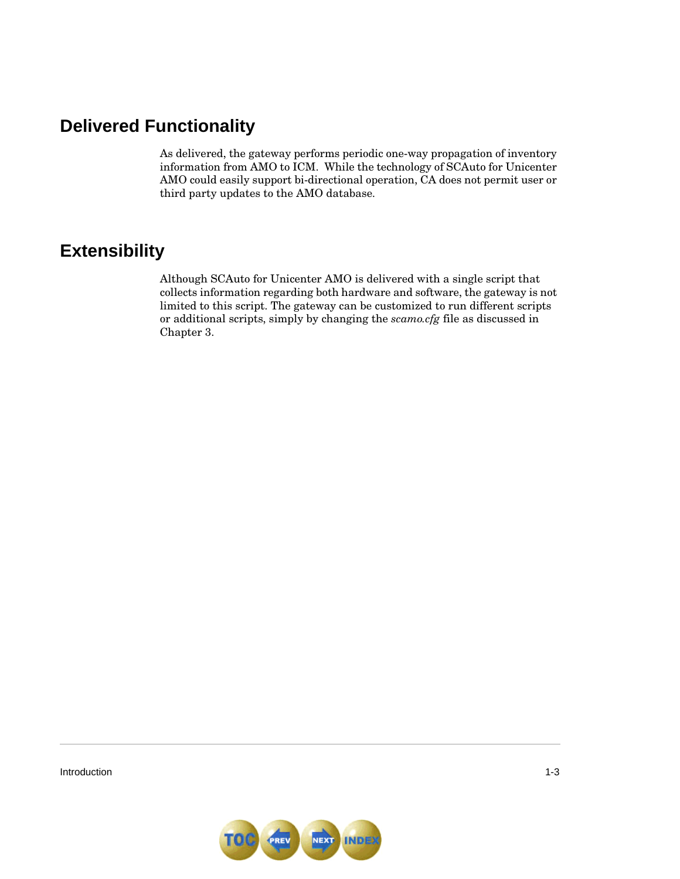## Delivered Functionality

As delivered, the gateway performs periodic one-way propagation of inventory information from AMO to ICM.  While the technology of SCAuto for Unicenter AMO could easily support bi-directional operation, CA does not permit user or third party updates to the AMO database.

## Extensibility

Although SCAuto for Unicenter AMO is delivered with a single script that collects information regarding both hardware and software, the gateway is not limited to this script. The gateway can be customized to run different scripts or additional scripts, simply by changing the *scamo.cfg* file as discussed in Chapter 3.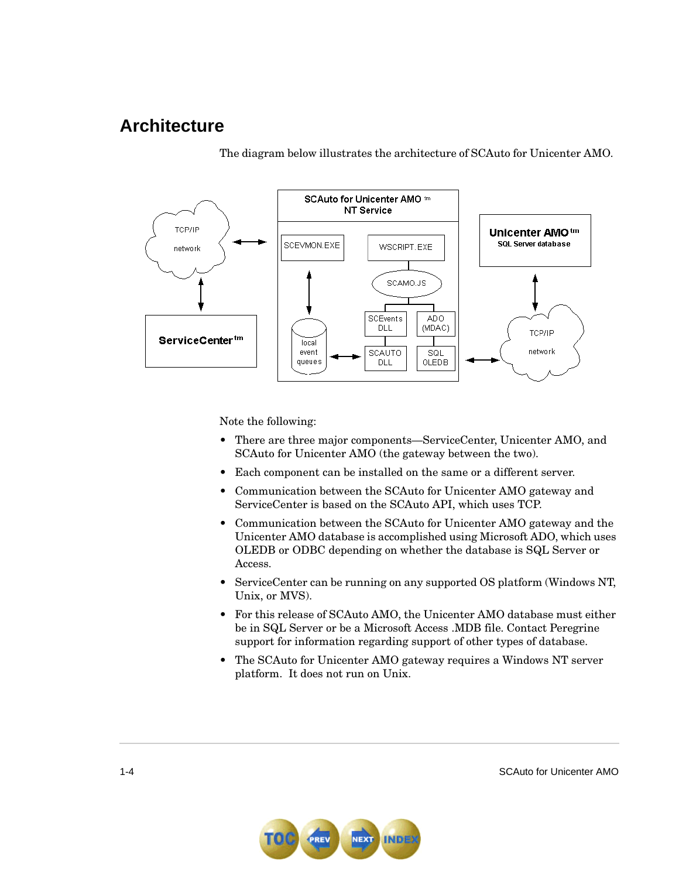## Architecture

The diagram below illustrates the architecture of SCAuto for Unicenter AMO.

Note the following:

- There are three major components—ServiceCenter, Unicenter AMO, and SCAuto for Unicenter AMO (the gateway between the two).
- Each component can be installed on the same or a different server.
- Communication between the SCAuto for Unicenter AMO gateway and ServiceCenter is based on the SCAuto API, which uses TCP.
- Communication between the SCAuto for Unicenter AMO gateway and the Unicenter AMO database is accomplished using Microsoft ADO, which uses OLEDB or ODBC depending on whether the database is SQL Server or Access.
- ServiceCenter can be running on any supported OS platform (Windows NT, Unix, or MVS).
- For this release of SCAuto AMO, the Unicenter AMO database must either be in SQL Server or be a Microsoft Access .MDB file. Contact Peregrine support for information regarding support of other types of database.
- The SCAuto for Unicenter AMO gateway requires a Windows NT server platform. It does not run on Unix.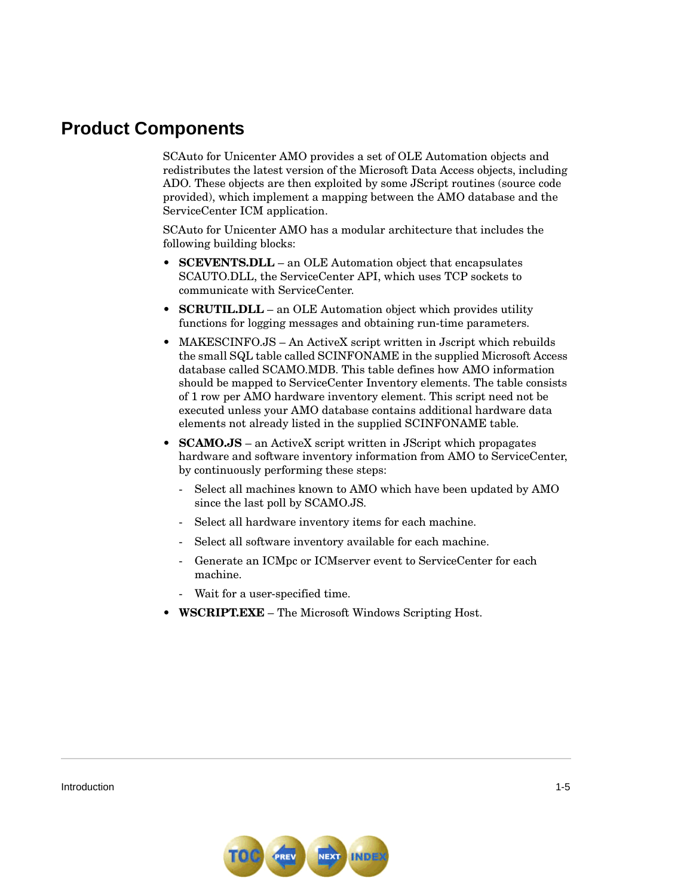## Product Components

SCAuto for Unicenter AMO provides a set of OLE Automation objects and redistributes the latest version of the Microsoft Data Access objects, including ADO. These objects are then exploited by some JScript routines (source code provided), which implement a mapping between the AMO database and the ServiceCenter ICM application.

SCAuto for Unicenter AMO has a modular architecture that includes the following building blocks:

- **SCEVENTS.DLL** – an OLE Automation object that encapsulates SCAUTO.DLL, the ServiceCenter API, which uses TCP sockets to communicate with ServiceCenter.
- **SCRUTIL.DLL** – an OLE Automation object which provides utility functions for logging messages and obtaining run-time parameters.
- MAKESCINFO.JS – An ActiveX script written in Jscript which rebuilds the small SQL table called SCINFONAME in the supplied Microsoft Access database called SCAMO.MDB. This table defines how AMO information should be mapped to ServiceCenter Inventory elements. The table consists of 1 row per AMO hardware inventory element. This script need not be executed unless your AMO database contains additional hardware data elements not already listed in the supplied SCINFONAME table.
- **SCAMO.JS** – an ActiveX script written in JScript which propagates hardware and software inventory information from AMO to ServiceCenter, by continuously performing these steps:
  - Select all machines known to AMO which have been updated by AMO since the last poll by SCAMO.JS.
  - Select all hardware inventory items for each machine.
  - Select all software inventory available for each machine.
  - Generate an ICMpc or ICMserver event to ServiceCenter for each machine.
  - Wait for a user-specified time.
- **WSCRIPT.EXE** – The Microsoft Windows Scripting Host.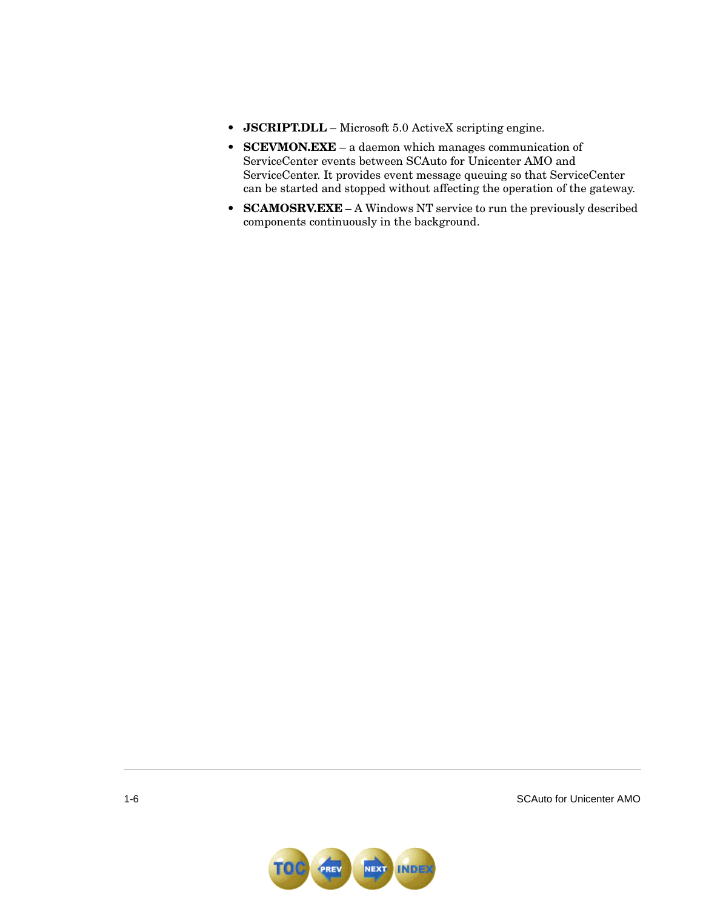- **JSCRIPT.DLL** – Microsoft 5.0 ActiveX scripting engine.
- **SCEVMON.EXE** – a daemon which manages communication of ServiceCenter events between SCAuto for Unicenter AMO and ServiceCenter. It provides event message queuing so that ServiceCenter can be started and stopped without affecting the operation of the gateway.
- **SCAMOSRV.EXE** – A Windows NT service to run the previously described components continuously in the background.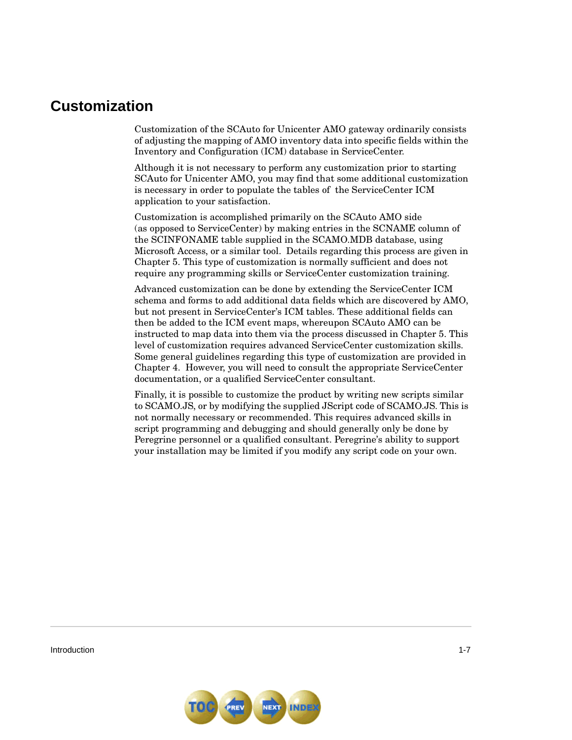# Customization

Customization of the SCAuto for Unicenter AMO gateway ordinarily consists of adjusting the mapping of AMO inventory data into specific fields within the Inventory and Configuration (ICM) database in ServiceCenter.

Although it is not necessary to perform any customization prior to starting SCAuto for Unicenter AMO, you may find that some additional customization is necessary in order to populate the tables of the ServiceCenter ICM application to your satisfaction.

Customization is accomplished primarily on the SCAuto AMO side (as opposed to ServiceCenter) by making entries in the SCNAME column of the SCINFONAME table supplied in the SCAMO.MDB database, using Microsoft Access, or a similar tool. Details regarding this process are given in Chapter 5. This type of customization is normally sufficient and does not require any programming skills or ServiceCenter customization training.

Advanced customization can be done by extending the ServiceCenter ICM schema and forms to add additional data fields which are discovered by AMO, but not present in ServiceCenter's ICM tables. These additional fields can then be added to the ICM event maps, whereupon SCAuto AMO can be instructed to map data into them via the process discussed in Chapter 5. This level of customization requires advanced ServiceCenter customization skills. Some general guidelines regarding this type of customization are provided in Chapter 4. However, you will need to consult the appropriate ServiceCenter documentation, or a qualified ServiceCenter consultant.

Finally, it is possible to customize the product by writing new scripts similar to SCAMO.JS, or by modifying the supplied JScript code of SCAMO.JS. This is not normally necessary or recommended. This requires advanced skills in script programming and debugging and should generally only be done by Peregrine personnel or a qualified consultant. Peregrine's ability to support your installation may be limited if you modify any script code on your own.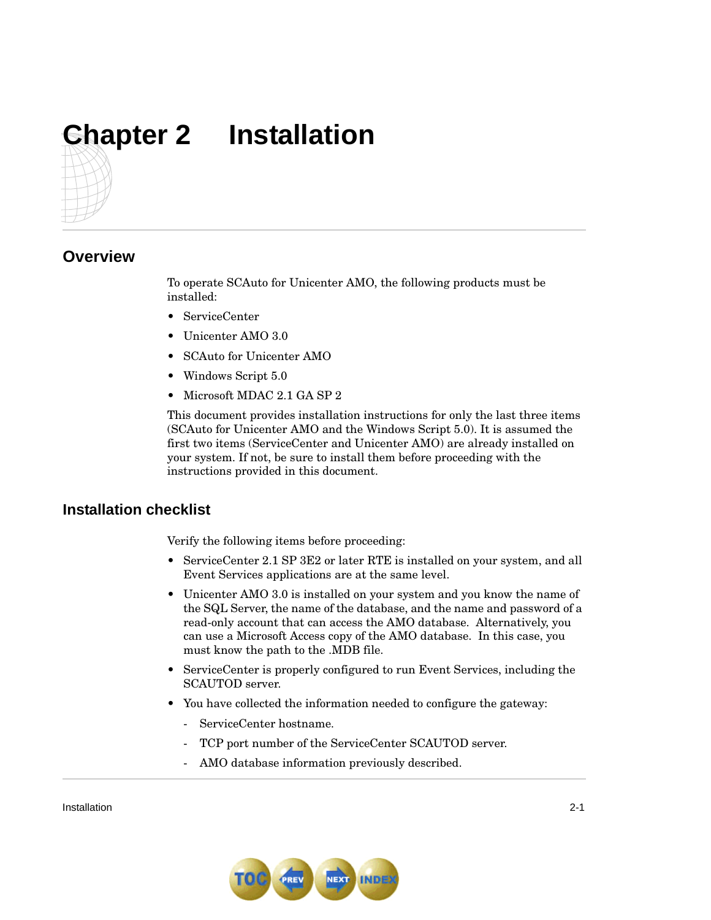# Chapter 2 Installation

## Overview

To operate SCAuto for Unicenter AMO, the following products must be installed:

- ServiceCenter
- Unicenter AMO 3.0
- SCAuto for Unicenter AMO
- Windows Script 5.0
- Microsoft MDAC 2.1 GA SP 2

This document provides installation instructions for only the last three items (SCAuto for Unicenter AMO and the Windows Script 5.0). It is assumed the first two items (ServiceCenter and Unicenter AMO) are already installed on your system. If not, be sure to install them before proceeding with the instructions provided in this document.

## Installation checklist

Verify the following items before proceeding:

- ServiceCenter 2.1 SP 3E2 or later RTE is installed on your system, and all Event Services applications are at the same level.
- Unicenter AMO 3.0 is installed on your system and you know the name of the SQL Server, the name of the database, and the name and password of a read-only account that can access the AMO database. Alternatively, you can use a Microsoft Access copy of the AMO database. In this case, you must know the path to the .MDB file.
- ServiceCenter is properly configured to run Event Services, including the SCAUTOD server.
- You have collected the information needed to configure the gateway:
  - ServiceCenter hostname.
  - TCP port number of the ServiceCenter SCAUTOD server.
  - AMO database information previously described.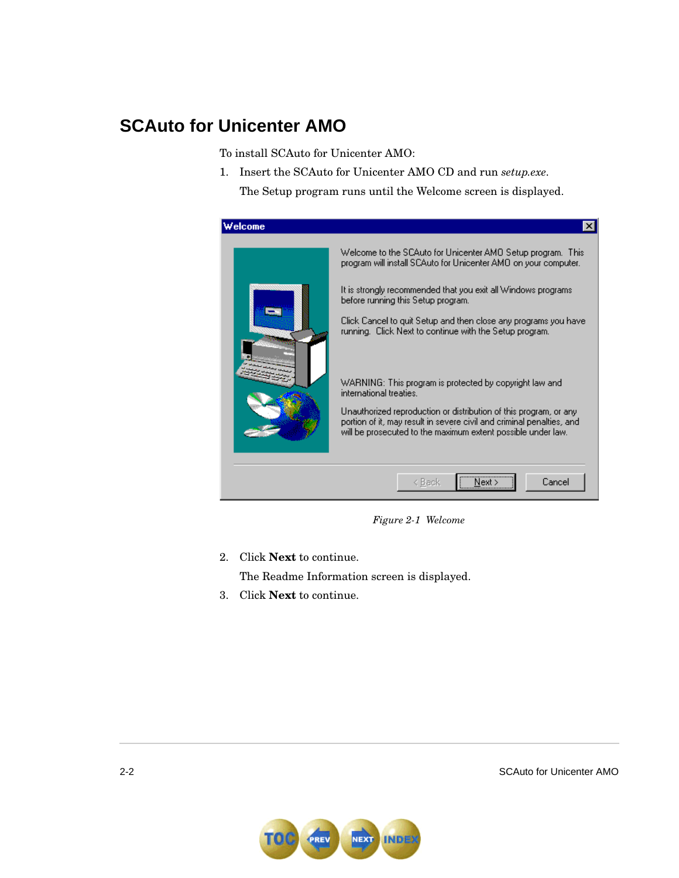## SCAuto for Unicenter AMO

To install SCAuto for Unicenter AMO:

1. Insert the SCAuto for Unicenter AMO CD and run *setup.exe*.

   The Setup program runs until the Welcome screen is displayed.

*Figure 2-1 Welcome*

2. Click **Next** to continue.

   The Readme Information screen is displayed.

3. Click **Next** to continue.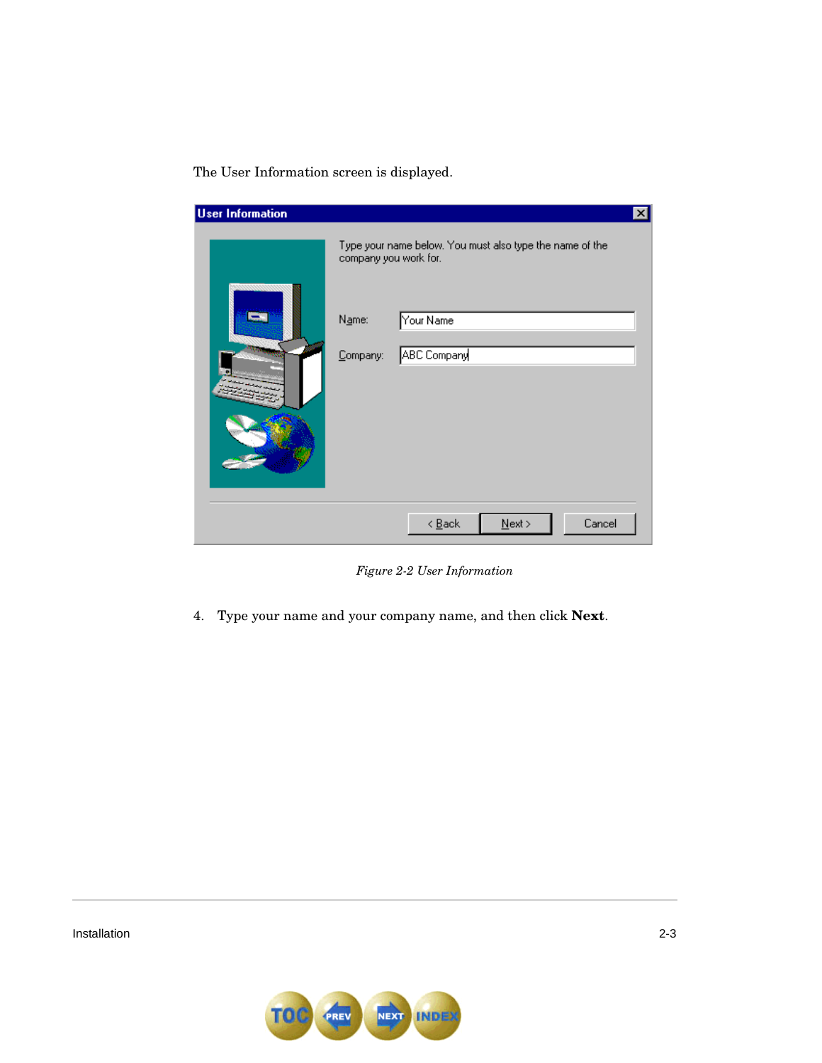The User Information screen is displayed.

*Figure 2-2 User Information*

4. Type your name and your company name, and then click **Next**.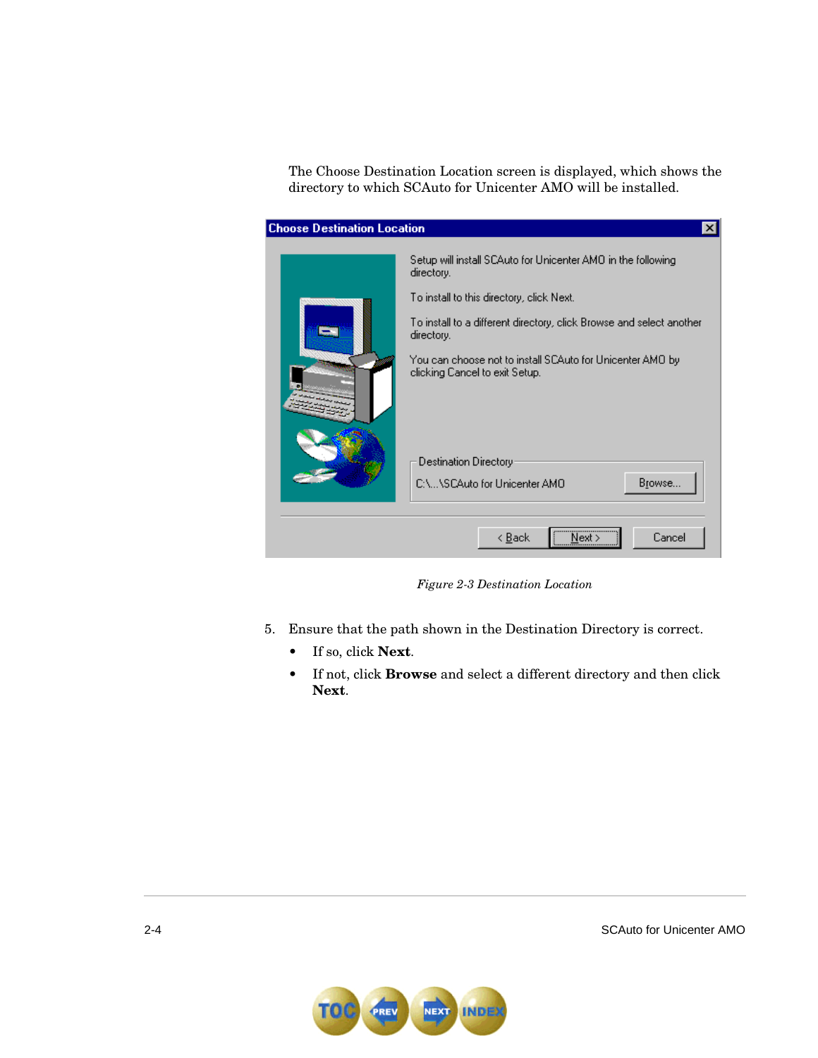The Choose Destination Location screen is displayed, which shows the directory to which SCAuto for Unicenter AMO will be installed.

*Figure 2-3 Destination Location*

5. Ensure that the path shown in the Destination Directory is correct.
   - If so, click **Next**.
   - If not, click **Browse** and select a different directory and then click **Next**.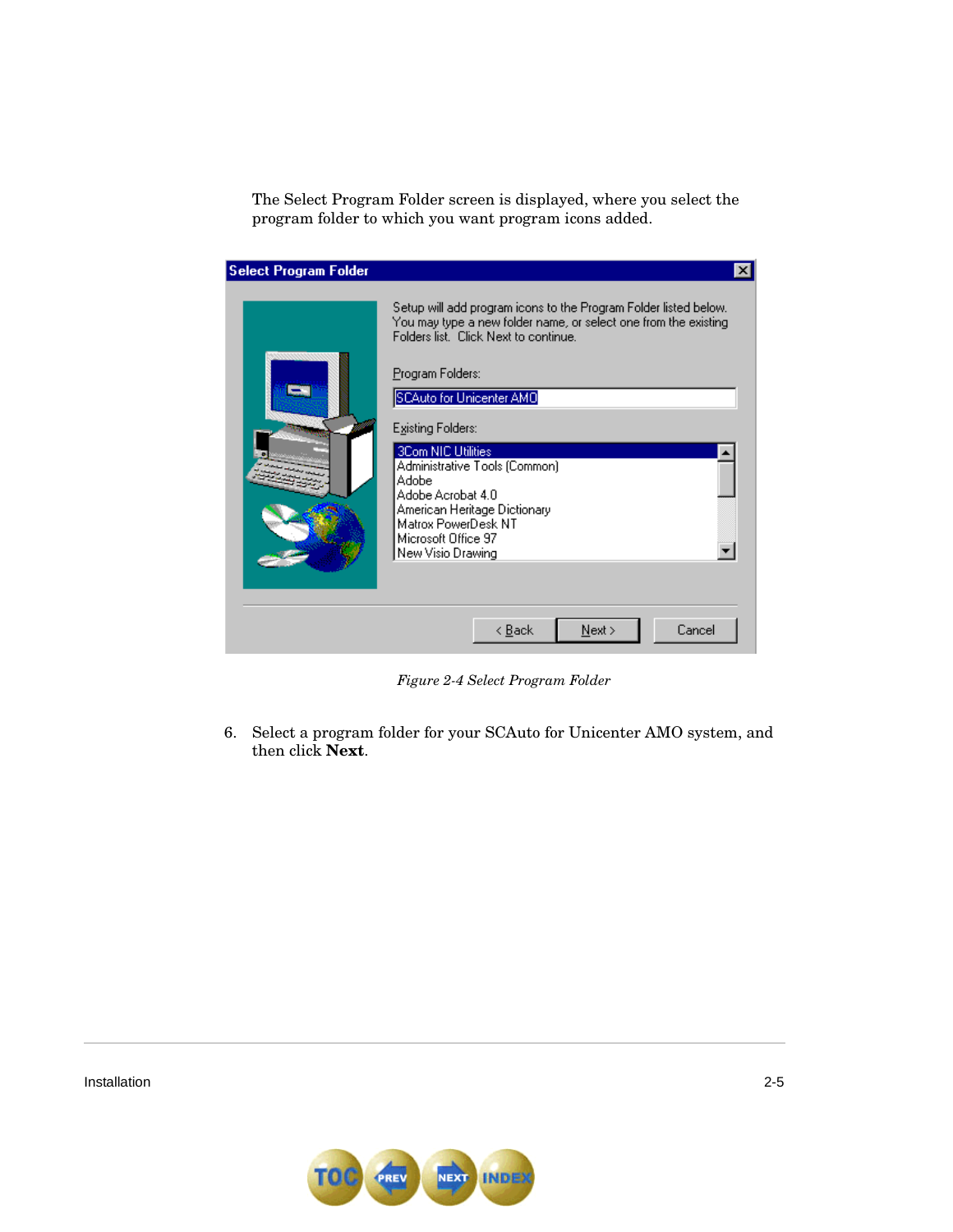The Select Program Folder screen is displayed, where you select the program folder to which you want program icons added.

Figure 2-4 Select Program Folder

6. Select a program folder for your SCAuto for Unicenter AMO system, and then click **Next**.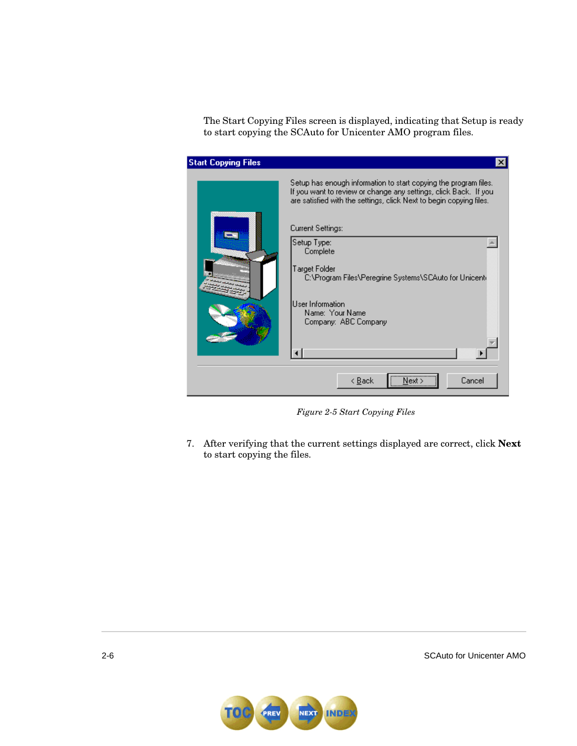The Start Copying Files screen is displayed, indicating that Setup is ready to start copying the SCAuto for Unicenter AMO program files.

*Figure 2-5 Start Copying Files*

7. After verifying that the current settings displayed are correct, click **Next** to start copying the files.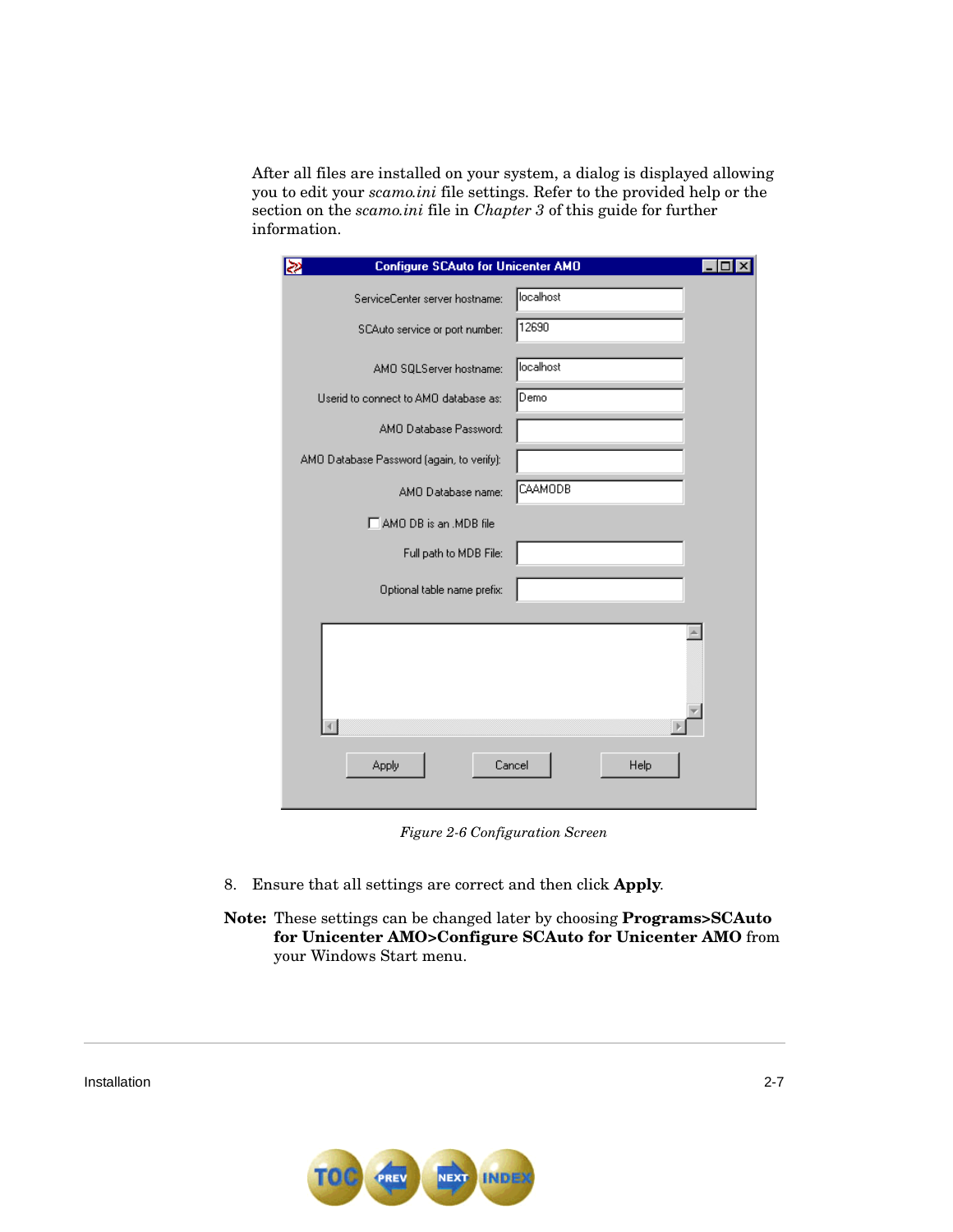After all files are installed on your system, a dialog is displayed allowing you to edit your *scamo.ini* file settings. Refer to the provided help or the section on the *scamo.ini* file in *Chapter 3* of this guide for further information.

*Figure 2-6 Configuration Screen*

8. Ensure that all settings are correct and then click **Apply**.

**Note:** These settings can be changed later by choosing **Programs>SCAuto for Unicenter AMO>Configure SCAuto for Unicenter AMO** from your Windows Start menu.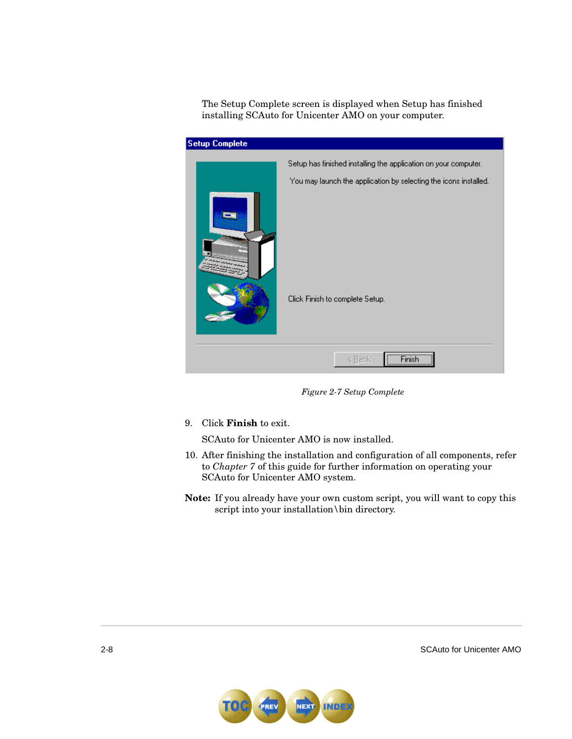The Setup Complete screen is displayed when Setup has finished installing SCAuto for Unicenter AMO on your computer.

*Figure 2-7 Setup Complete*

9. Click **Finish** to exit.

   SCAuto for Unicenter AMO is now installed.

10. After finishing the installation and configuration of all components, refer to *Chapter 7* of this guide for further information on operating your SCAuto for Unicenter AMO system.

**Note:** If you already have your own custom script, you will want to copy this script into your installation\bin directory.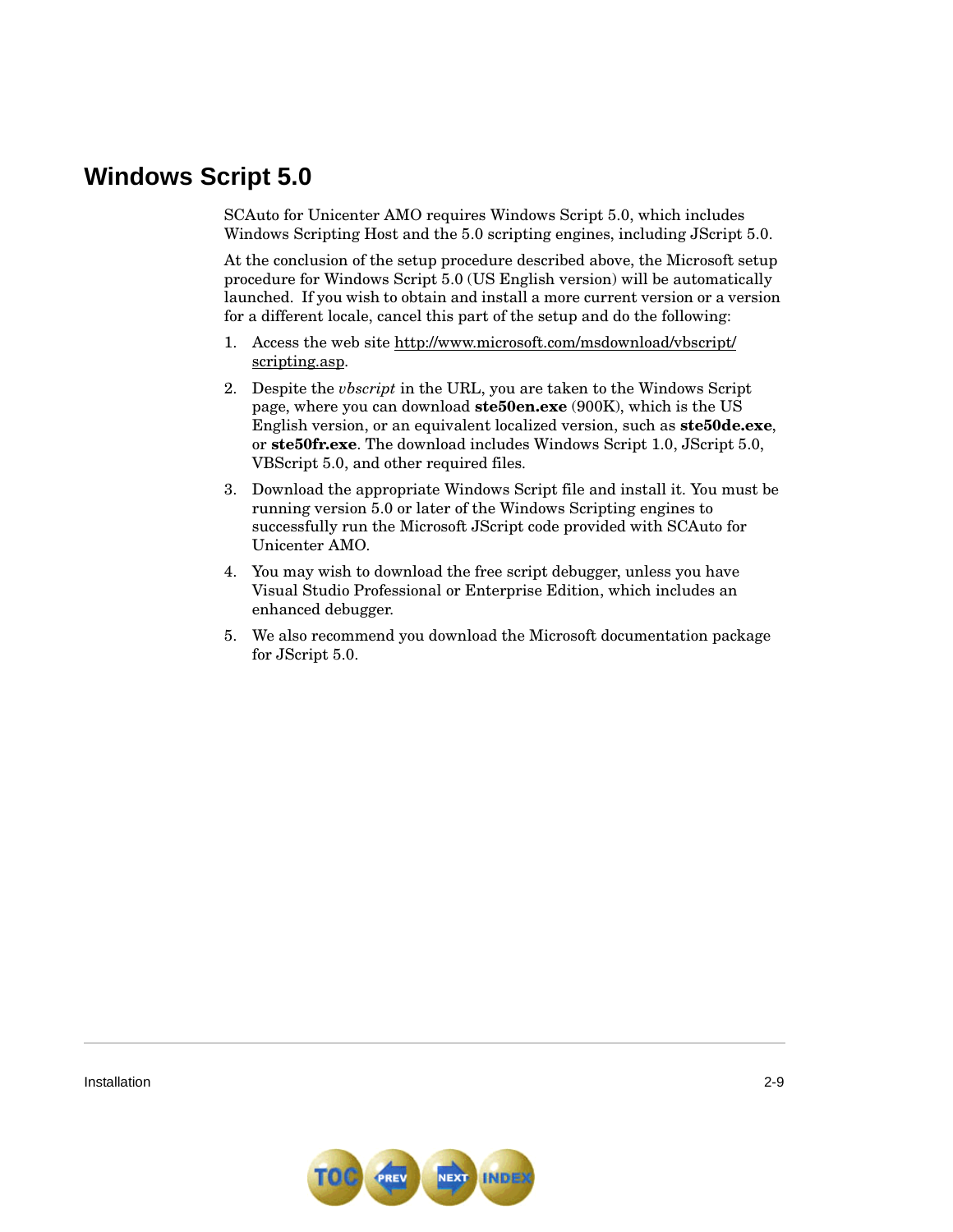# Windows Script 5.0

SCAuto for Unicenter AMO requires Windows Script 5.0, which includes Windows Scripting Host and the 5.0 scripting engines, including JScript 5.0.

At the conclusion of the setup procedure described above, the Microsoft setup procedure for Windows Script 5.0 (US English version) will be automatically launched. If you wish to obtain and install a more current version or a version for a different locale, cancel this part of the setup and do the following:

1. Access the web site http://www.microsoft.com/msdownload/vbscript/scripting.asp.
2. Despite the *vbscript* in the URL, you are taken to the Windows Script page, where you can download **ste50en.exe** (900K), which is the US English version, or an equivalent localized version, such as **ste50de.exe**, or **ste50fr.exe**. The download includes Windows Script 1.0, JScript 5.0, VBScript 5.0, and other required files.
3. Download the appropriate Windows Script file and install it. You must be running version 5.0 or later of the Windows Scripting engines to successfully run the Microsoft JScript code provided with SCAuto for Unicenter AMO.
4. You may wish to download the free script debugger, unless you have Visual Studio Professional or Enterprise Edition, which includes an enhanced debugger.
5. We also recommend you download the Microsoft documentation package for JScript 5.0.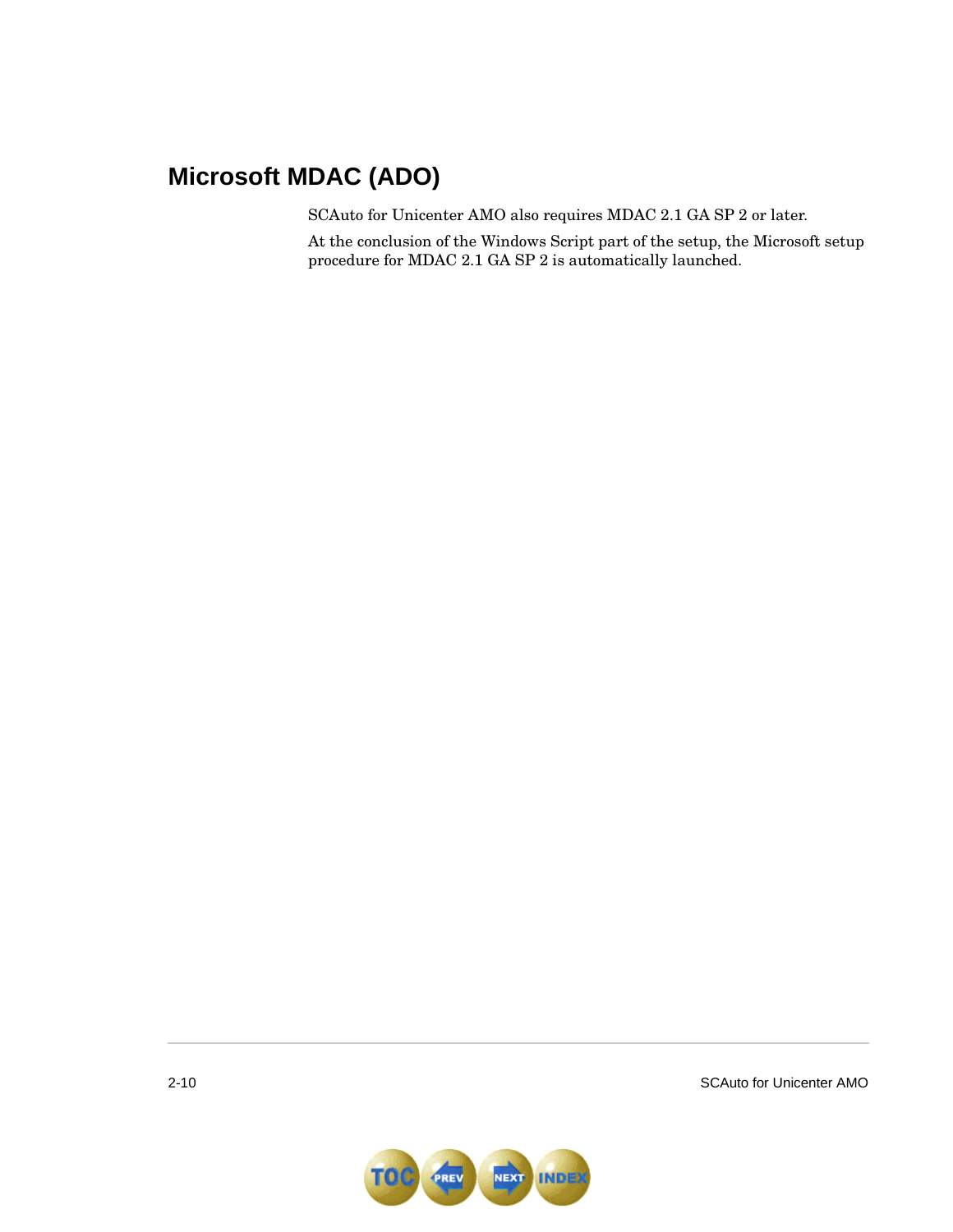## Microsoft MDAC (ADO)

SCAuto for Unicenter AMO also requires MDAC 2.1 GA SP 2 or later.

At the conclusion of the Windows Script part of the setup, the Microsoft setup procedure for MDAC 2.1 GA SP 2 is automatically launched.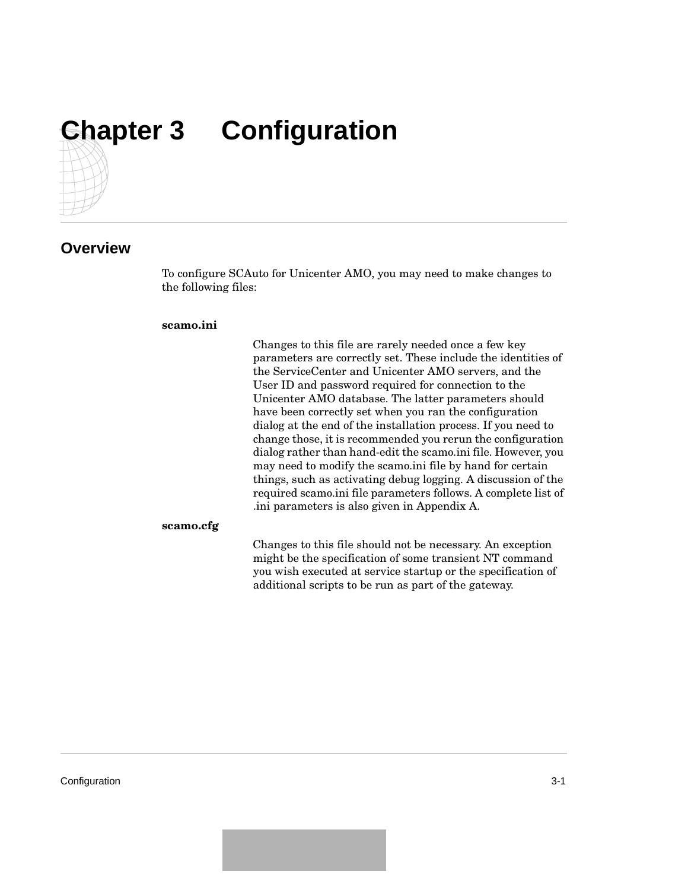# Chapter 3 Configuration

## Overview

To configure SCAuto for Unicenter AMO, you may need to make changes to the following files:

**scamo.ini**

Changes to this file are rarely needed once a few key parameters are correctly set. These include the identities of the ServiceCenter and Unicenter AMO servers, and the User ID and password required for connection to the Unicenter AMO database. The latter parameters should have been correctly set when you ran the configuration dialog at the end of the installation process. If you need to change those, it is recommended you rerun the configuration dialog rather than hand-edit the scamo.ini file. However, you may need to modify the scamo.ini file by hand for certain things, such as activating debug logging. A discussion of the required scamo.ini file parameters follows. A complete list of .ini parameters is also given in Appendix A.

**scamo.cfg**

Changes to this file should not be necessary. An exception might be the specification of some transient NT command you wish executed at service startup or the specification of additional scripts to be run as part of the gateway.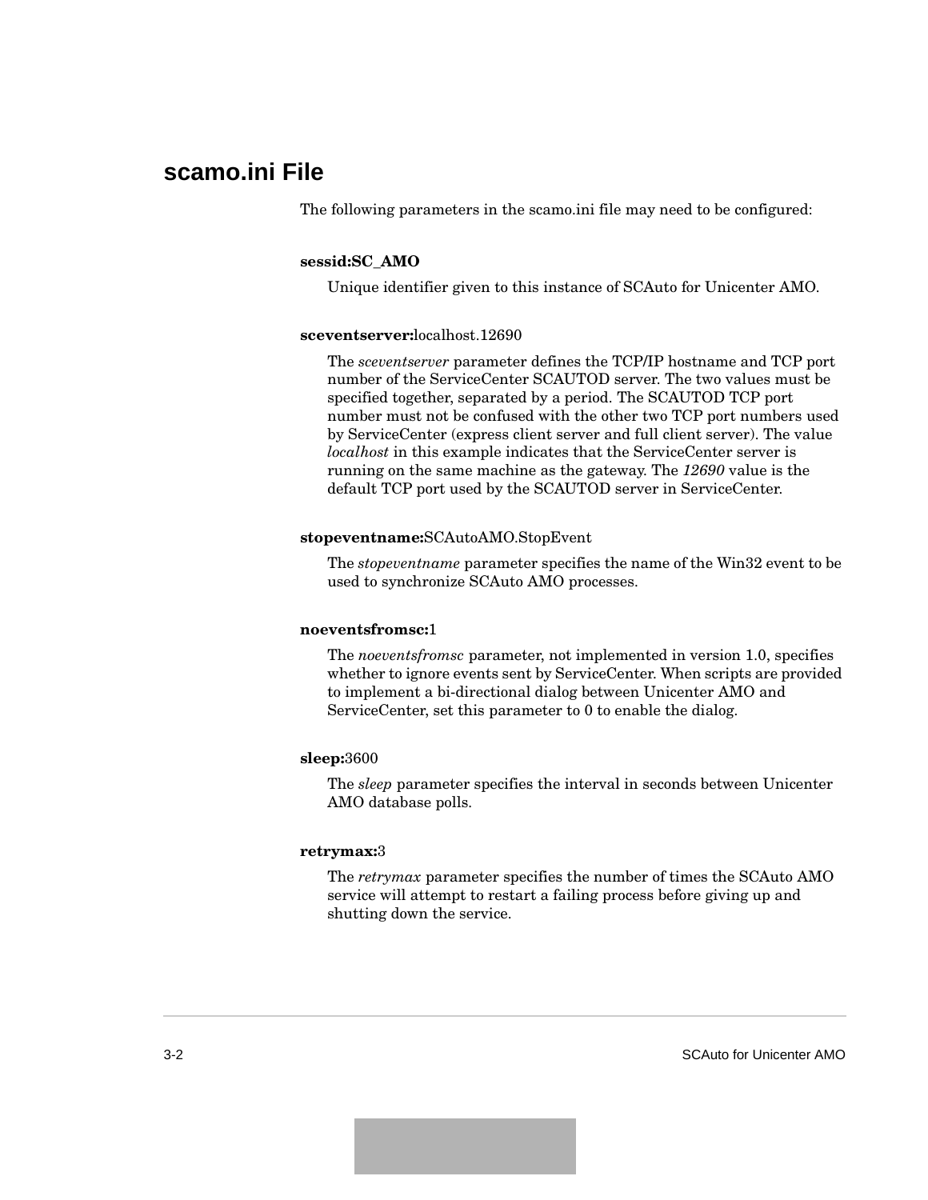## scamo.ini File

The following parameters in the scamo.ini file may need to be configured:

**sessid:SC_AMO**

Unique identifier given to this instance of SCAuto for Unicenter AMO.

**sceventserver:**localhost.12690

The *sceventserver* parameter defines the TCP/IP hostname and TCP port number of the ServiceCenter SCAUTOD server. The two values must be specified together, separated by a period. The SCAUTOD TCP port number must not be confused with the other two TCP port numbers used by ServiceCenter (express client server and full client server). The value *localhost* in this example indicates that the ServiceCenter server is running on the same machine as the gateway. The *12690* value is the default TCP port used by the SCAUTOD server in ServiceCenter.

**stopeventname:**SCAutoAMO.StopEvent

The *stopeventname* parameter specifies the name of the Win32 event to be used to synchronize SCAuto AMO processes.

**noeventsfromsc:**1

The *noeventsfromsc* parameter, not implemented in version 1.0, specifies whether to ignore events sent by ServiceCenter. When scripts are provided to implement a bi-directional dialog between Unicenter AMO and ServiceCenter, set this parameter to 0 to enable the dialog.

**sleep:**3600

The *sleep* parameter specifies the interval in seconds between Unicenter AMO database polls.

**retrymax:**3

The *retrymax* parameter specifies the number of times the SCAuto AMO service will attempt to restart a failing process before giving up and shutting down the service.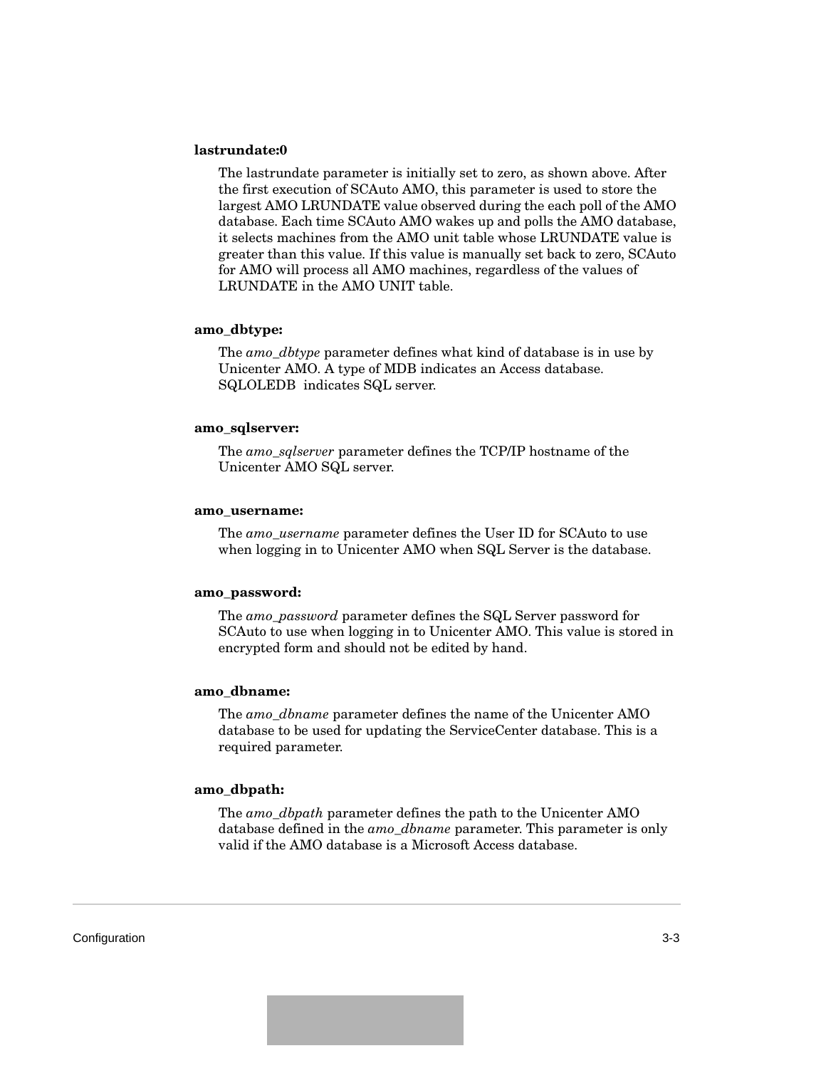**lastrundate:0**

The lastrundate parameter is initially set to zero, as shown above. After the first execution of SCAuto AMO, this parameter is used to store the largest AMO LRUNDATE value observed during the each poll of the AMO database. Each time SCAuto AMO wakes up and polls the AMO database, it selects machines from the AMO unit table whose LRUNDATE value is greater than this value. If this value is manually set back to zero, SCAuto for AMO will process all AMO machines, regardless of the values of LRUNDATE in the AMO UNIT table.

**amo_dbtype:**

The *amo_dbtype* parameter defines what kind of database is in use by Unicenter AMO. A type of MDB indicates an Access database. SQLOLEDB indicates SQL server.

**amo_sqlserver:**

The *amo_sqlserver* parameter defines the TCP/IP hostname of the Unicenter AMO SQL server.

**amo_username:**

The *amo_username* parameter defines the User ID for SCAuto to use when logging in to Unicenter AMO when SQL Server is the database.

**amo_password:**

The *amo_password* parameter defines the SQL Server password for SCAuto to use when logging in to Unicenter AMO. This value is stored in encrypted form and should not be edited by hand.

**amo_dbname:**

The *amo_dbname* parameter defines the name of the Unicenter AMO database to be used for updating the ServiceCenter database. This is a required parameter.

**amo_dbpath:**

The *amo_dbpath* parameter defines the path to the Unicenter AMO database defined in the *amo_dbname* parameter. This parameter is only valid if the AMO database is a Microsoft Access database.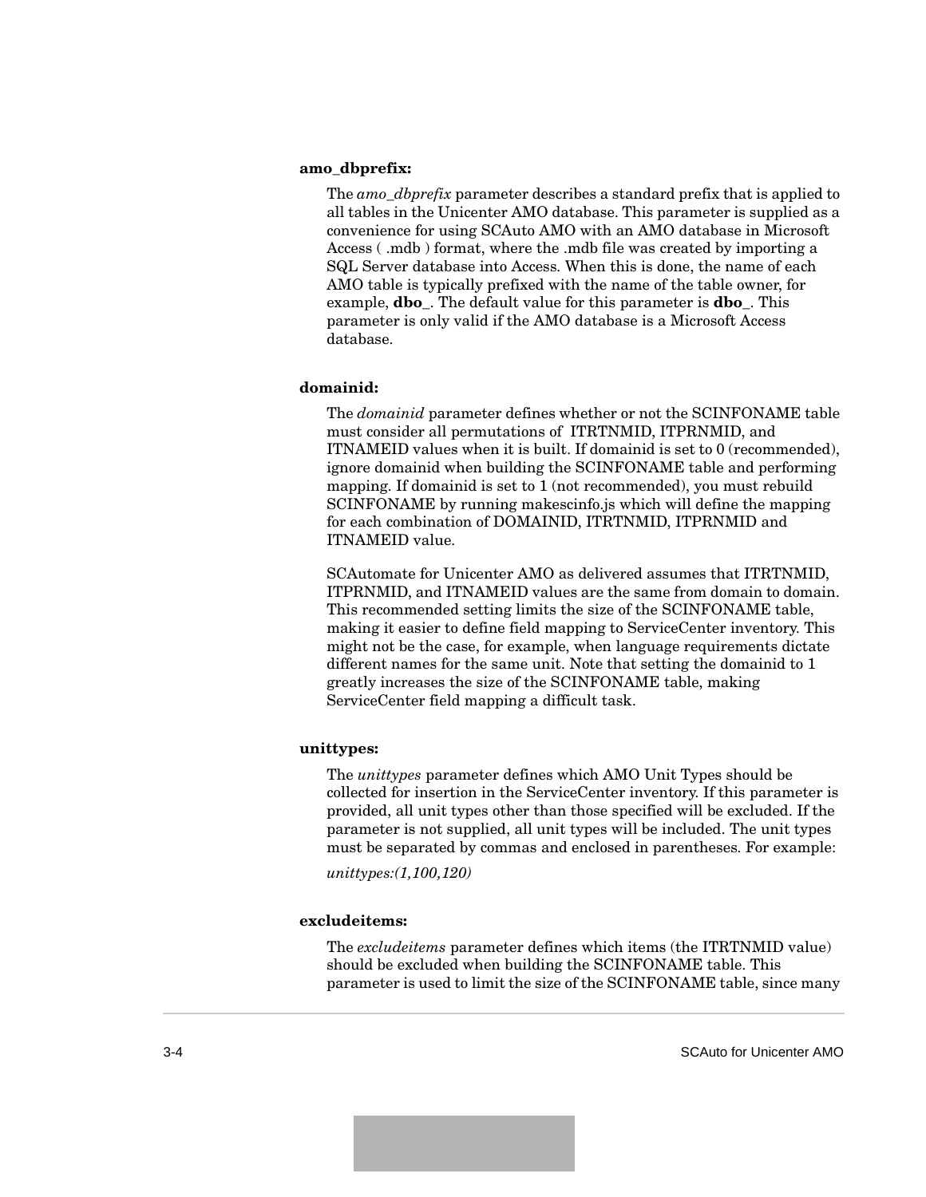**amo_dbprefix:**

The *amo_dbprefix* parameter describes a standard prefix that is applied to all tables in the Unicenter AMO database. This parameter is supplied as a convenience for using SCAuto AMO with an AMO database in Microsoft Access ( .mdb ) format, where the .mdb file was created by importing a SQL Server database into Access. When this is done, the name of each AMO table is typically prefixed with the name of the table owner, for example, **dbo_**. The default value for this parameter is **dbo_**. This parameter is only valid if the AMO database is a Microsoft Access database.

**domainid:**

The *domainid* parameter defines whether or not the SCINFONAME table must consider all permutations of ITRTNMID, ITPRNMID, and ITNAMEID values when it is built. If domainid is set to 0 (recommended), ignore domainid when building the SCINFONAME table and performing mapping. If domainid is set to 1 (not recommended), you must rebuild SCINFONAME by running makescinfo.js which will define the mapping for each combination of DOMAINID, ITRTNMID, ITPRNMID and ITNAMEID value.

SCAutomate for Unicenter AMO as delivered assumes that ITRTNMID, ITPRNMID, and ITNAMEID values are the same from domain to domain. This recommended setting limits the size of the SCINFONAME table, making it easier to define field mapping to ServiceCenter inventory. This might not be the case, for example, when language requirements dictate different names for the same unit. Note that setting the domainid to 1 greatly increases the size of the SCINFONAME table, making ServiceCenter field mapping a difficult task.

**unittypes:**

The *unittypes* parameter defines which AMO Unit Types should be collected for insertion in the ServiceCenter inventory. If this parameter is provided, all unit types other than those specified will be excluded. If the parameter is not supplied, all unit types will be included. The unit types must be separated by commas and enclosed in parentheses. For example:

*unittypes:(1,100,120)*

**excludeitems:**

The *excludeitems* parameter defines which items (the ITRTNMID value) should be excluded when building the SCINFONAME table. This parameter is used to limit the size of the SCINFONAME table, since many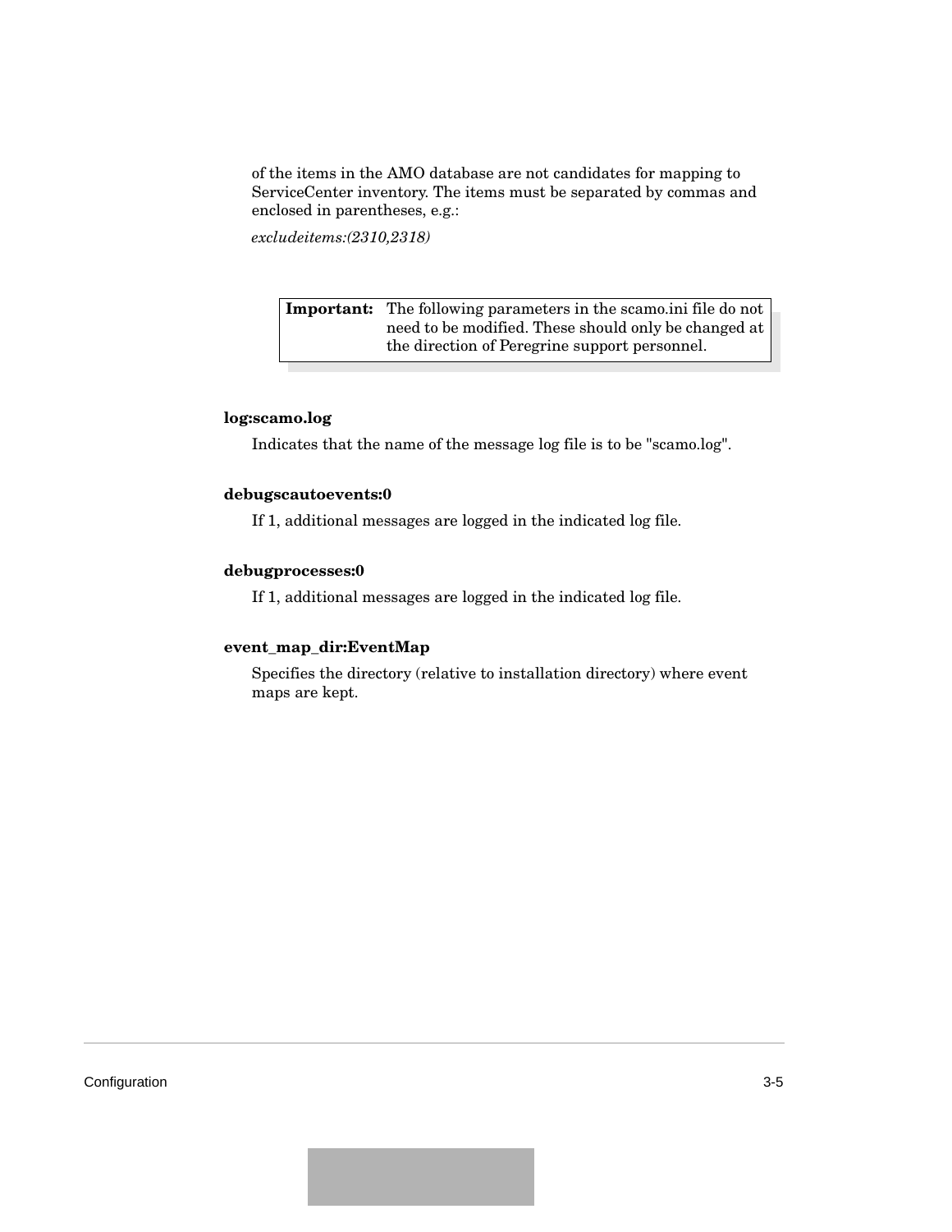of the items in the AMO database are not candidates for mapping to ServiceCenter inventory. The items must be separated by commas and enclosed in parentheses, e.g.:

*excludeitems:(2310,2318)*

> **Important:** The following parameters in the scamo.ini file do not need to be modified. These should only be changed at the direction of Peregrine support personnel.

**log:scamo.log**

Indicates that the name of the message log file is to be "scamo.log".

**debugscautoevents:0**

If 1, additional messages are logged in the indicated log file.

**debugprocesses:0**

If 1, additional messages are logged in the indicated log file.

**event_map_dir:EventMap**

Specifies the directory (relative to installation directory) where event maps are kept.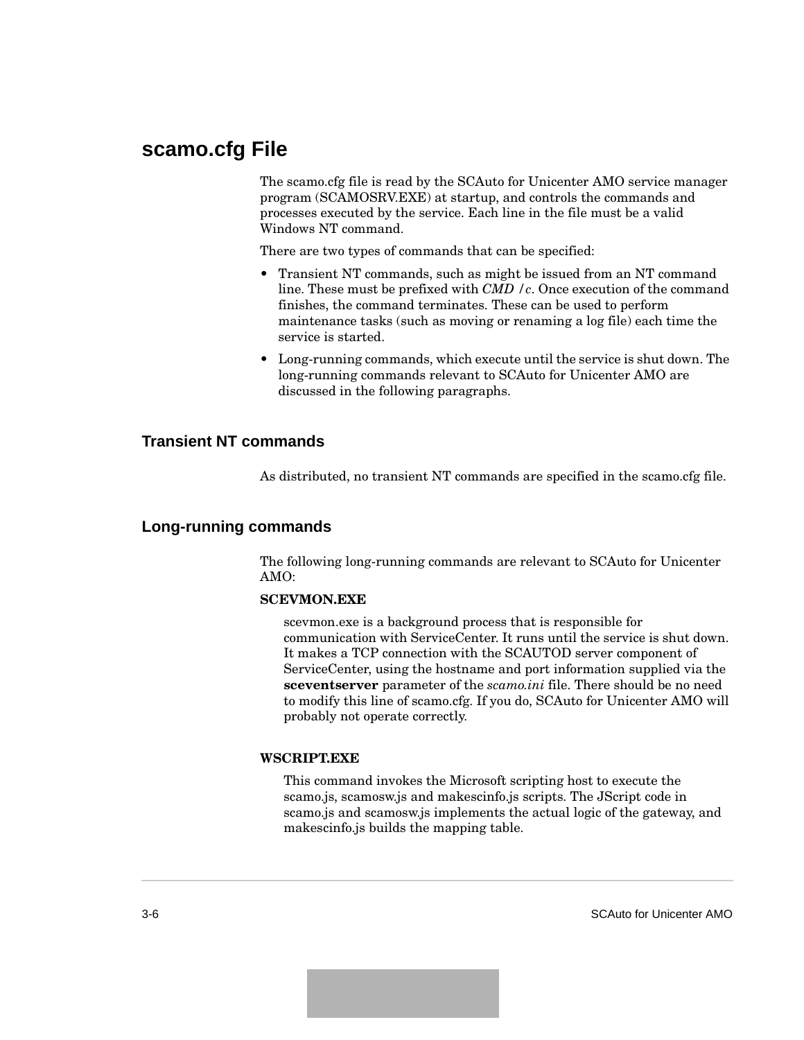# scamo.cfg File

The scamo.cfg file is read by the SCAuto for Unicenter AMO service manager program (SCAMOSRV.EXE) at startup, and controls the commands and processes executed by the service. Each line in the file must be a valid Windows NT command.

There are two types of commands that can be specified:

- Transient NT commands, such as might be issued from an NT command line. These must be prefixed with *CMD /c*. Once execution of the command finishes, the command terminates. These can be used to perform maintenance tasks (such as moving or renaming a log file) each time the service is started.
- Long-running commands, which execute until the service is shut down. The long-running commands relevant to SCAuto for Unicenter AMO are discussed in the following paragraphs.

## Transient NT commands

As distributed, no transient NT commands are specified in the scamo.cfg file.

## Long-running commands

The following long-running commands are relevant to SCAuto for Unicenter AMO:

**SCEVMON.EXE**

scevmon.exe is a background process that is responsible for communication with ServiceCenter. It runs until the service is shut down. It makes a TCP connection with the SCAUTOD server component of ServiceCenter, using the hostname and port information supplied via the **sceventserver** parameter of the *scamo.ini* file. There should be no need to modify this line of scamo.cfg. If you do, SCAuto for Unicenter AMO will probably not operate correctly.

**WSCRIPT.EXE**

This command invokes the Microsoft scripting host to execute the scamo.js, scamosw.js and makescinfo.js scripts. The JScript code in scamo.js and scamosw.js implements the actual logic of the gateway, and makescinfo.js builds the mapping table.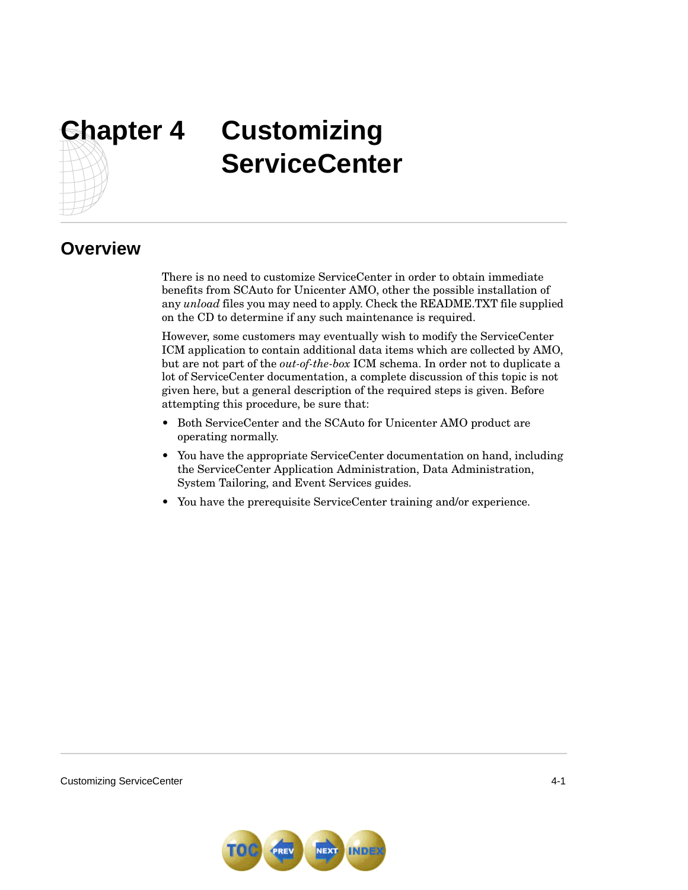# Chapter 4 Customizing ServiceCenter

## Overview

There is no need to customize ServiceCenter in order to obtain immediate benefits from SCAuto for Unicenter AMO, other the possible installation of any *unload* files you may need to apply. Check the README.TXT file supplied on the CD to determine if any such maintenance is required.

However, some customers may eventually wish to modify the ServiceCenter ICM application to contain additional data items which are collected by AMO, but are not part of the *out-of-the-box* ICM schema. In order not to duplicate a lot of ServiceCenter documentation, a complete discussion of this topic is not given here, but a general description of the required steps is given. Before attempting this procedure, be sure that:

- Both ServiceCenter and the SCAuto for Unicenter AMO product are operating normally.
- You have the appropriate ServiceCenter documentation on hand, including the ServiceCenter Application Administration, Data Administration, System Tailoring, and Event Services guides.
- You have the prerequisite ServiceCenter training and/or experience.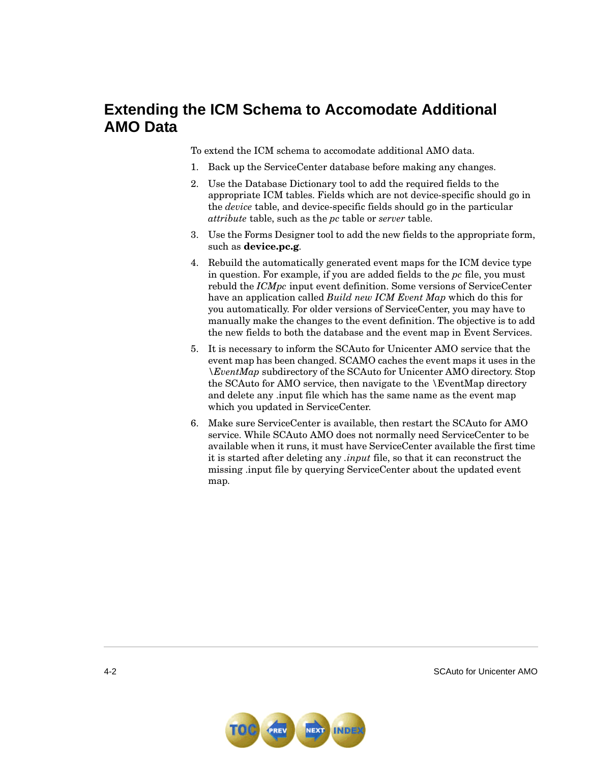# Extending the ICM Schema to Accomodate Additional AMO Data

To extend the ICM schema to accomodate additional AMO data.

1. Back up the ServiceCenter database before making any changes.
2. Use the Database Dictionary tool to add the required fields to the appropriate ICM tables. Fields which are not device-specific should go in the *device* table, and device-specific fields should go in the particular *attribute* table, such as the *pc* table or *server* table.
3. Use the Forms Designer tool to add the new fields to the appropriate form, such as **device.pc.g**.
4. Rebuild the automatically generated event maps for the ICM device type in question. For example, if you are added fields to the *pc* file, you must rebuld the *ICMpc* input event definition. Some versions of ServiceCenter have an application called *Build new ICM Event Map* which do this for you automatically. For older versions of ServiceCenter, you may have to manually make the changes to the event definition. The objective is to add the new fields to both the database and the event map in Event Services.
5. It is necessary to inform the SCAuto for Unicenter AMO service that the event map has been changed. SCAMO caches the event maps it uses in the *\EventMap* subdirectory of the SCAuto for Unicenter AMO directory. Stop the SCAuto for AMO service, then navigate to the \EventMap directory and delete any .input file which has the same name as the event map which you updated in ServiceCenter.
6. Make sure ServiceCenter is available, then restart the SCAuto for AMO service. While SCAuto AMO does not normally need ServiceCenter to be available when it runs, it must have ServiceCenter available the first time it is started after deleting any *.input* file, so that it can reconstruct the missing .input file by querying ServiceCenter about the updated event map.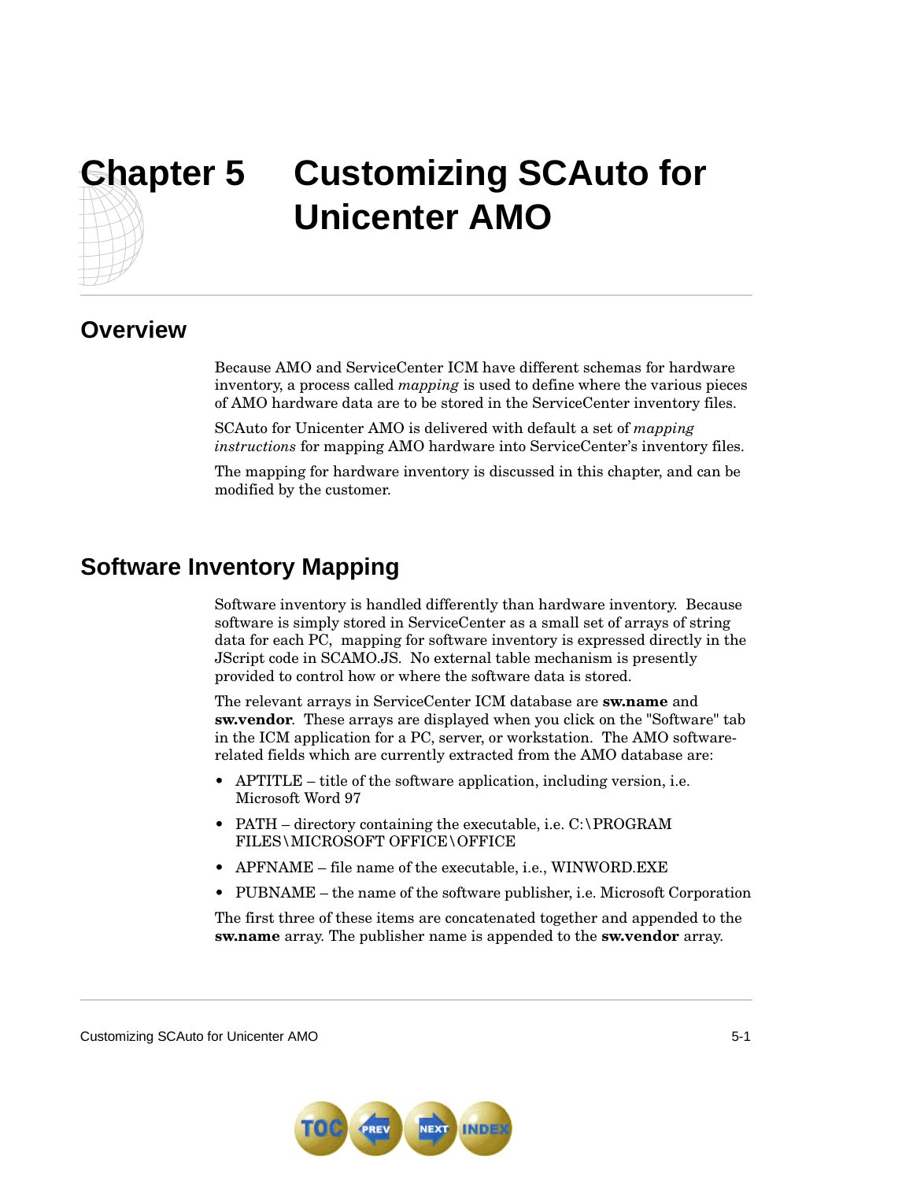# Chapter 5 Customizing SCAuto for Unicenter AMO

## Overview

Because AMO and ServiceCenter ICM have different schemas for hardware inventory, a process called *mapping* is used to define where the various pieces of AMO hardware data are to be stored in the ServiceCenter inventory files.

SCAuto for Unicenter AMO is delivered with default a set of *mapping instructions* for mapping AMO hardware into ServiceCenter's inventory files.

The mapping for hardware inventory is discussed in this chapter, and can be modified by the customer.

## Software Inventory Mapping

Software inventory is handled differently than hardware inventory. Because software is simply stored in ServiceCenter as a small set of arrays of string data for each PC, mapping for software inventory is expressed directly in the JScript code in SCAMO.JS. No external table mechanism is presently provided to control how or where the software data is stored.

The relevant arrays in ServiceCenter ICM database are **sw.name** and **sw.vendor**. These arrays are displayed when you click on the "Software" tab in the ICM application for a PC, server, or workstation. The AMO software-related fields which are currently extracted from the AMO database are:

- APTITLE – title of the software application, including version, i.e. Microsoft Word 97
- PATH – directory containing the executable, i.e. C:\PROGRAM FILES\MICROSOFT OFFICE\OFFICE
- APFNAME – file name of the executable, i.e., WINWORD.EXE
- PUBNAME – the name of the software publisher, i.e. Microsoft Corporation

The first three of these items are concatenated together and appended to the **sw.name** array. The publisher name is appended to the **sw.vendor** array.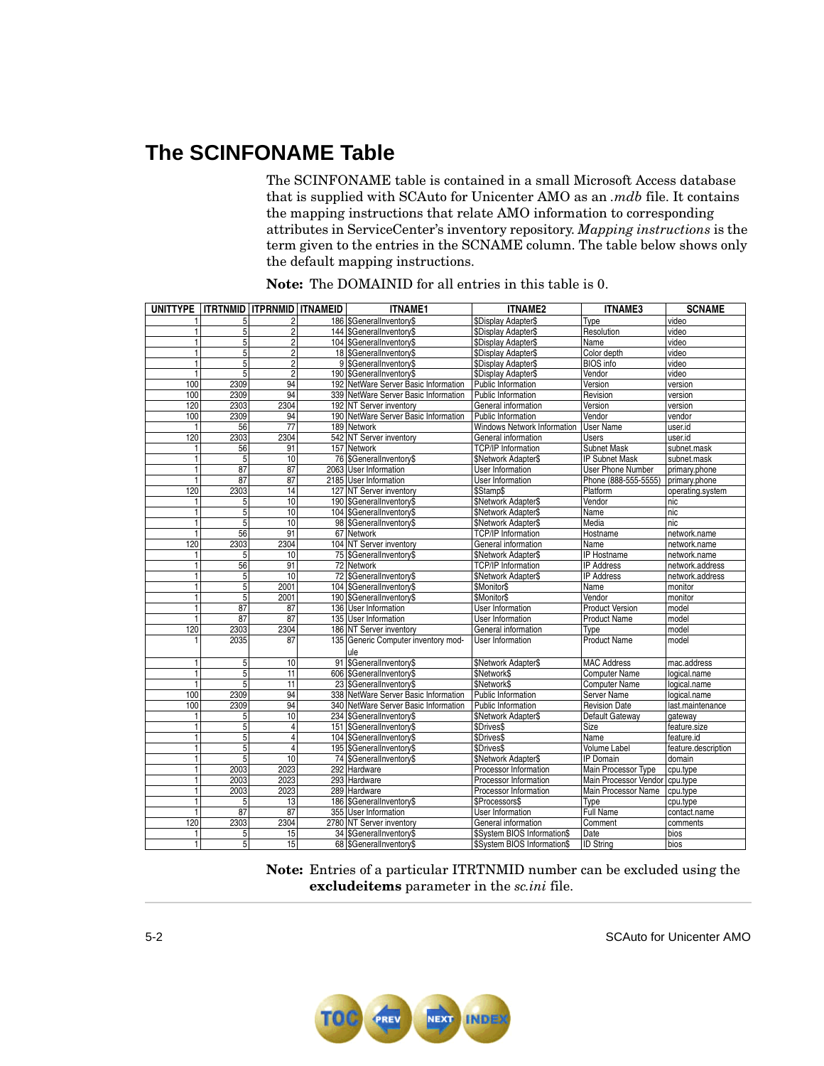# The SCINFONAME Table

The SCINFONAME table is contained in a small Microsoft Access database that is supplied with SCAuto for Unicenter AMO as an *.mdb* file. It contains the mapping instructions that relate AMO information to corresponding attributes in ServiceCenter's inventory repository. *Mapping instructions* is the term given to the entries in the SCNAME column. The table below shows only the default mapping instructions.

**Note:** The DOMAINID for all entries in this table is 0.

| UNITTYPE | ITRTNMID | ITPRNMID | ITNAMEID | ITNAME1 | ITNAME2 | ITNAME3 | SCNAME |
|---|---|---|---|---|---|---|---|
| 1 | 5 | 2 | 186 | $GeneralInventory$ | $Display Adapter$ | Type | video |
| 1 | 5 | 2 | 144 | $GeneralInventory$ | $Display Adapter$ | Resolution | video |
| 1 | 5 | 2 | 104 | $GeneralInventory$ | $Display Adapter$ | Name | video |
| 1 | 5 | 2 | 18 | $GeneralInventory$ | $Display Adapter$ | Color depth | video |
| 1 | 5 | 2 | 9 | $GeneralInventory$ | $Display Adapter$ | BIOS info | video |
| 1 | 5 | 2 | 190 | $GeneralInventory$ | $Display Adapter$ | Vendor | video |
| 100 | 2309 | 94 | 192 | NetWare Server Basic Information | Public Information | Version | version |
| 100 | 2309 | 94 | 339 | NetWare Server Basic Information | Public Information | Revision | version |
| 120 | 2303 | 2304 | 192 | NT Server inventory | General information | Version | version |
| 100 | 2309 | 94 | 190 | NetWare Server Basic Information | Public Information | Vendor | vendor |
| 1 | 56 | 77 | 189 | Network | Windows Network Information | User Name | user.id |
| 120 | 2303 | 2304 | 542 | NT Server inventory | General information | Users | user.id |
| 1 | 56 | 91 | 157 | Network | TCP/IP Information | Subnet Mask | subnet.mask |
| 1 | 5 | 10 | 76 | $GeneralInventory$ | $Network Adapter$ | IP Subnet Mask | subnet.mask |
| 1 | 87 | 87 | 2063 | User Information | User Information | User Phone Number | primary.phone |
| 1 | 87 | 87 | 2185 | User Information | User Information | Phone (888-555-5555) | primary.phone |
| 120 | 2303 | 14 | 127 | NT Server inventory | $Stamp$ | Platform | operating.system |
| 1 | 5 | 10 | 190 | $GeneralInventory$ | $Network Adapter$ | Vendor | nic |
| 1 | 5 | 10 | 104 | $GeneralInventory$ | $Network Adapter$ | Name | nic |
| 1 | 5 | 10 | 98 | $GeneralInventory$ | $Network Adapter$ | Media | nic |
| 1 | 56 | 91 | 67 | Network | TCP/IP Information | Hostname | network.name |
| 120 | 2303 | 2304 | 104 | NT Server inventory | General information | Name | network.name |
| 1 | 5 | 10 | 75 | $GeneralInventory$ | $Network Adapter$ | IP Hostname | network.name |
| 1 | 56 | 91 | 72 | Network | TCP/IP Information | IP Address | network.address |
| 1 | 5 | 10 | 72 | $GeneralInventory$ | $Network Adapter$ | IP Address | network.address |
| 1 | 5 | 2001 | 104 | $GeneralInventory$ | $Monitor$ | Name | monitor |
| 1 | 5 | 2001 | 190 | $GeneralInventory$ | $Monitor$ | Vendor | monitor |
| 1 | 87 | 87 | 136 | User Information | User Information | Product Version | model |
| 1 | 87 | 87 | 135 | User Information | User Information | Product Name | model |
| 120 | 2303 | 2304 | 186 | NT Server inventory | General information | Type | model |
| 1 | 2035 | 87 | 135 | Generic Computer inventory module | User Information | Product Name | model |
| 1 | 5 | 10 | 91 | $GeneralInventory$ | $Network Adapter$ | MAC Address | mac.address |
| 1 | 5 | 11 | 606 | $GeneralInventory$ | $Network$ | Computer Name | logical.name |
| 1 | 5 | 11 | 23 | $GeneralInventory$ | $Network$ | Computer Name | logical.name |
| 100 | 2309 | 94 | 338 | NetWare Server Basic Information | Public Information | Server Name | logical.name |
| 100 | 2309 | 94 | 340 | NetWare Server Basic Information | Public Information | Revision Date | last.maintenance |
| 1 | 5 | 10 | 234 | $GeneralInventory$ | $Network Adapter$ | Default Gateway | gateway |
| 1 | 5 | 4 | 151 | $GeneralInventory$ | $Drives$ | Size | feature.size |
| 1 | 5 | 4 | 104 | $GeneralInventory$ | $Drives$ | Name | feature.id |
| 1 | 5 | 4 | 195 | $GeneralInventory$ | $Drives$ | Volume Label | feature.description |
| 1 | 5 | 10 | 74 | $GeneralInventory$ | $Network Adapter$ | IP Domain | domain |
| 1 | 2003 | 2023 | 292 | Hardware | Processor Information | Main Processor Type | cpu.type |
| 1 | 2003 | 2023 | 293 | Hardware | Processor Information | Main Processor Vendor | cpu.type |
| 1 | 2003 | 2023 | 289 | Hardware | Processor Information | Main Processor Name | cpu.type |
| 1 | 5 | 13 | 186 | $GeneralInventory$ | $Processors$ | Type | cpu.type |
| 1 | 87 | 87 | 355 | User Information | User Information | Full Name | contact.name |
| 120 | 2303 | 2304 | 2780 | NT Server inventory | General information | Comment | comments |
| 1 | 5 | 15 | 34 | $GeneralInventory$ | $System BIOS Information$ | Date | bios |
| 1 | 5 | 15 | 68 | $GeneralInventory$ | $System BIOS Information$ | ID String | bios |

**Note:** Entries of a particular ITRTNMID number can be excluded using the **excludeitems** parameter in the *sc.ini* file.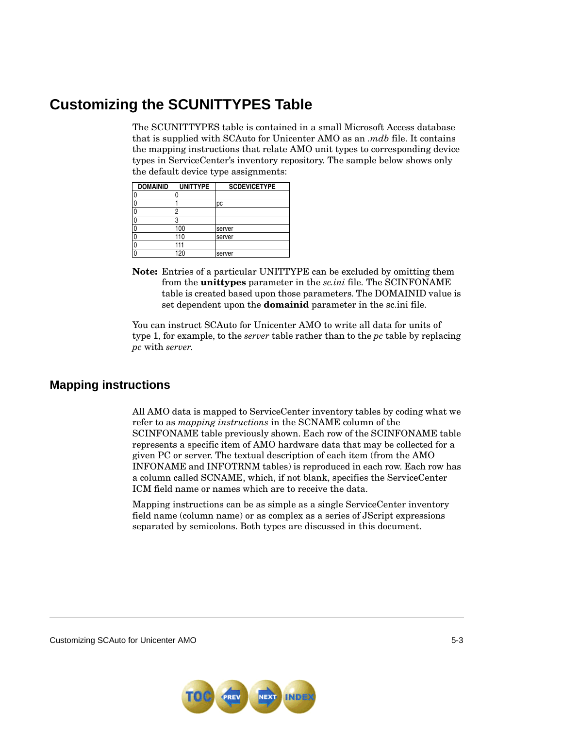# Customizing the SCUNITTYPES Table

The SCUNITTYPES table is contained in a small Microsoft Access database that is supplied with SCAuto for Unicenter AMO as an *.mdb* file. It contains the mapping instructions that relate AMO unit types to corresponding device types in ServiceCenter's inventory repository. The sample below shows only the default device type assignments:

| DOMAINID | UNITTYPE | SCDEVICETYPE |
|---|---|---|
| 0 | 0 | |
| 0 | 1 | pc |
| 0 | 2 | |
| 0 | 3 | |
| 0 | 100 | server |
| 0 | 110 | server |
| 0 | 111 | |
| 0 | 120 | server |

**Note:** Entries of a particular UNITTYPE can be excluded by omitting them from the **unittypes** parameter in the *sc.ini* file. The SCINFONAME table is created based upon those parameters. The DOMAINID value is set dependent upon the **domainid** parameter in the sc.ini file.

You can instruct SCAuto for Unicenter AMO to write all data for units of type 1, for example, to the *server* table rather than to the *pc* table by replacing *pc* with *server*.

## Mapping instructions

All AMO data is mapped to ServiceCenter inventory tables by coding what we refer to as *mapping instructions* in the SCNAME column of the SCINFONAME table previously shown. Each row of the SCINFONAME table represents a specific item of AMO hardware data that may be collected for a given PC or server. The textual description of each item (from the AMO INFONAME and INFOTRNM tables) is reproduced in each row. Each row has a column called SCNAME, which, if not blank, specifies the ServiceCenter ICM field name or names which are to receive the data.

Mapping instructions can be as simple as a single ServiceCenter inventory field name (column name) or as complex as a series of JScript expressions separated by semicolons. Both types are discussed in this document.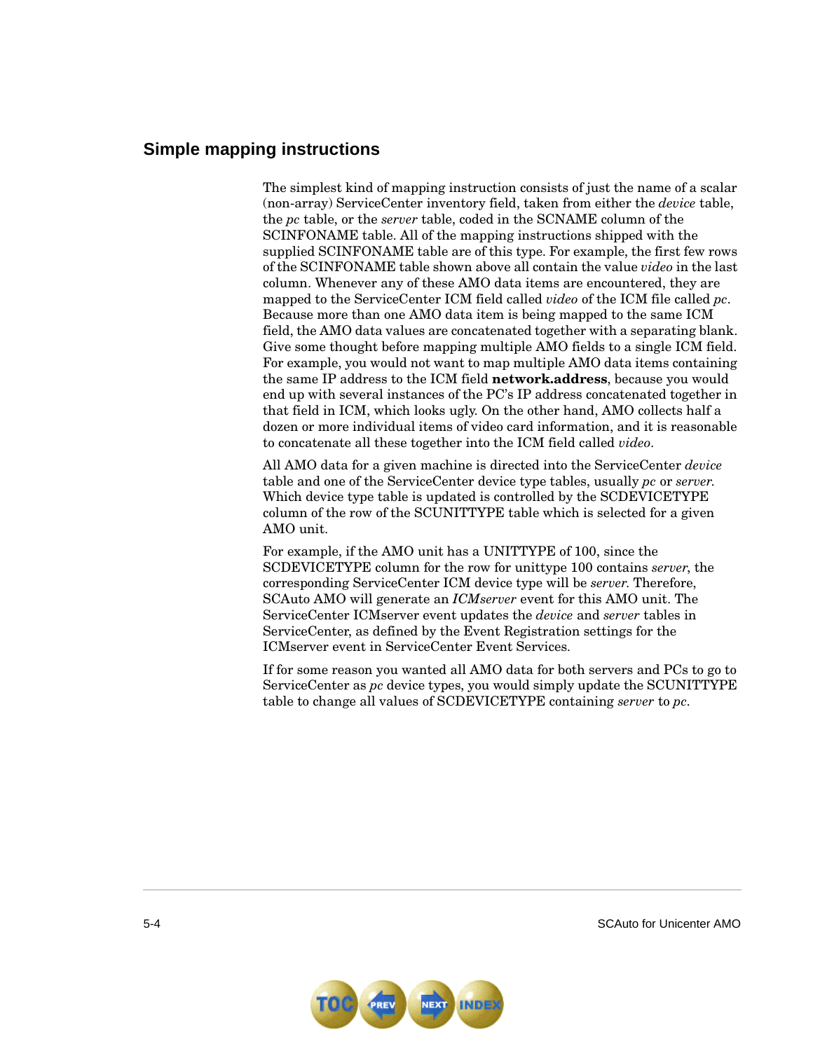## Simple mapping instructions

The simplest kind of mapping instruction consists of just the name of a scalar (non-array) ServiceCenter inventory field, taken from either the *device* table, the *pc* table, or the *server* table, coded in the SCNAME column of the SCINFONAME table. All of the mapping instructions shipped with the supplied SCINFONAME table are of this type. For example, the first few rows of the SCINFONAME table shown above all contain the value *video* in the last column. Whenever any of these AMO data items are encountered, they are mapped to the ServiceCenter ICM field called *video* of the ICM file called *pc*. Because more than one AMO data item is being mapped to the same ICM field, the AMO data values are concatenated together with a separating blank. Give some thought before mapping multiple AMO fields to a single ICM field. For example, you would not want to map multiple AMO data items containing the same IP address to the ICM field **network.address**, because you would end up with several instances of the PC's IP address concatenated together in that field in ICM, which looks ugly. On the other hand, AMO collects half a dozen or more individual items of video card information, and it is reasonable to concatenate all these together into the ICM field called *video*.

All AMO data for a given machine is directed into the ServiceCenter *device* table and one of the ServiceCenter device type tables, usually *pc* or *server*. Which device type table is updated is controlled by the SCDEVICETYPE column of the row of the SCUNITTYPE table which is selected for a given AMO unit.

For example, if the AMO unit has a UNITTYPE of 100, since the SCDEVICETYPE column for the row for unittype 100 contains *server*, the corresponding ServiceCenter ICM device type will be *server*. Therefore, SCAuto AMO will generate an *ICMserver* event for this AMO unit. The ServiceCenter ICMserver event updates the *device* and *server* tables in ServiceCenter, as defined by the Event Registration settings for the ICMserver event in ServiceCenter Event Services.

If for some reason you wanted all AMO data for both servers and PCs to go to ServiceCenter as *pc* device types, you would simply update the SCUNITTYPE table to change all values of SCDEVICETYPE containing *server* to *pc*.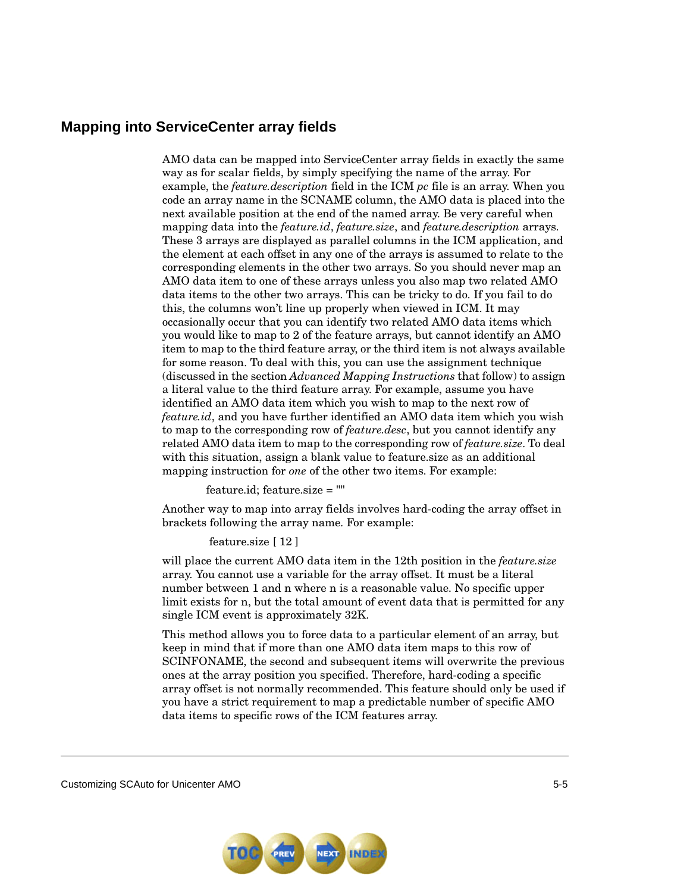## Mapping into ServiceCenter array fields

AMO data can be mapped into ServiceCenter array fields in exactly the same way as for scalar fields, by simply specifying the name of the array. For example, the *feature.description* field in the ICM *pc* file is an array. When you code an array name in the SCNAME column, the AMO data is placed into the next available position at the end of the named array. Be very careful when mapping data into the *feature.id*, *feature.size*, and *feature.description* arrays. These 3 arrays are displayed as parallel columns in the ICM application, and the element at each offset in any one of the arrays is assumed to relate to the corresponding elements in the other two arrays. So you should never map an AMO data item to one of these arrays unless you also map two related AMO data items to the other two arrays. This can be tricky to do. If you fail to do this, the columns won't line up properly when viewed in ICM. It may occasionally occur that you can identify two related AMO data items which you would like to map to 2 of the feature arrays, but cannot identify an AMO item to map to the third feature array, or the third item is not always available for some reason. To deal with this, you can use the assignment technique (discussed in the section *Advanced Mapping Instructions* that follow) to assign a literal value to the third feature array. For example, assume you have identified an AMO data item which you wish to map to the next row of *feature.id*, and you have further identified an AMO data item which you wish to map to the corresponding row of *feature.desc*, but you cannot identify any related AMO data item to map to the corresponding row of *feature.size*. To deal with this situation, assign a blank value to feature.size as an additional mapping instruction for *one* of the other two items. For example:

```
feature.id; feature.size = ""
```

Another way to map into array fields involves hard-coding the array offset in brackets following the array name. For example:

```
feature.size [ 12 ]
```

will place the current AMO data item in the 12th position in the *feature.size* array. You cannot use a variable for the array offset. It must be a literal number between 1 and n where n is a reasonable value. No specific upper limit exists for n, but the total amount of event data that is permitted for any single ICM event is approximately 32K.

This method allows you to force data to a particular element of an array, but keep in mind that if more than one AMO data item maps to this row of SCINFONAME, the second and subsequent items will overwrite the previous ones at the array position you specified. Therefore, hard-coding a specific array offset is not normally recommended. This feature should only be used if you have a strict requirement to map a predictable number of specific AMO data items to specific rows of the ICM features array.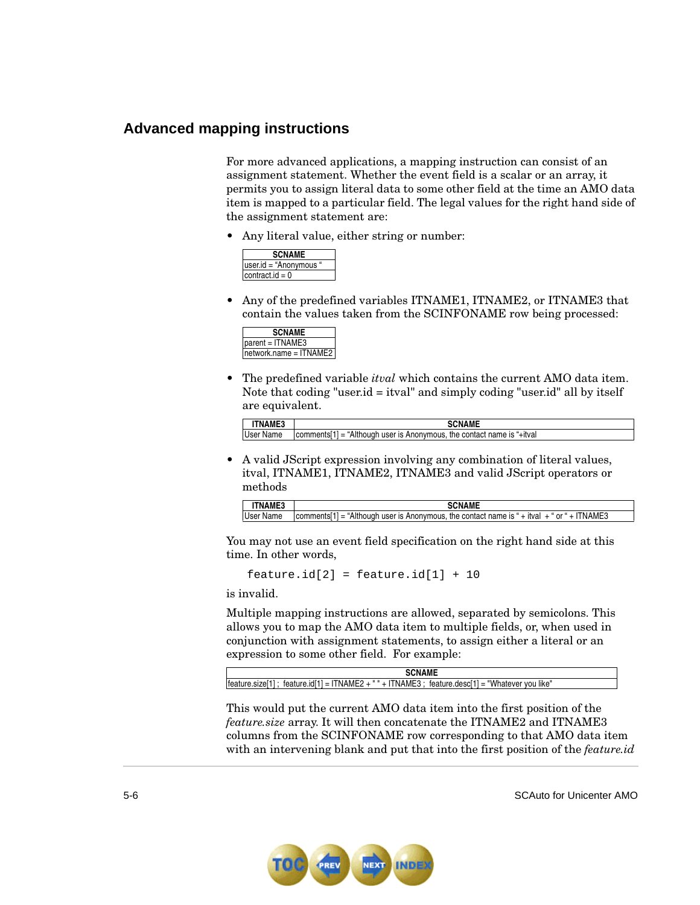## Advanced mapping instructions

For more advanced applications, a mapping instruction can consist of an assignment statement. Whether the event field is a scalar or an array, it permits you to assign literal data to some other field at the time an AMO data item is mapped to a particular field. The legal values for the right hand side of the assignment statement are:

- Any literal value, either string or number:

| SCNAME |
|---|
| user.id = "Anonymous " |
| contract.id = 0 |

- Any of the predefined variables ITNAME1, ITNAME2, or ITNAME3 that contain the values taken from the SCINFONAME row being processed:

| SCNAME |
|---|
| parent = ITNAME3 |
| network.name = ITNAME2 |

- The predefined variable *itval* which contains the current AMO data item. Note that coding "user.id = itval" and simply coding "user.id" all by itself are equivalent.

| ITNAME3 | SCNAME |
|---|---|
| User Name | comments[1] = "Although user is Anonymous, the contact name is "+itval |

- A valid JScript expression involving any combination of literal values, itval, ITNAME1, ITNAME2, ITNAME3 and valid JScript operators or methods

| ITNAME3 | SCNAME |
|---|---|
| User Name | comments[1] = "Although user is Anonymous, the contact name is " + itval + " or " + ITNAME3 |

You may not use an event field specification on the right hand side at this time. In other words,

```
feature.id[2] = feature.id[1] + 10
```

is invalid.

Multiple mapping instructions are allowed, separated by semicolons. This allows you to map the AMO data item to multiple fields, or, when used in conjunction with assignment statements, to assign either a literal or an expression to some other field. For example:

| SCNAME |
|---|
| feature.size[1] ; feature.id[1] = ITNAME2 + " " + ITNAME3 ; feature.desc[1] = "Whatever you like" |

This would put the current AMO data item into the first position of the *feature.size* array. It will then concatenate the ITNAME2 and ITNAME3 columns from the SCINFONAME row corresponding to that AMO data item with an intervening blank and put that into the first position of the *feature.id*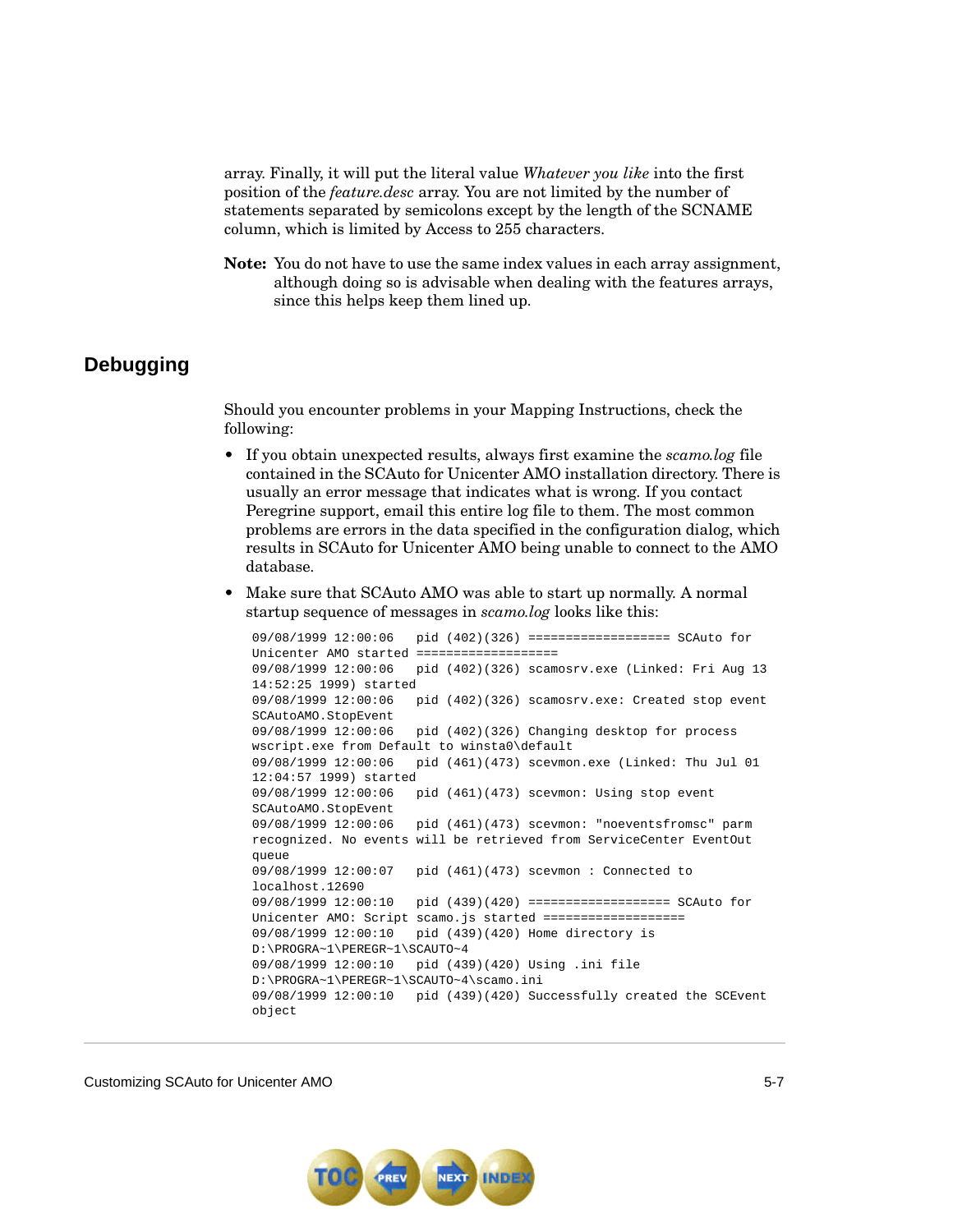array. Finally, it will put the literal value *Whatever you like* into the first position of the *feature.desc* array. You are not limited by the number of statements separated by semicolons except by the length of the SCNAME column, which is limited by Access to 255 characters.

**Note:** You do not have to use the same index values in each array assignment, although doing so is advisable when dealing with the features arrays, since this helps keep them lined up.

## Debugging

Should you encounter problems in your Mapping Instructions, check the following:

- If you obtain unexpected results, always first examine the *scamo.log* file contained in the SCAuto for Unicenter AMO installation directory. There is usually an error message that indicates what is wrong. If you contact Peregrine support, email this entire log file to them. The most common problems are errors in the data specified in the configuration dialog, which results in SCAuto for Unicenter AMO being unable to connect to the AMO database.
- Make sure that SCAuto AMO was able to start up normally. A normal startup sequence of messages in *scamo.log* looks like this:

```
09/08/1999 12:00:06   pid (402)(326) =================== SCAuto for
Unicenter AMO started ===================
09/08/1999 12:00:06   pid (402)(326) scamosrv.exe (Linked: Fri Aug 13
14:52:25 1999) started
09/08/1999 12:00:06   pid (402)(326) scamosrv.exe: Created stop event
SCAutoAMO.StopEvent
09/08/1999 12:00:06   pid (402)(326) Changing desktop for process
wscript.exe from Default to winsta0\default
09/08/1999 12:00:06   pid (461)(473) scevmon.exe (Linked: Thu Jul 01
12:04:57 1999) started
09/08/1999 12:00:06   pid (461)(473) scevmon: Using stop event
SCAutoAMO.StopEvent
09/08/1999 12:00:06   pid (461)(473) scevmon: "noeventsfromsc" parm
recognized. No events will be retrieved from ServiceCenter EventOut
queue
09/08/1999 12:00:07   pid (461)(473) scevmon : Connected to
localhost.12690
09/08/1999 12:00:10   pid (439)(420) =================== SCAuto for
Unicenter AMO: Script scamo.js started ===================
09/08/1999 12:00:10   pid (439)(420) Home directory is
D:\PROGRA~1\PEREGR~1\SCAUTO~4
09/08/1999 12:00:10   pid (439)(420) Using .ini file
D:\PROGRA~1\PEREGR~1\SCAUTO~4\scamo.ini
09/08/1999 12:00:10   pid (439)(420) Successfully created the SCEvent
object
```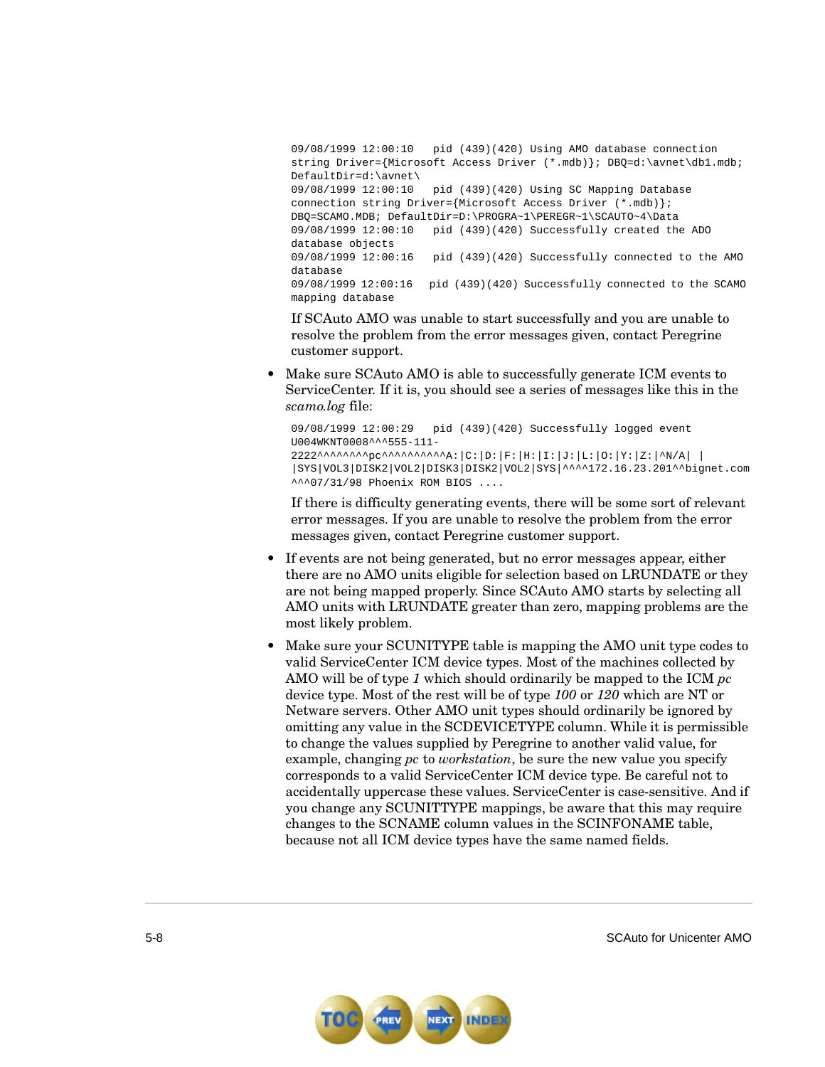```
09/08/1999 12:00:10   pid (439)(420) Using AMO database connection
string Driver={Microsoft Access Driver (*.mdb)}; DBQ=d:\avnet\db1.mdb;
DefaultDir=d:\avnet\
09/08/1999 12:00:10   pid (439)(420) Using SC Mapping Database
connection string Driver={Microsoft Access Driver (*.mdb)};
DBQ=SCAMO.MDB; DefaultDir=D:\PROGRA~1\PEREGR~1\SCAUTO~4\Data
09/08/1999 12:00:10   pid (439)(420) Successfully created the ADO
database objects
09/08/1999 12:00:16   pid (439)(420) Successfully connected to the AMO
database
09/08/1999 12:00:16  pid (439)(420) Successfully connected to the SCAMO
mapping database
```

If SCAuto AMO was unable to start successfully and you are unable to resolve the problem from the error messages given, contact Peregrine customer support.

- Make sure SCAuto AMO is able to successfully generate ICM events to ServiceCenter. If it is, you should see a series of messages like this in the *scamo.log* file:

```
09/08/1999 12:00:29   pid (439)(420) Successfully logged event
U004WKNT0008^^^555-111-
2222^^^^^^^^pc^^^^^^^^^^^A:|C:|D:|F:|H:|I:|J:|L:|O:|Y:|Z:|^N/A| |
|SYS|VOL3|DISK2|VOL2|DISK3|DISK2|VOL2|SYS|^^^^172.16.23.201^^bignet.com
^^^07/31/98 Phoenix ROM BIOS ....
```

If there is difficulty generating events, there will be some sort of relevant error messages. If you are unable to resolve the problem from the error messages given, contact Peregrine customer support.

- If events are not being generated, but no error messages appear, either there are no AMO units eligible for selection based on LRUNDATE or they are not being mapped properly. Since SCAuto AMO starts by selecting all AMO units with LRUNDATE greater than zero, mapping problems are the most likely problem.

- Make sure your SCUNITYPE table is mapping the AMO unit type codes to valid ServiceCenter ICM device types. Most of the machines collected by AMO will be of type *1* which should ordinarily be mapped to the ICM *pc* device type. Most of the rest will be of type *100* or *120* which are NT or Netware servers. Other AMO unit types should ordinarily be ignored by omitting any value in the SCDEVICETYPE column. While it is permissible to change the values supplied by Peregrine to another valid value, for example, changing *pc* to *workstation*, be sure the new value you specify corresponds to a valid ServiceCenter ICM device type. Be careful not to accidentally uppercase these values. ServiceCenter is case-sensitive. And if you change any SCUNITTYPE mappings, be aware that this may require changes to the SCNAME column values in the SCINFONAME table, because not all ICM device types have the same named fields.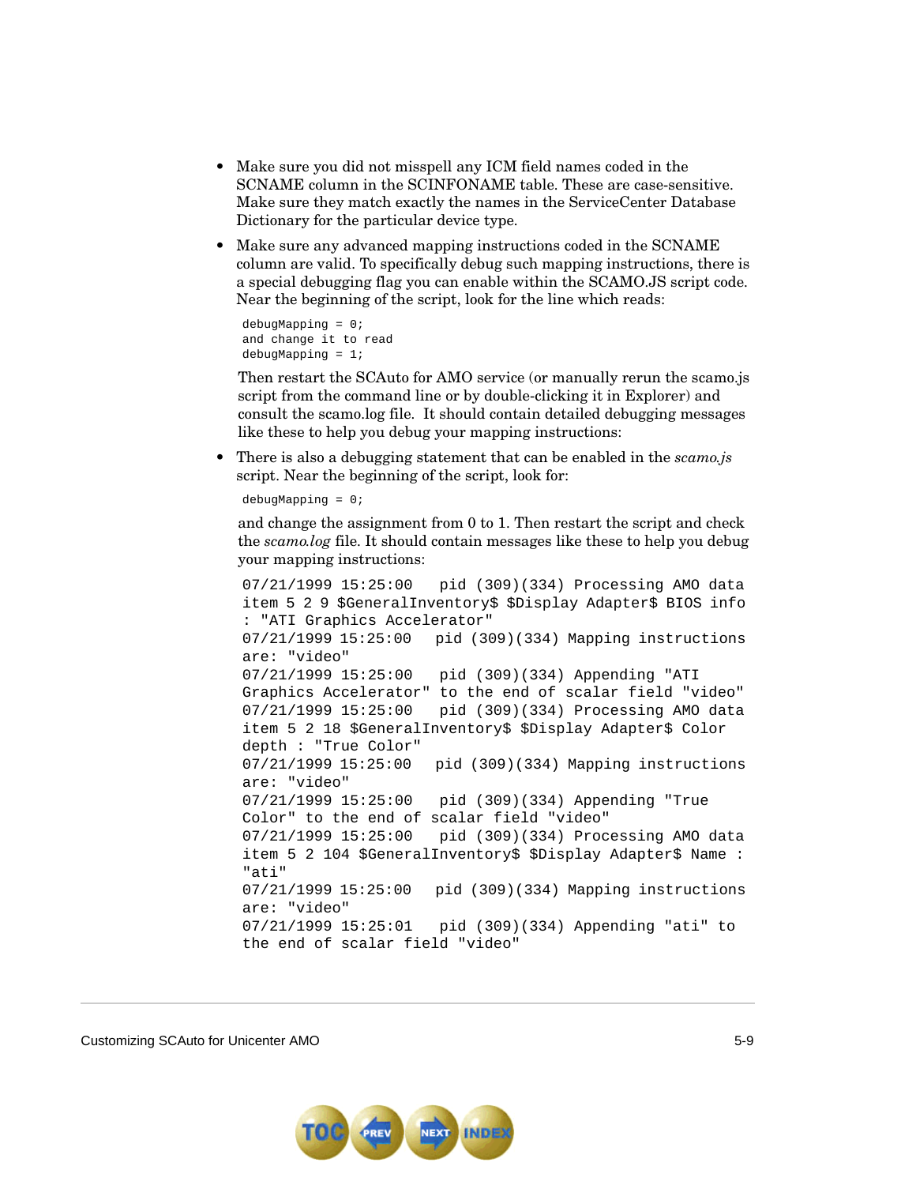- Make sure you did not misspell any ICM field names coded in the SCNAME column in the SCINFONAME table. These are case-sensitive. Make sure they match exactly the names in the ServiceCenter Database Dictionary for the particular device type.

- Make sure any advanced mapping instructions coded in the SCNAME column are valid. To specifically debug such mapping instructions, there is a special debugging flag you can enable within the SCAMO.JS script code. Near the beginning of the script, look for the line which reads:

  ```
  debugMapping = 0;
  and change it to read
  debugMapping = 1;
  ```

  Then restart the SCAuto for AMO service (or manually rerun the scamo.js script from the command line or by double-clicking it in Explorer) and consult the scamo.log file. It should contain detailed debugging messages like these to help you debug your mapping instructions:

- There is also a debugging statement that can be enabled in the *scamo.js* script. Near the beginning of the script, look for:

  ```
  debugMapping = 0;
  ```

  and change the assignment from 0 to 1. Then restart the script and check the *scamo.log* file. It should contain messages like these to help you debug your mapping instructions:

  ```
  07/21/1999 15:25:00   pid (309)(334) Processing AMO data
  item 5 2 9 $GeneralInventory$ $Display Adapter$ BIOS info
  : "ATI Graphics Accelerator"
  07/21/1999 15:25:00   pid (309)(334) Mapping instructions
  are: "video"
  07/21/1999 15:25:00   pid (309)(334) Appending "ATI
  Graphics Accelerator" to the end of scalar field "video"
  07/21/1999 15:25:00   pid (309)(334) Processing AMO data
  item 5 2 18 $GeneralInventory$ $Display Adapter$ Color
  depth : "True Color"
  07/21/1999 15:25:00   pid (309)(334) Mapping instructions
  are: "video"
  07/21/1999 15:25:00   pid (309)(334) Appending "True
  Color" to the end of scalar field "video"
  07/21/1999 15:25:00   pid (309)(334) Processing AMO data
  item 5 2 104 $GeneralInventory$ $Display Adapter$ Name :
  "ati"
  07/21/1999 15:25:00   pid (309)(334) Mapping instructions
  are: "video"
  07/21/1999 15:25:01   pid (309)(334) Appending "ati" to
  the end of scalar field "video"
  ```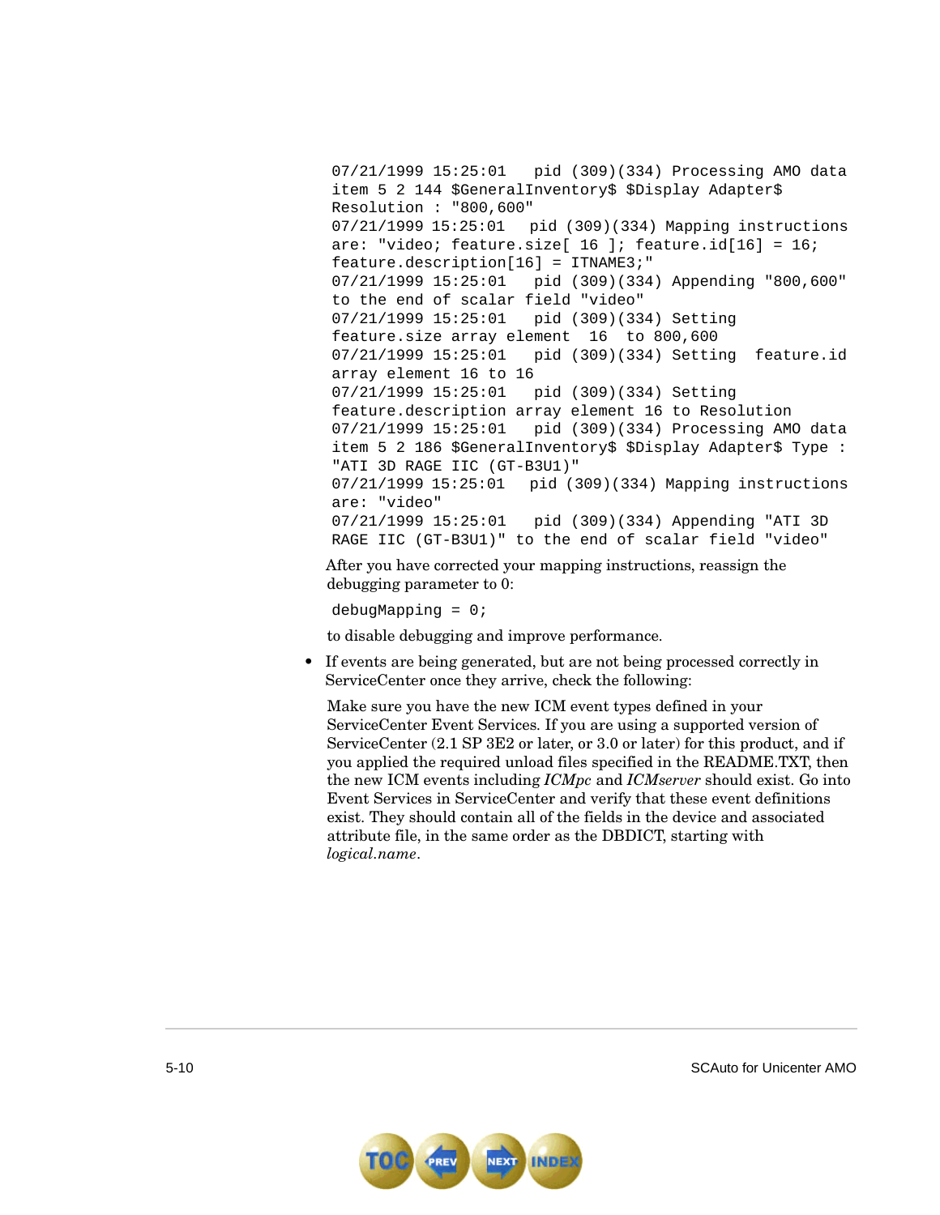```
07/21/1999 15:25:01   pid (309)(334) Processing AMO data
item 5 2 144 $GeneralInventory$ $Display Adapter$
Resolution : "800,600"
07/21/1999 15:25:01   pid (309)(334) Mapping instructions
are: "video; feature.size[ 16 ]; feature.id[16] = 16;
feature.description[16] = ITNAME3;"
07/21/1999 15:25:01   pid (309)(334) Appending "800,600"
to the end of scalar field "video"
07/21/1999 15:25:01   pid (309)(334) Setting
feature.size array element  16  to 800,600
07/21/1999 15:25:01   pid (309)(334) Setting  feature.id
array element 16 to 16
07/21/1999 15:25:01   pid (309)(334) Setting
feature.description array element 16 to Resolution
07/21/1999 15:25:01   pid (309)(334) Processing AMO data
item 5 2 186 $GeneralInventory$ $Display Adapter$ Type :
"ATI 3D RAGE IIC (GT-B3U1)"
07/21/1999 15:25:01   pid (309)(334) Mapping instructions
are: "video"
07/21/1999 15:25:01   pid (309)(334) Appending "ATI 3D
RAGE IIC (GT-B3U1)" to the end of scalar field "video"
```

After you have corrected your mapping instructions, reassign the debugging parameter to 0:

```
debugMapping = 0;
```

to disable debugging and improve performance.

- If events are being generated, but are not being processed correctly in ServiceCenter once they arrive, check the following:

  Make sure you have the new ICM event types defined in your ServiceCenter Event Services. If you are using a supported version of ServiceCenter (2.1 SP 3E2 or later, or 3.0 or later) for this product, and if you applied the required unload files specified in the README.TXT, then the new ICM events including *ICMpc* and *ICMserver* should exist. Go into Event Services in ServiceCenter and verify that these event definitions exist. They should contain all of the fields in the device and associated attribute file, in the same order as the DBDICT, starting with *logical.name*.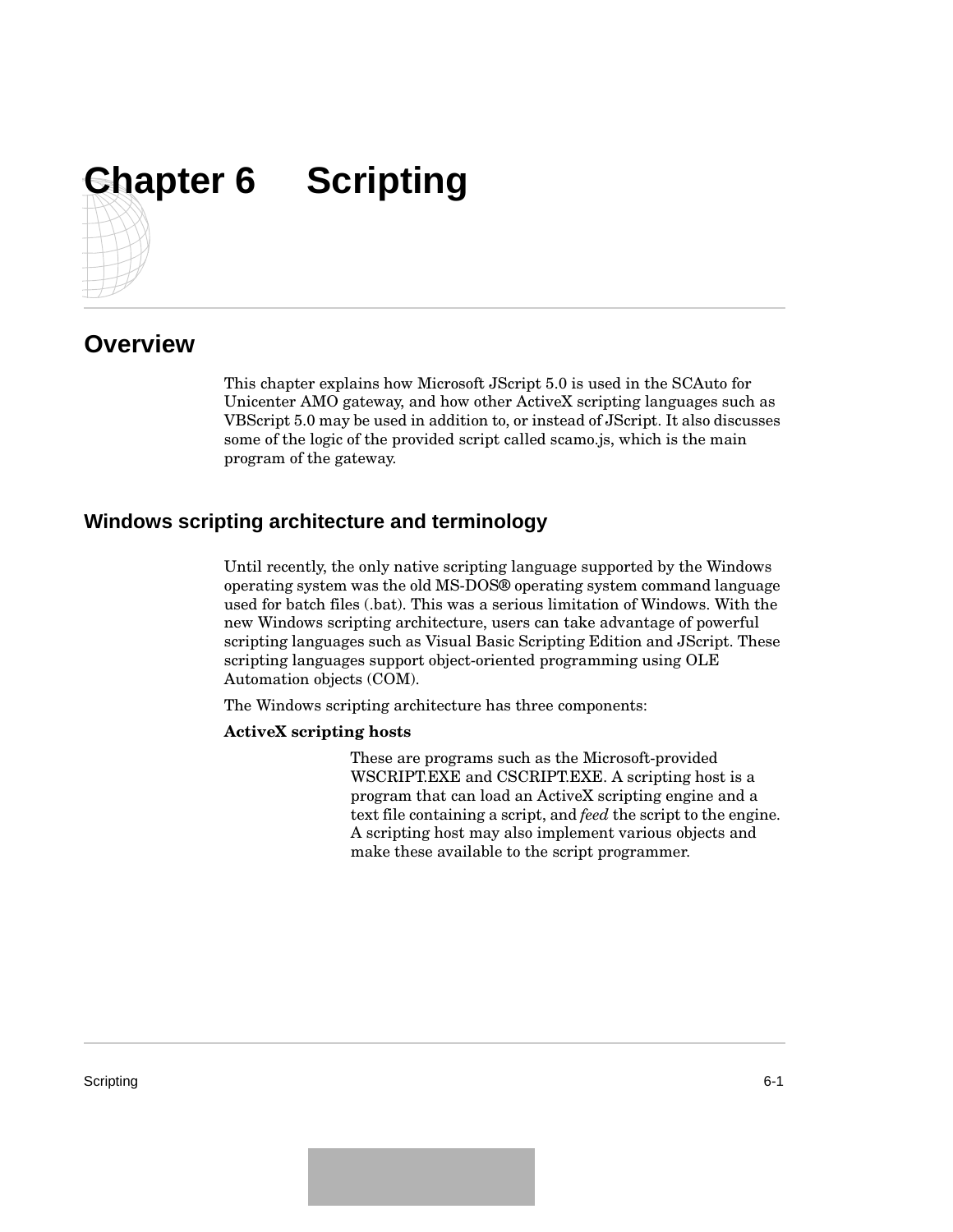# Chapter 6 Scripting

## Overview

This chapter explains how Microsoft JScript 5.0 is used in the SCAuto for Unicenter AMO gateway, and how other ActiveX scripting languages such as VBScript 5.0 may be used in addition to, or instead of JScript. It also discusses some of the logic of the provided script called scamo.js, which is the main program of the gateway.

### Windows scripting architecture and terminology

Until recently, the only native scripting language supported by the Windows operating system was the old MS-DOS® operating system command language used for batch files (.bat). This was a serious limitation of Windows. With the new Windows scripting architecture, users can take advantage of powerful scripting languages such as Visual Basic Scripting Edition and JScript. These scripting languages support object-oriented programming using OLE Automation objects (COM).

The Windows scripting architecture has three components:

**ActiveX scripting hosts**

These are programs such as the Microsoft-provided WSCRIPT.EXE and CSCRIPT.EXE. A scripting host is a program that can load an ActiveX scripting engine and a text file containing a script, and *feed* the script to the engine. A scripting host may also implement various objects and make these available to the script programmer.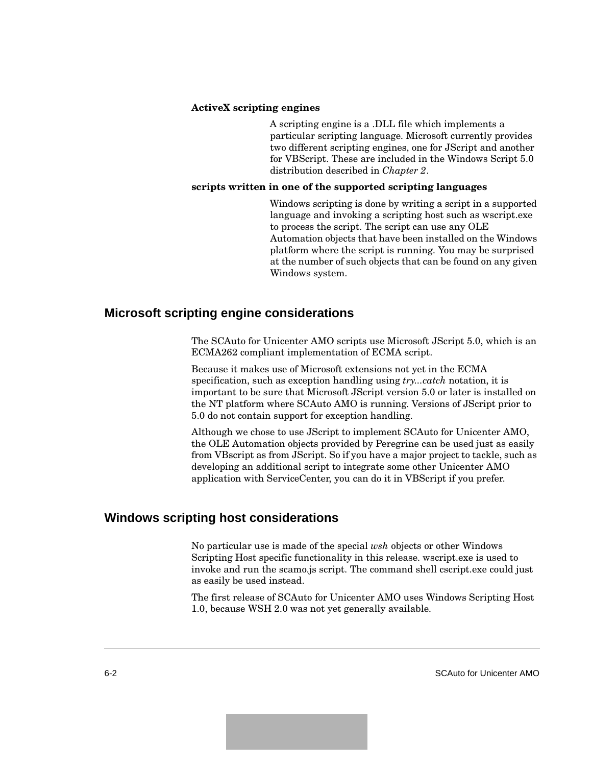**ActiveX scripting engines**

A scripting engine is a .DLL file which implements a particular scripting language. Microsoft currently provides two different scripting engines, one for JScript and another for VBScript. These are included in the Windows Script 5.0 distribution described in *Chapter 2*.

**scripts written in one of the supported scripting languages**

Windows scripting is done by writing a script in a supported language and invoking a scripting host such as wscript.exe to process the script. The script can use any OLE Automation objects that have been installed on the Windows platform where the script is running. You may be surprised at the number of such objects that can be found on any given Windows system.

## Microsoft scripting engine considerations

The SCAuto for Unicenter AMO scripts use Microsoft JScript 5.0, which is an ECMA262 compliant implementation of ECMA script.

Because it makes use of Microsoft extensions not yet in the ECMA specification, such as exception handling using *try...catch* notation, it is important to be sure that Microsoft JScript version 5.0 or later is installed on the NT platform where SCAuto AMO is running. Versions of JScript prior to 5.0 do not contain support for exception handling.

Although we chose to use JScript to implement SCAuto for Unicenter AMO, the OLE Automation objects provided by Peregrine can be used just as easily from VBscript as from JScript. So if you have a major project to tackle, such as developing an additional script to integrate some other Unicenter AMO application with ServiceCenter, you can do it in VBScript if you prefer.

## Windows scripting host considerations

No particular use is made of the special *wsh* objects or other Windows Scripting Host specific functionality in this release. wscript.exe is used to invoke and run the scamo.js script. The command shell cscript.exe could just as easily be used instead.

The first release of SCAuto for Unicenter AMO uses Windows Scripting Host 1.0, because WSH 2.0 was not yet generally available.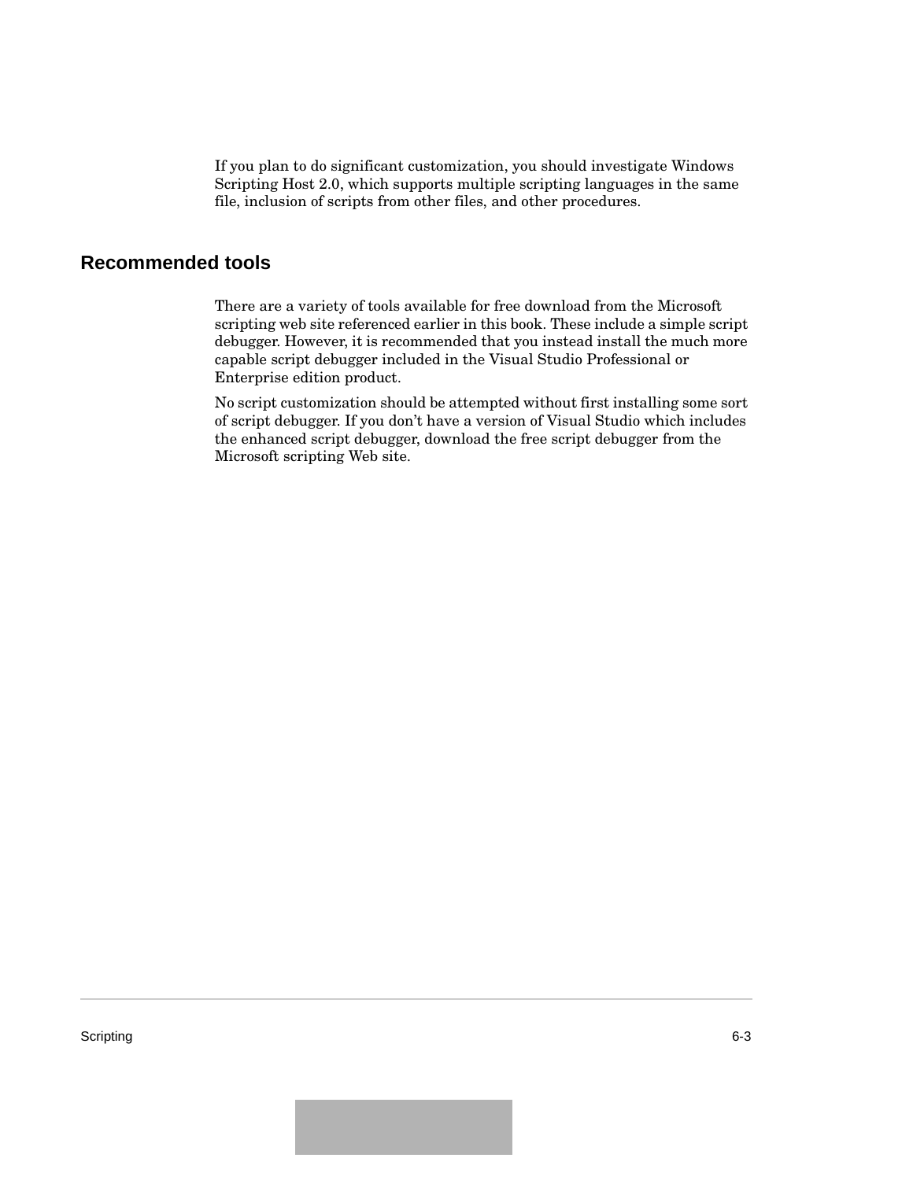If you plan to do significant customization, you should investigate Windows Scripting Host 2.0, which supports multiple scripting languages in the same file, inclusion of scripts from other files, and other procedures.

## Recommended tools

There are a variety of tools available for free download from the Microsoft scripting web site referenced earlier in this book. These include a simple script debugger. However, it is recommended that you instead install the much more capable script debugger included in the Visual Studio Professional or Enterprise edition product.

No script customization should be attempted without first installing some sort of script debugger. If you don't have a version of Visual Studio which includes the enhanced script debugger, download the free script debugger from the Microsoft scripting Web site.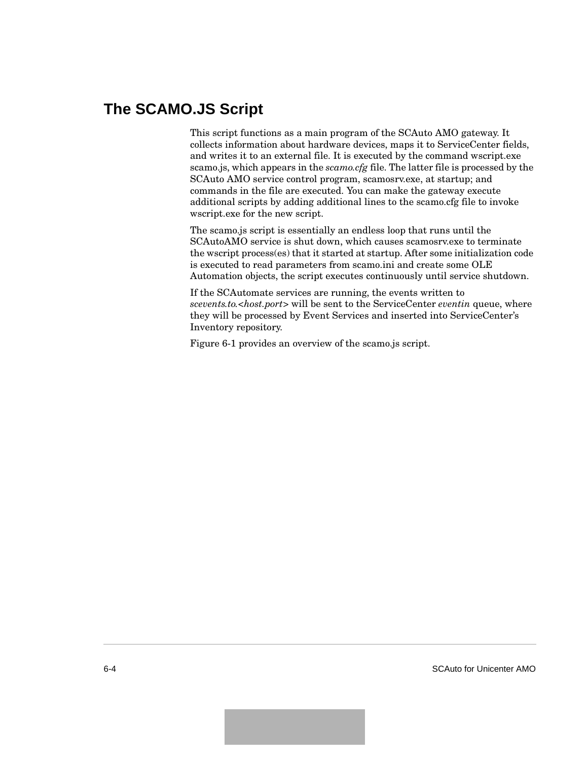## The SCAMO.JS Script

This script functions as a main program of the SCAuto AMO gateway. It collects information about hardware devices, maps it to ServiceCenter fields, and writes it to an external file. It is executed by the command wscript.exe scamo.js, which appears in the *scamo.cfg* file. The latter file is processed by the SCAuto AMO service control program, scamosrv.exe, at startup; and commands in the file are executed. You can make the gateway execute additional scripts by adding additional lines to the scamo.cfg file to invoke wscript.exe for the new script.

The scamo.js script is essentially an endless loop that runs until the SCAutoAMO service is shut down, which causes scamosrv.exe to terminate the wscript process(es) that it started at startup. After some initialization code is executed to read parameters from scamo.ini and create some OLE Automation objects, the script executes continuously until service shutdown.

If the SCAutomate services are running, the events written to *scevents.to.<host.port>* will be sent to the ServiceCenter *eventin* queue, where they will be processed by Event Services and inserted into ServiceCenter's Inventory repository.

Figure 6-1 provides an overview of the scamo.js script.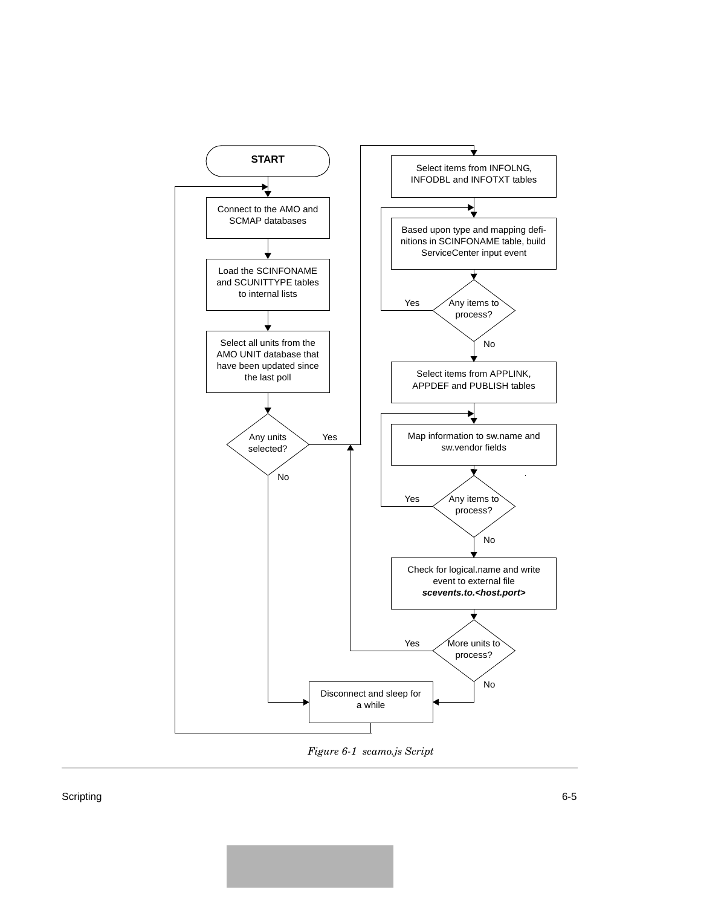START

Connect to the AMO and SCMAP databases

Load the SCINFONAME and SCUNITTYPE tables to internal lists

Select all units from the AMO UNIT database that have been updated since the last poll

Any units selected?

Yes

No

Select items from INFOLNG, INFODBL and INFOTXT tables

Based upon type and mapping definitions in SCINFONAME table, build ServiceCenter input event

Any items to process?

Yes

No

Select items from APPLINK, APPDEF and PUBLISH tables

Map information to sw.name and sw.vendor fields

Any items to process?

Yes

No

Check for logical.name and write event to external file ***scevents.to.<host.port>***

More units to process?

Yes

No

Disconnect and sleep for a while

*Figure 6-1 scamo.js Script*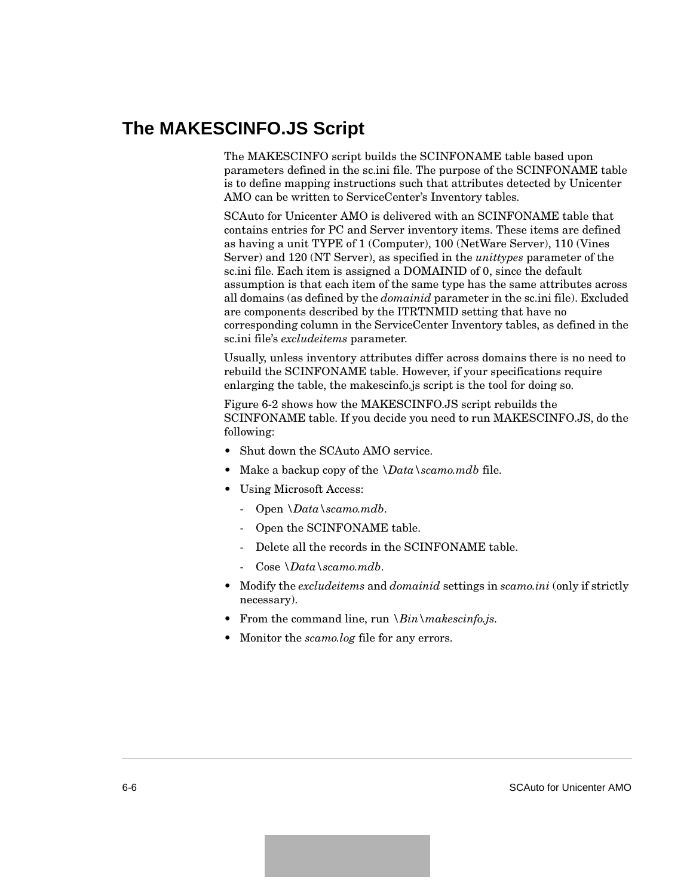## The MAKESCINFO.JS Script

The MAKESCINFO script builds the SCINFONAME table based upon parameters defined in the sc.ini file. The purpose of the SCINFONAME table is to define mapping instructions such that attributes detected by Unicenter AMO can be written to ServiceCenter's Inventory tables.

SCAuto for Unicenter AMO is delivered with an SCINFONAME table that contains entries for PC and Server inventory items. These items are defined as having a unit TYPE of 1 (Computer), 100 (NetWare Server), 110 (Vines Server) and 120 (NT Server), as specified in the *unittypes* parameter of the sc.ini file. Each item is assigned a DOMAINID of 0, since the default assumption is that each item of the same type has the same attributes across all domains (as defined by the *domainid* parameter in the sc.ini file). Excluded are components described by the ITRTNMID setting that have no corresponding column in the ServiceCenter Inventory tables, as defined in the sc.ini file's *excludeitems* parameter.

Usually, unless inventory attributes differ across domains there is no need to rebuild the SCINFONAME table. However, if your specifications require enlarging the table, the makescinfo.js script is the tool for doing so.

Figure 6-2 shows how the MAKESCINFO.JS script rebuilds the SCINFONAME table. If you decide you need to run MAKESCINFO.JS, do the following:

- Shut down the SCAuto AMO service.
- Make a backup copy of the *\Data\scamo.mdb* file.
- Using Microsoft Access:
  - Open *\Data\scamo.mdb*.
  - Open the SCINFONAME table.
  - Delete all the records in the SCINFONAME table.
  - Cose *\Data\scamo.mdb*.
- Modify the *excludeitems* and *domainid* settings in *scamo.ini* (only if strictly necessary).
- From the command line, run *\Bin\makescinfo.js*.
- Monitor the *scamo.log* file for any errors.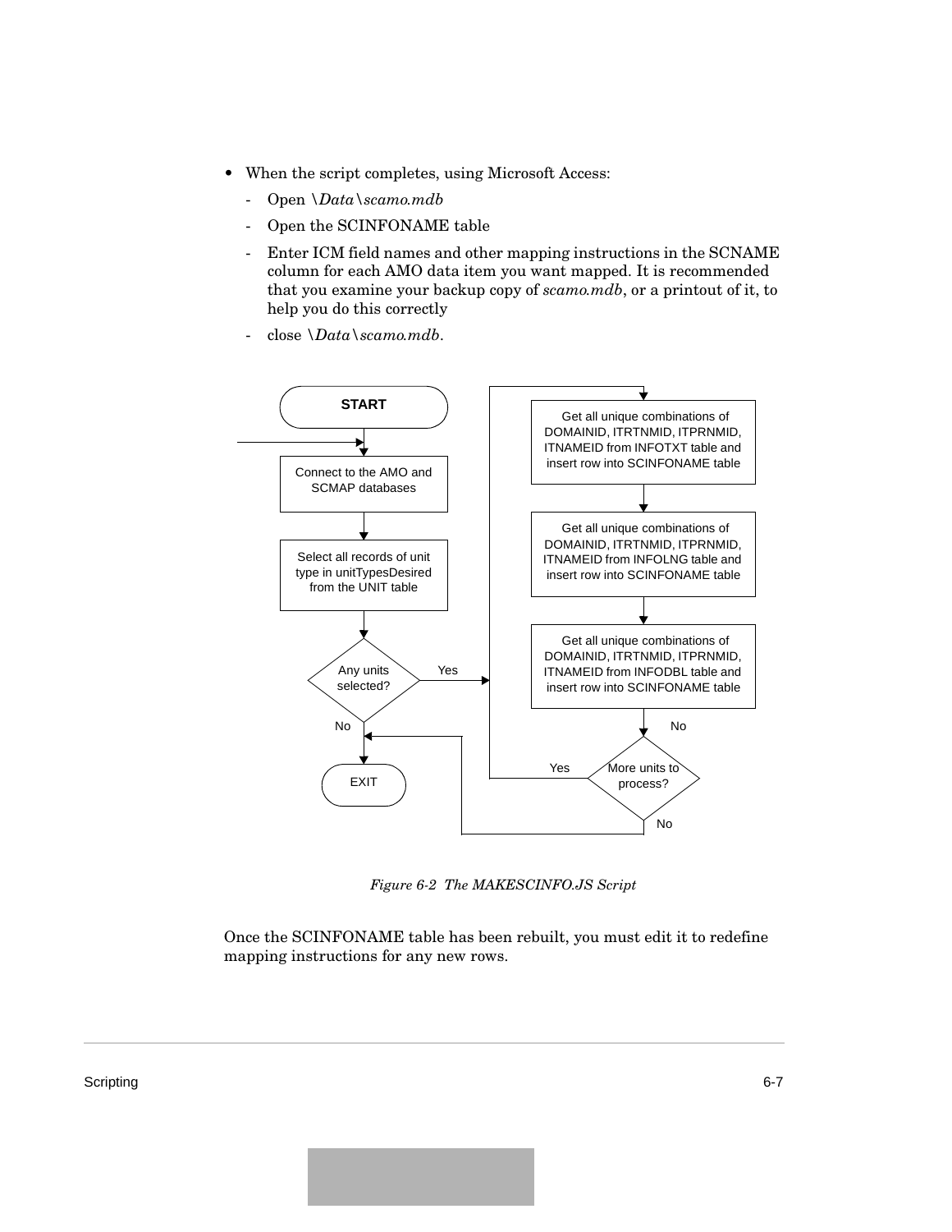- When the script completes, using Microsoft Access:
  - Open *\Data\scamo.mdb*
  - Open the SCINFONAME table
  - Enter ICM field names and other mapping instructions in the SCNAME column for each AMO data item you want mapped. It is recommended that you examine your backup copy of *scamo.mdb*, or a printout of it, to help you do this correctly
  - close *\Data\scamo.mdb*.

START

Connect to the AMO and SCMAP databases

Select all records of unit type in unitTypesDesired from the UNIT table

Any units selected?

Yes

No

EXIT

Get all unique combinations of DOMAINID, ITRTNMID, ITPRNMID, ITNAMEID from INFOTXT table and insert row into SCINFONAME table

Get all unique combinations of DOMAINID, ITRTNMID, ITPRNMID, ITNAMEID from INFOLNG table and insert row into SCINFONAME table

Get all unique combinations of DOMAINID, ITRTNMID, ITPRNMID, ITNAMEID from INFODBL table and insert row into SCINFONAME table

No

More units to process?

Yes

No

*Figure 6-2 The MAKESCINFO.JS Script*

Once the SCINFONAME table has been rebuilt, you must edit it to redefine mapping instructions for any new rows.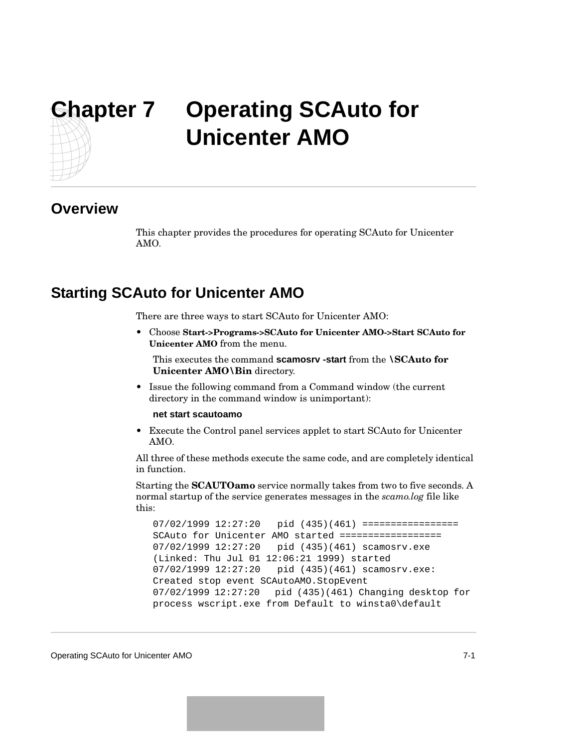# Chapter 7 Operating SCAuto for Unicenter AMO

## Overview

This chapter provides the procedures for operating SCAuto for Unicenter AMO.

## Starting SCAuto for Unicenter AMO

There are three ways to start SCAuto for Unicenter AMO:

- Choose **Start->Programs->SCAuto for Unicenter AMO->Start SCAuto for Unicenter AMO** from the menu.

  This executes the command **scamosrv -start** from the **\SCAuto for Unicenter AMO\Bin** directory.

- Issue the following command from a Command window (the current directory in the command window is unimportant):

  **net start scautoamo**

- Execute the Control panel services applet to start SCAuto for Unicenter AMO.

All three of these methods execute the same code, and are completely identical in function.

Starting the **SCAUTOamo** service normally takes from two to five seconds. A normal startup of the service generates messages in the *scamo.log* file like this:

```
07/02/1999 12:27:20   pid (435)(461) =================
SCAuto for Unicenter AMO started =================
07/02/1999 12:27:20   pid (435)(461) scamosrv.exe
(Linked: Thu Jul 01 12:06:21 1999) started
07/02/1999 12:27:20   pid (435)(461) scamosrv.exe:
Created stop event SCAutoAMO.StopEvent
07/02/1999 12:27:20   pid (435)(461) Changing desktop for
process wscript.exe from Default to winsta0\default
```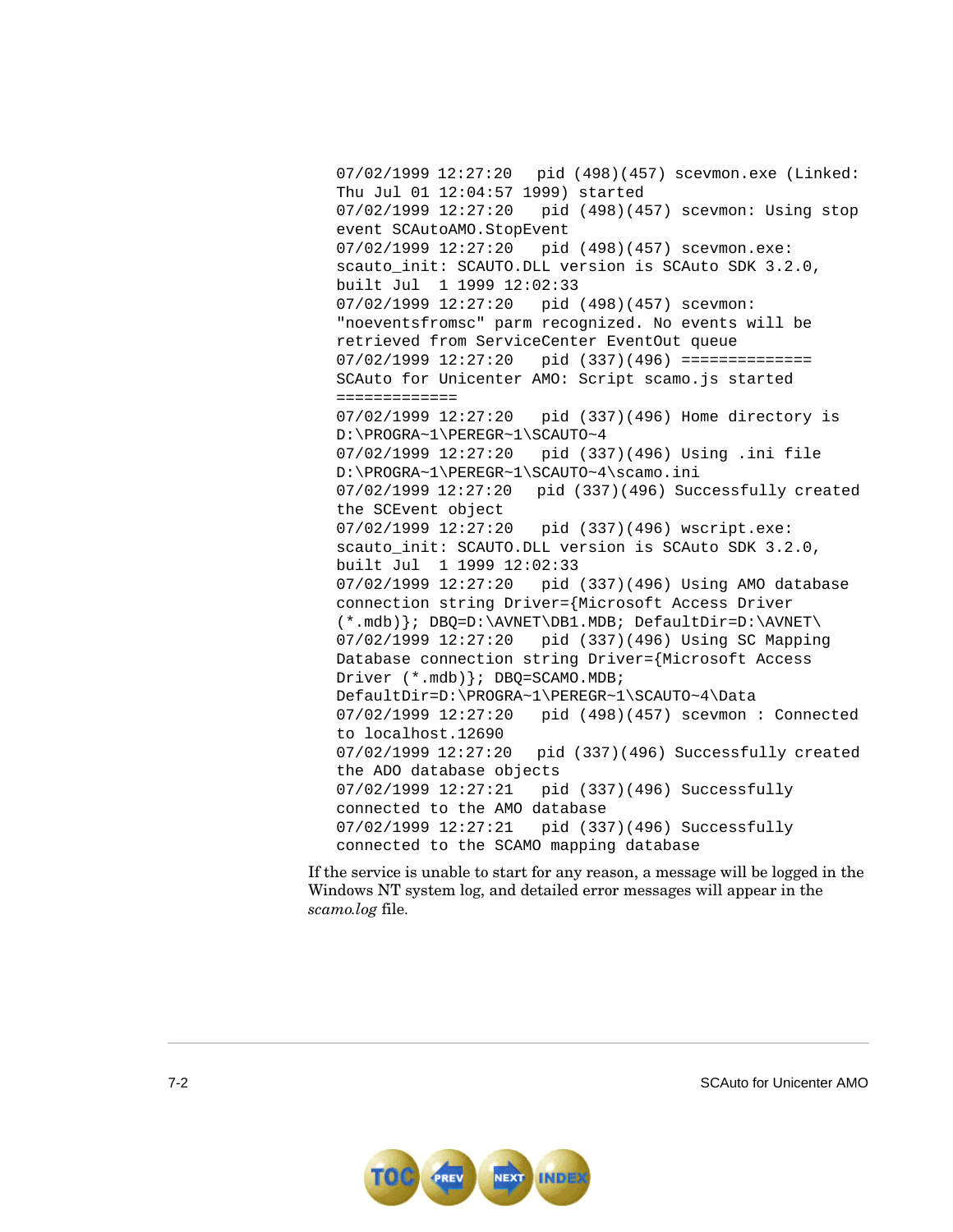```
07/02/1999 12:27:20  pid (498)(457) scevmon.exe (Linked:
Thu Jul 01 12:04:57 1999) started
07/02/1999 12:27:20  pid (498)(457) scevmon: Using stop
event SCAutoAMO.StopEvent
07/02/1999 12:27:20  pid (498)(457) scevmon.exe:
scauto_init: SCAUTO.DLL version is SCAuto SDK 3.2.0,
built Jul  1 1999 12:02:33
07/02/1999 12:27:20  pid (498)(457) scevmon:
"noeventsfromsc" parm recognized. No events will be
retrieved from ServiceCenter EventOut queue
07/02/1999 12:27:20  pid (337)(496) ==============
SCAuto for Unicenter AMO: Script scamo.js started
=============
07/02/1999 12:27:20  pid (337)(496) Home directory is
D:\PROGRA~1\PEREGR~1\SCAUTO~4
07/02/1999 12:27:20  pid (337)(496) Using .ini file
D:\PROGRA~1\PEREGR~1\SCAUTO~4\scamo.ini
07/02/1999 12:27:20  pid (337)(496) Successfully created
the SCEvent object
07/02/1999 12:27:20  pid (337)(496) wscript.exe:
scauto_init: SCAUTO.DLL version is SCAuto SDK 3.2.0,
built Jul  1 1999 12:02:33
07/02/1999 12:27:20  pid (337)(496) Using AMO database
connection string Driver={Microsoft Access Driver
(*.mdb)}; DBQ=D:\AVNET\DB1.MDB; DefaultDir=D:\AVNET\
07/02/1999 12:27:20  pid (337)(496) Using SC Mapping
Database connection string Driver={Microsoft Access
Driver (*.mdb)}; DBQ=SCAMO.MDB;
DefaultDir=D:\PROGRA~1\PEREGR~1\SCAUTO~4\Data
07/02/1999 12:27:20  pid (498)(457) scevmon : Connected
to localhost.12690
07/02/1999 12:27:20  pid (337)(496) Successfully created
the ADO database objects
07/02/1999 12:27:21  pid (337)(496) Successfully
connected to the AMO database
07/02/1999 12:27:21  pid (337)(496) Successfully
connected to the SCAMO mapping database
```

If the service is unable to start for any reason, a message will be logged in the Windows NT system log, and detailed error messages will appear in the *scamo.log* file.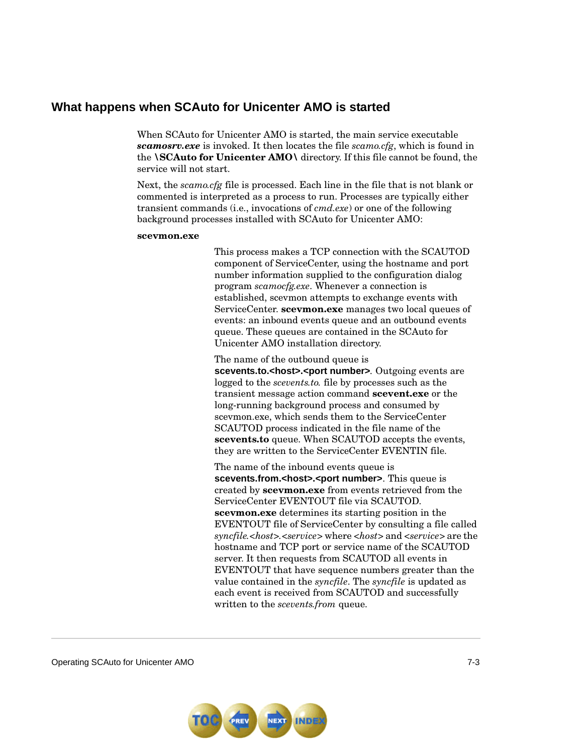## What happens when SCAuto for Unicenter AMO is started

When SCAuto for Unicenter AMO is started, the main service executable ***scamosrv.exe*** is invoked. It then locates the file *scamo.cfg*, which is found in the **\SCAuto for Unicenter AMO\** directory. If this file cannot be found, the service will not start.

Next, the *scamo.cfg* file is processed. Each line in the file that is not blank or commented is interpreted as a process to run. Processes are typically either transient commands (i.e., invocations of *cmd.exe*) or one of the following background processes installed with SCAuto for Unicenter AMO:

**scevmon.exe**

This process makes a TCP connection with the SCAUTOD component of ServiceCenter, using the hostname and port number information supplied to the configuration dialog program *scamocfg.exe*. Whenever a connection is established, scevmon attempts to exchange events with ServiceCenter. **scevmon.exe** manages two local queues of events: an inbound events queue and an outbound events queue. These queues are contained in the SCAuto for Unicenter AMO installation directory.

The name of the outbound queue is **scevents.to.<host>.<port number>**. Outgoing events are logged to the *scevents.to.* file by processes such as the transient message action command **scevent.exe** or the long-running background process and consumed by scevmon.exe, which sends them to the ServiceCenter SCAUTOD process indicated in the file name of the **scevents.to** queue. When SCAUTOD accepts the events, they are written to the ServiceCenter EVENTIN file.

The name of the inbound events queue is **scevents.from.<host>.<port number>**. This queue is created by **scevmon.exe** from events retrieved from the ServiceCenter EVENTOUT file via SCAUTOD. **scevmon.exe** determines its starting position in the EVENTOUT file of ServiceCenter by consulting a file called *syncfile.<host>.<service>* where *<host>* and *<service>* are the hostname and TCP port or service name of the SCAUTOD server. It then requests from SCAUTOD all events in EVENTOUT that have sequence numbers greater than the value contained in the *syncfile*. The *syncfile* is updated as each event is received from SCAUTOD and successfully written to the *scevents.from* queue.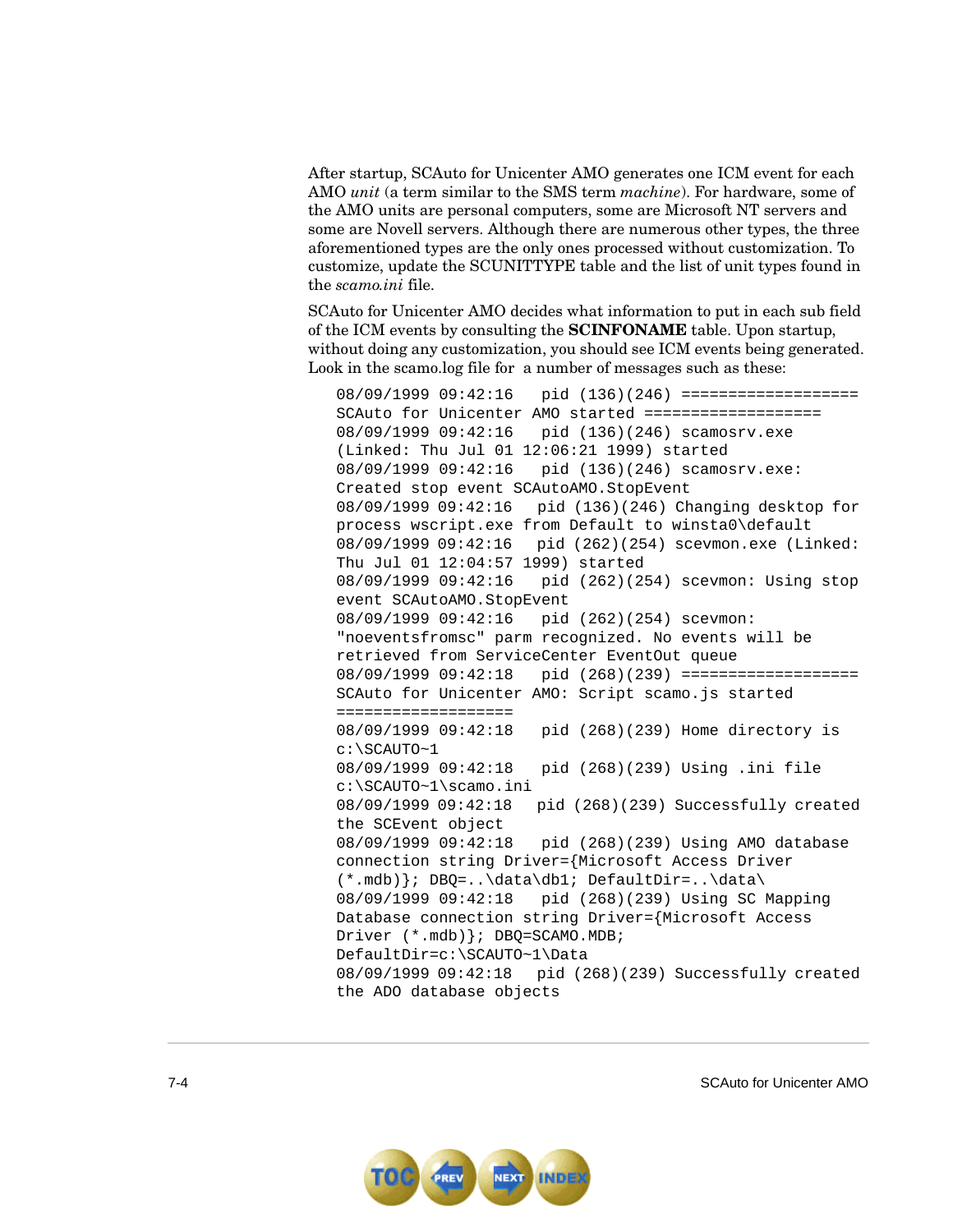After startup, SCAuto for Unicenter AMO generates one ICM event for each AMO *unit* (a term similar to the SMS term *machine*). For hardware, some of the AMO units are personal computers, some are Microsoft NT servers and some are Novell servers. Although there are numerous other types, the three aforementioned types are the only ones processed without customization. To customize, update the SCUNITTYPE table and the list of unit types found in the *scamo.ini* file.

SCAuto for Unicenter AMO decides what information to put in each sub field of the ICM events by consulting the **SCINFONAME** table. Upon startup, without doing any customization, you should see ICM events being generated. Look in the scamo.log file for a number of messages such as these:

```
08/09/1999 09:42:16   pid (136)(246) ===================
SCAuto for Unicenter AMO started ===================
08/09/1999 09:42:16   pid (136)(246) scamosrv.exe
(Linked: Thu Jul 01 12:06:21 1999) started
08/09/1999 09:42:16   pid (136)(246) scamosrv.exe:
Created stop event SCAutoAMO.StopEvent
08/09/1999 09:42:16   pid (136)(246) Changing desktop for
process wscript.exe from Default to winsta0\default
08/09/1999 09:42:16   pid (262)(254) scevmon.exe (Linked:
Thu Jul 01 12:04:57 1999) started
08/09/1999 09:42:16   pid (262)(254) scevmon: Using stop
event SCAutoAMO.StopEvent
08/09/1999 09:42:16   pid (262)(254) scevmon:
"noeventsfromsc" parm recognized. No events will be
retrieved from ServiceCenter EventOut queue
08/09/1999 09:42:18   pid (268)(239) ===================
SCAuto for Unicenter AMO: Script scamo.js started
===================
08/09/1999 09:42:18   pid (268)(239) Home directory is
c:\SCAUTO~1
08/09/1999 09:42:18   pid (268)(239) Using .ini file
c:\SCAUTO~1\scamo.ini
08/09/1999 09:42:18   pid (268)(239) Successfully created
the SCEvent object
08/09/1999 09:42:18   pid (268)(239) Using AMO database
connection string Driver={Microsoft Access Driver
(*.mdb)}; DBQ=..\data\db1; DefaultDir=..\data\
08/09/1999 09:42:18   pid (268)(239) Using SC Mapping
Database connection string Driver={Microsoft Access
Driver (*.mdb)}; DBQ=SCAMO.MDB;
DefaultDir=c:\SCAUTO~1\Data
08/09/1999 09:42:18   pid (268)(239) Successfully created
the ADO database objects
```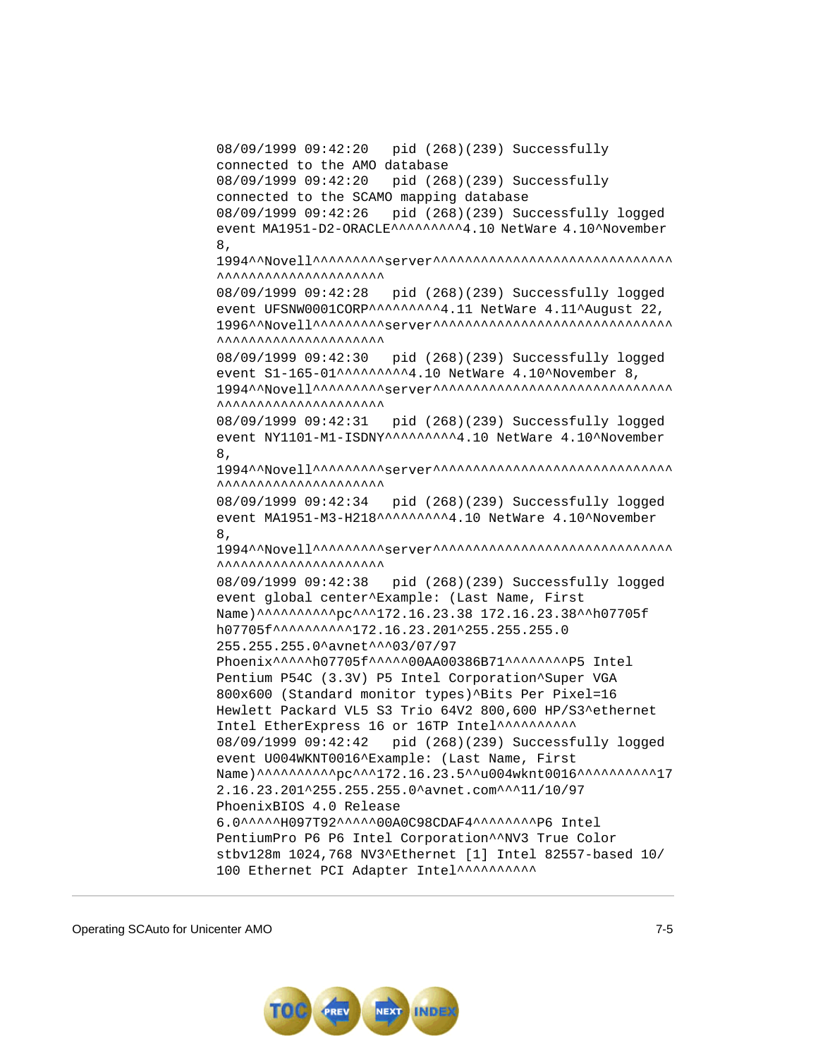```
08/09/1999 09:42:20   pid (268)(239) Successfully
connected to the AMO database
08/09/1999 09:42:20   pid (268)(239) Successfully
connected to the SCAMO mapping database
08/09/1999 09:42:26   pid (268)(239) Successfully logged
event MA1951-D2-ORACLE^^^^^^^^^^4.10 NetWare 4.10^November
8,
1994^^Novell^^^^^^^^^^server^^^^^^^^^^^^^^^^^^^^^^^^^^^^^^
^^^^^^^^^^^^^^^^^^^^^
08/09/1999 09:42:28   pid (268)(239) Successfully logged
event UFSNW0001CORP^^^^^^^^^^4.11 NetWare 4.11^August 22,
1996^^Novell^^^^^^^^^^server^^^^^^^^^^^^^^^^^^^^^^^^^^^^^^
^^^^^^^^^^^^^^^^^^^^^
08/09/1999 09:42:30   pid (268)(239) Successfully logged
event S1-165-01^^^^^^^^^^4.10 NetWare 4.10^November 8,
1994^^Novell^^^^^^^^^^server^^^^^^^^^^^^^^^^^^^^^^^^^^^^^^
^^^^^^^^^^^^^^^^^^^^^
08/09/1999 09:42:31   pid (268)(239) Successfully logged
event NY1101-M1-ISDNY^^^^^^^^^^4.10 NetWare 4.10^November
8,
1994^^Novell^^^^^^^^^^server^^^^^^^^^^^^^^^^^^^^^^^^^^^^^^
^^^^^^^^^^^^^^^^^^^^^
08/09/1999 09:42:34   pid (268)(239) Successfully logged
event MA1951-M3-H218^^^^^^^^^^4.10 NetWare 4.10^November
8,
1994^^Novell^^^^^^^^^^server^^^^^^^^^^^^^^^^^^^^^^^^^^^^^^
^^^^^^^^^^^^^^^^^^^^^
08/09/1999 09:42:38   pid (268)(239) Successfully logged
event global center^Example: (Last Name, First
Name)^^^^^^^^^^^pc^^^172.16.23.38 172.16.23.38^^h07705f
h07705f^^^^^^^^^^^172.16.23.201^255.255.255.0
255.255.255.0^avnet^^^03/07/97
Phoenix^^^^^h07705f^^^^^00AA00386B71^^^^^^^^^P5 Intel
Pentium P54C (3.3V) P5 Intel Corporation^Super VGA
800x600 (Standard monitor types)^Bits Per Pixel=16
Hewlett Packard VL5 S3 Trio 64V2 800,600 HP/S3^ethernet
Intel EtherExpress 16 or 16TP Intel^^^^^^^^^^^
08/09/1999 09:42:42   pid (268)(239) Successfully logged
event U004WKNT0016^Example: (Last Name, First
Name)^^^^^^^^^^^pc^^^172.16.23.5^^u004wknt0016^^^^^^^^^^^17
2.16.23.201^255.255.255.0^avnet.com^^^11/10/97
PhoenixBIOS 4.0 Release
6.0^^^^^^H097T92^^^^^00A0C98CDAF4^^^^^^^^^P6 Intel
PentiumPro P6 P6 Intel Corporation^^NV3 True Color
stbv128m 1024,768 NV3^Ethernet [1] Intel 82557-based 10/
100 Ethernet PCI Adapter Intel^^^^^^^^^^^
```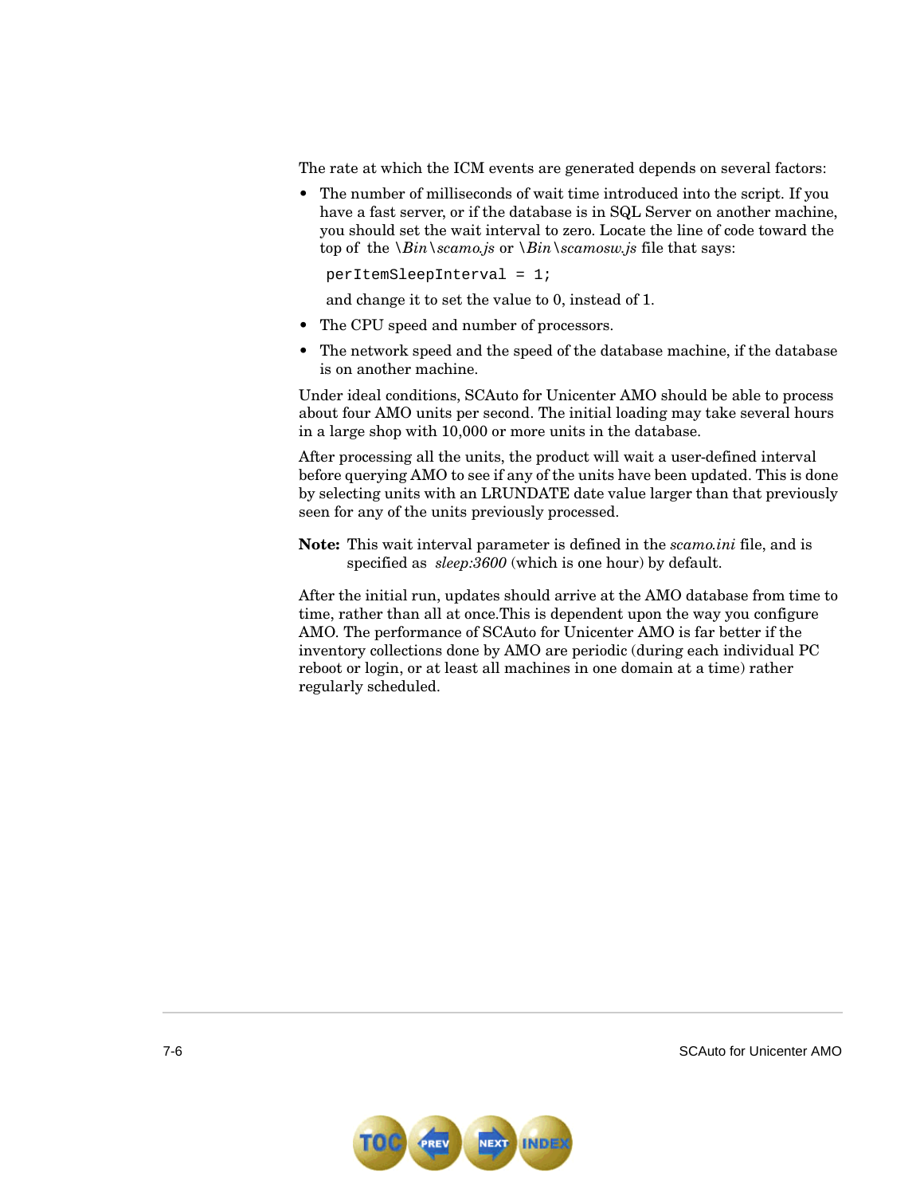The rate at which the ICM events are generated depends on several factors:

- The number of milliseconds of wait time introduced into the script. If you have a fast server, or if the database is in SQL Server on another machine, you should set the wait interval to zero. Locate the line of code toward the top of the *\Bin\scamo.js* or *\Bin\scamosw.js* file that says:

  ```
  perItemSleepInterval = 1;
  ```

  and change it to set the value to 0, instead of 1.

- The CPU speed and number of processors.
- The network speed and the speed of the database machine, if the database is on another machine.

Under ideal conditions, SCAuto for Unicenter AMO should be able to process about four AMO units per second. The initial loading may take several hours in a large shop with 10,000 or more units in the database.

After processing all the units, the product will wait a user-defined interval before querying AMO to see if any of the units have been updated. This is done by selecting units with an LRUNDATE date value larger than that previously seen for any of the units previously processed.

**Note:** This wait interval parameter is defined in the *scamo.ini* file, and is specified as *sleep:3600* (which is one hour) by default.

After the initial run, updates should arrive at the AMO database from time to time, rather than all at once.This is dependent upon the way you configure AMO. The performance of SCAuto for Unicenter AMO is far better if the inventory collections done by AMO are periodic (during each individual PC reboot or login, or at least all machines in one domain at a time) rather regularly scheduled.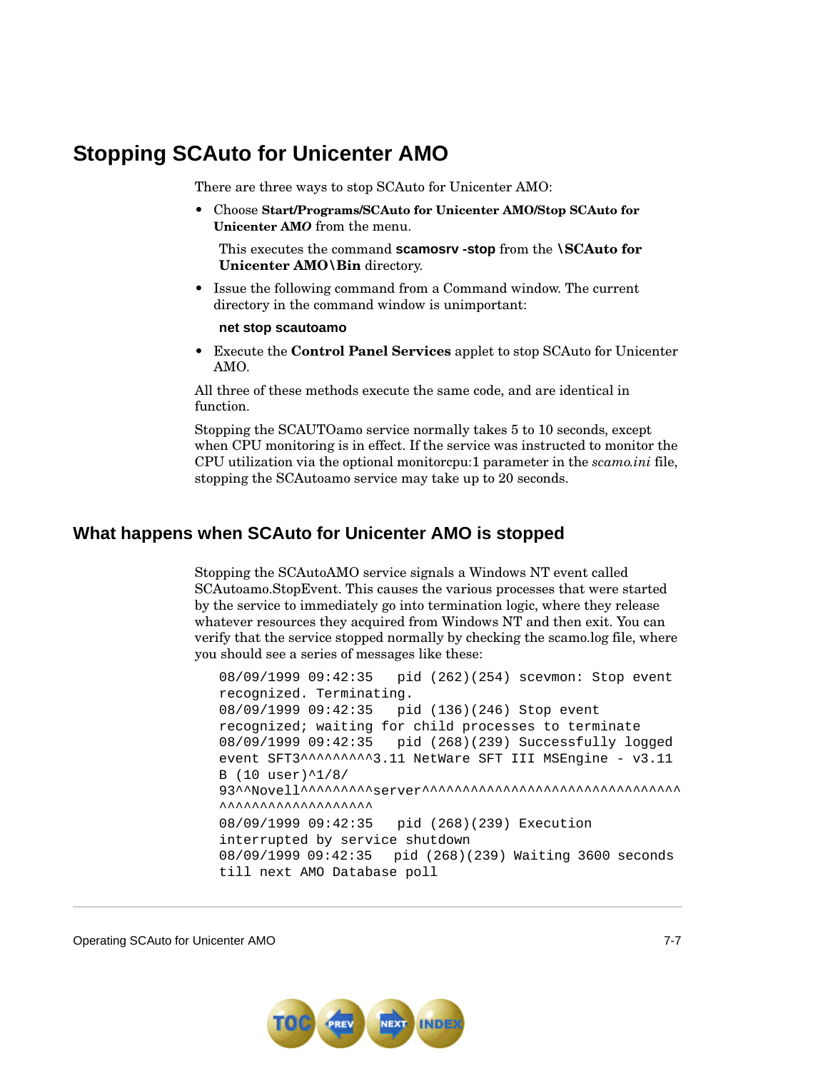# Stopping SCAuto for Unicenter AMO

There are three ways to stop SCAuto for Unicenter AMO:

- Choose **Start/Programs/SCAuto for Unicenter AMO/Stop SCAuto for Unicenter AMO** from the menu.

  This executes the command **scamosrv -stop** from the **\SCAuto for Unicenter AMO\Bin** directory.

- Issue the following command from a Command window. The current directory in the command window is unimportant:

  **net stop scautoamo**

- Execute the **Control Panel Services** applet to stop SCAuto for Unicenter AMO.

All three of these methods execute the same code, and are identical in function.

Stopping the SCAUTOamo service normally takes 5 to 10 seconds, except when CPU monitoring is in effect. If the service was instructed to monitor the CPU utilization via the optional monitorcpu:1 parameter in the *scamo.ini* file, stopping the SCAutoamo service may take up to 20 seconds.

## What happens when SCAuto for Unicenter AMO is stopped

Stopping the SCAutoAMO service signals a Windows NT event called SCAutoamo.StopEvent. This causes the various processes that were started by the service to immediately go into termination logic, where they release whatever resources they acquired from Windows NT and then exit. You can verify that the service stopped normally by checking the scamo.log file, where you should see a series of messages like these:

```
08/09/1999 09:42:35   pid (262)(254) scevmon: Stop event
recognized. Terminating.
08/09/1999 09:42:35   pid (136)(246) Stop event
recognized; waiting for child processes to terminate
08/09/1999 09:42:35   pid (268)(239) Successfully logged
event SFT3^^^^^^^^^^3.11 NetWare SFT III MSEngine - v3.11
B (10 user)^1/8/
93^^Novell^^^^^^^^^server^^^^^^^^^^^^^^^^^^^^^^^^^^^^^^^^^
^^^^^^^^^^^^^^^^^^^
08/09/1999 09:42:35   pid (268)(239) Execution
interrupted by service shutdown
08/09/1999 09:42:35  pid (268)(239) Waiting 3600 seconds
till next AMO Database poll
```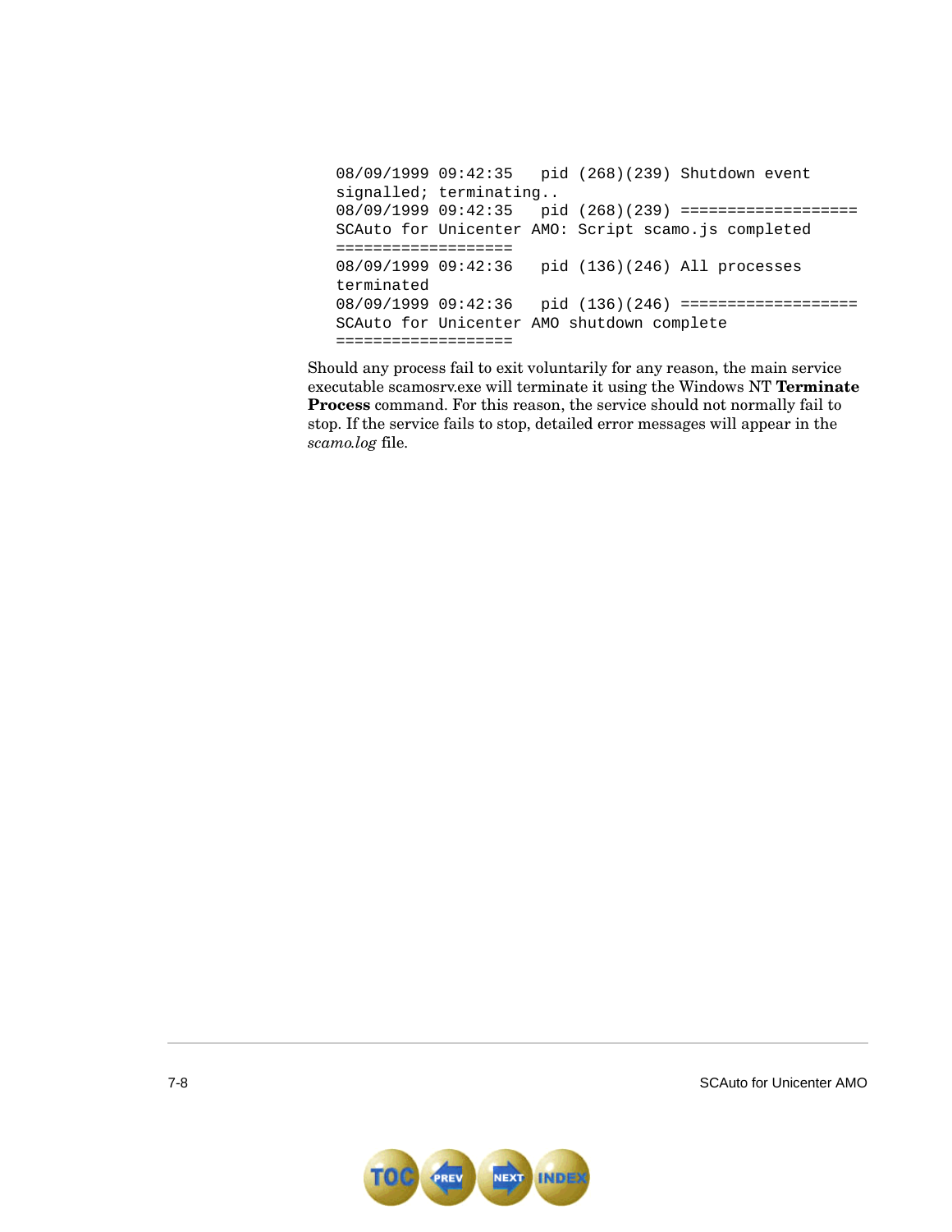```
08/09/1999 09:42:35   pid (268)(239) Shutdown event
signalled; terminating..
08/09/1999 09:42:35   pid (268)(239) ===================
SCAuto for Unicenter AMO: Script scamo.js completed
===================
08/09/1999 09:42:36   pid (136)(246) All processes
terminated
08/09/1999 09:42:36   pid (136)(246) ===================
SCAuto for Unicenter AMO shutdown complete
===================
```

Should any process fail to exit voluntarily for any reason, the main service executable scamosrv.exe will terminate it using the Windows NT **Terminate Process** command. For this reason, the service should not normally fail to stop. If the service fails to stop, detailed error messages will appear in the *scamo.log* file.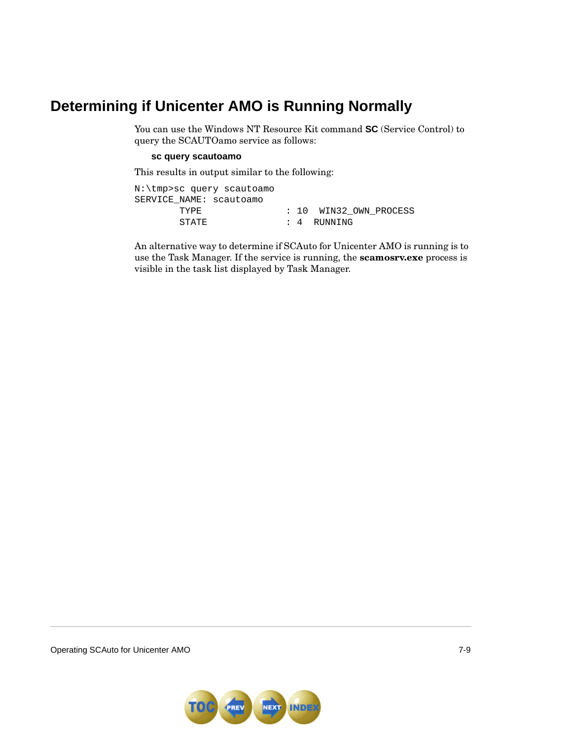# Determining if Unicenter AMO is Running Normally

You can use the Windows NT Resource Kit command **SC** (Service Control) to query the SCAUTOamo service as follows:

**sc query scautoamo**

This results in output similar to the following:

```
N:\tmp>sc query scautoamo
SERVICE_NAME: scautoamo
        TYPE               : 10  WIN32_OWN_PROCESS
        STATE              : 4  RUNNING
```

An alternative way to determine if SCAuto for Unicenter AMO is running is to use the Task Manager. If the service is running, the **scamosrv.exe** process is visible in the task list displayed by Task Manager.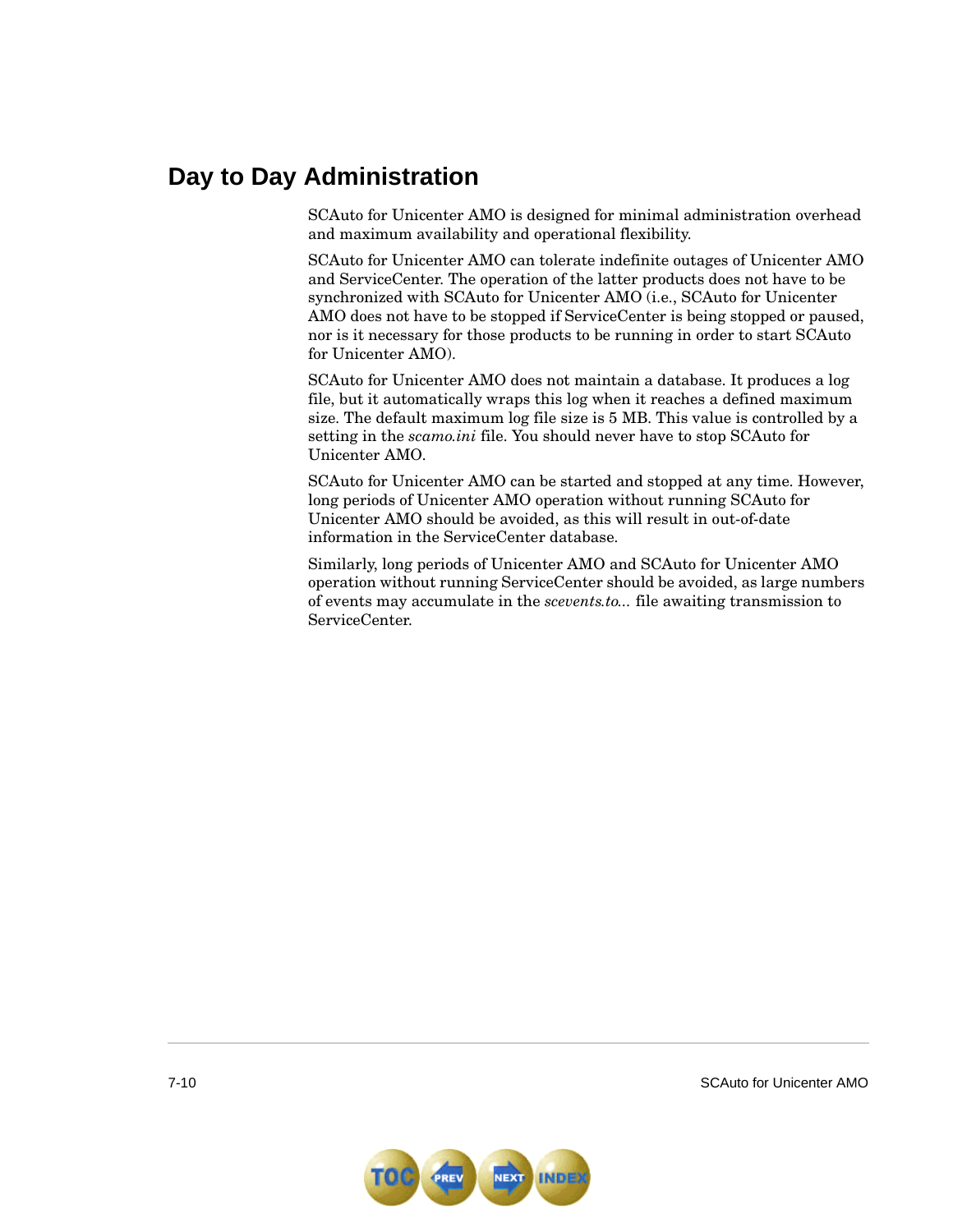## Day to Day Administration

SCAuto for Unicenter AMO is designed for minimal administration overhead and maximum availability and operational flexibility.

SCAuto for Unicenter AMO can tolerate indefinite outages of Unicenter AMO and ServiceCenter. The operation of the latter products does not have to be synchronized with SCAuto for Unicenter AMO (i.e., SCAuto for Unicenter AMO does not have to be stopped if ServiceCenter is being stopped or paused, nor is it necessary for those products to be running in order to start SCAuto for Unicenter AMO).

SCAuto for Unicenter AMO does not maintain a database. It produces a log file, but it automatically wraps this log when it reaches a defined maximum size. The default maximum log file size is 5 MB. This value is controlled by a setting in the *scamo.ini* file. You should never have to stop SCAuto for Unicenter AMO.

SCAuto for Unicenter AMO can be started and stopped at any time. However, long periods of Unicenter AMO operation without running SCAuto for Unicenter AMO should be avoided, as this will result in out-of-date information in the ServiceCenter database.

Similarly, long periods of Unicenter AMO and SCAuto for Unicenter AMO operation without running ServiceCenter should be avoided, as large numbers of events may accumulate in the *scevents.to...* file awaiting transmission to ServiceCenter.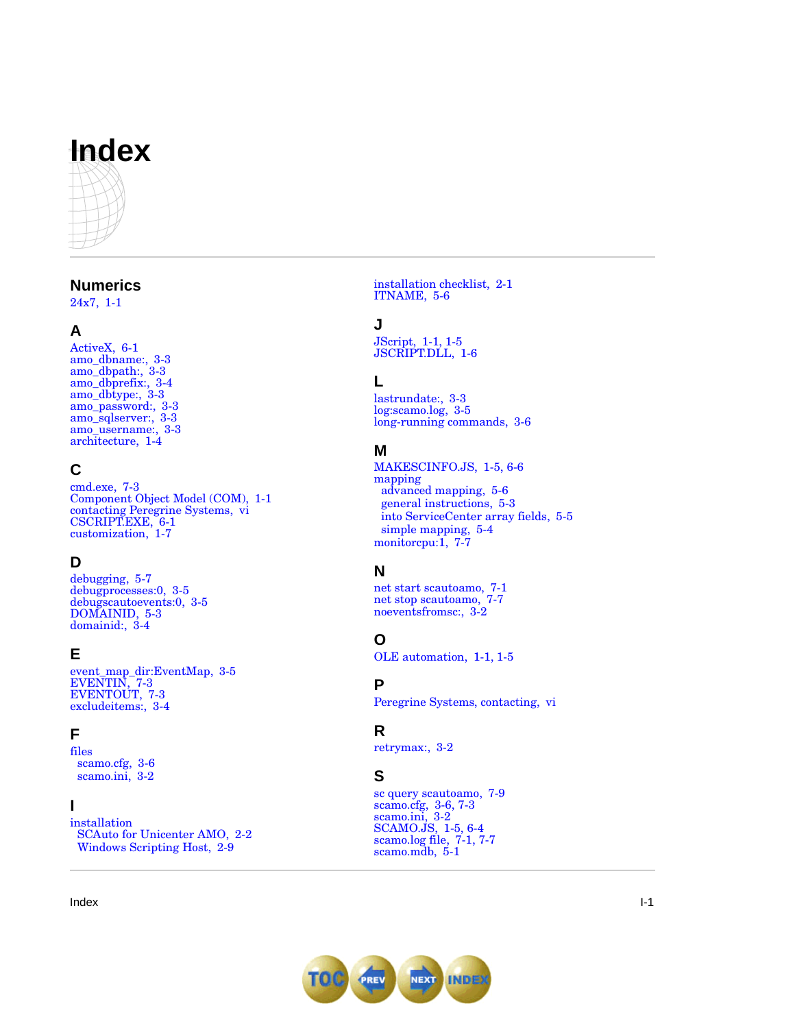# Index

## Numerics

24x7, 1-1

## A

ActiveX, 6-1
amo_dbname:, 3-3
amo_dbpath:, 3-3
amo_dbprefix:, 3-4
amo_dbtype:, 3-3
amo_password:, 3-3
amo_sqlserver:, 3-3
amo_username:, 3-3
architecture, 1-4

## C

cmd.exe, 7-3
Component Object Model (COM), 1-1
contacting Peregrine Systems, vi
CSCRIPT.EXE, 6-1
customization, 1-7

## D

debugging, 5-7
debugprocesses:0, 3-5
debugscautoevents:0, 3-5
DOMAINID, 5-3
domainid:, 3-4

## E

event_map_dir:EventMap, 3-5
EVENTIN, 7-3
EVENTOUT, 7-3
excludeitems:, 3-4

## F

files
  scamo.cfg, 3-6
  scamo.ini, 3-2

## I

installation
  SCAuto for Unicenter AMO, 2-2
  Windows Scripting Host, 2-9
installation checklist, 2-1
ITNAME, 5-6

## J

JScript, 1-1, 1-5
JSCRIPT.DLL, 1-6

## L

lastrundate:, 3-3
log:scamo.log, 3-5
long-running commands, 3-6

## M

MAKESCINFO.JS, 1-5, 6-6
mapping
  advanced mapping, 5-6
  general instructions, 5-3
  into ServiceCenter array fields, 5-5
  simple mapping, 5-4
monitorcpu:1, 7-7

## N

net start scautoamo, 7-1
net stop scautoamo, 7-7
noeventsfromsc:, 3-2

## O

OLE automation, 1-1, 1-5

## P

Peregrine Systems, contacting, vi

## R

retrymax:, 3-2

## S

sc query scautoamo, 7-9
scamo.cfg, 3-6, 7-3
scamo.ini, 3-2
SCAMO.JS, 1-5, 6-4
scamo.log file, 7-1, 7-7
scamo.mdb, 5-1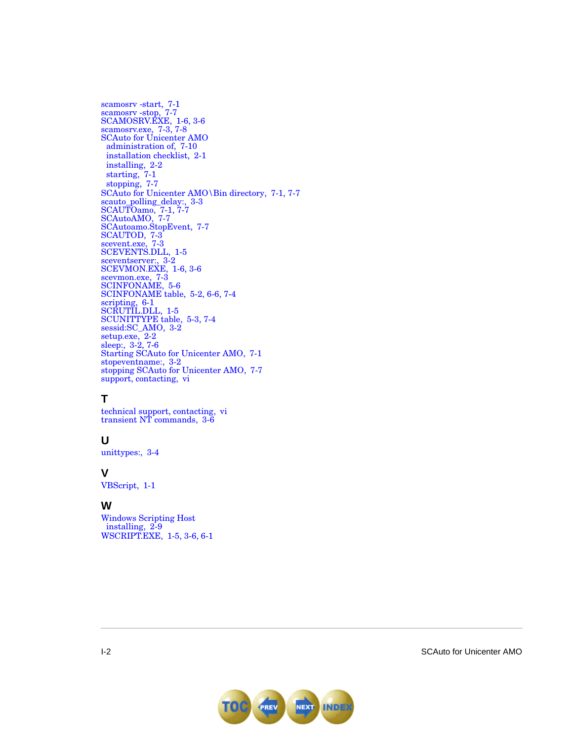scamosrv -start, 7-1
scamosrv -stop, 7-7
SCAMOSRV.EXE, 1-6, 3-6
scamosrv.exe, 7-3, 7-8
SCAuto for Unicenter AMO
  administration of, 7-10
  installation checklist, 2-1
  installing, 2-2
  starting, 7-1
  stopping, 7-7
SCAuto for Unicenter AMO\Bin directory, 7-1, 7-7
scauto_polling_delay:, 3-3
SCAUTOamo, 7-1, 7-7
SCAutoAMO, 7-7
SCAutoamo.StopEvent, 7-7
SCAUTOD, 7-3
scevent.exe, 7-3
SCEVENTS.DLL, 1-5
sceventserver:, 3-2
SCEVMON.EXE, 1-6, 3-6
scevmon.exe, 7-3
SCINFONAME, 5-6
SCINFONAME table, 5-2, 6-6, 7-4
scripting, 6-1
SCRUTIL.DLL, 1-5
SCUNITTYPE table, 5-3, 7-4
sessid:SC_AMO, 3-2
setup.exe, 2-2
sleep:, 3-2, 7-6
Starting SCAuto for Unicenter AMO, 7-1
stopeventname:, 3-2
stopping SCAuto for Unicenter AMO, 7-7
support, contacting, vi

## T

technical support, contacting, vi
transient NT commands, 3-6

## U

unittypes:, 3-4

## V

VBScript, 1-1

## W

Windows Scripting Host
  installing, 2-9
WSCRIPT.EXE, 1-5, 3-6, 6-1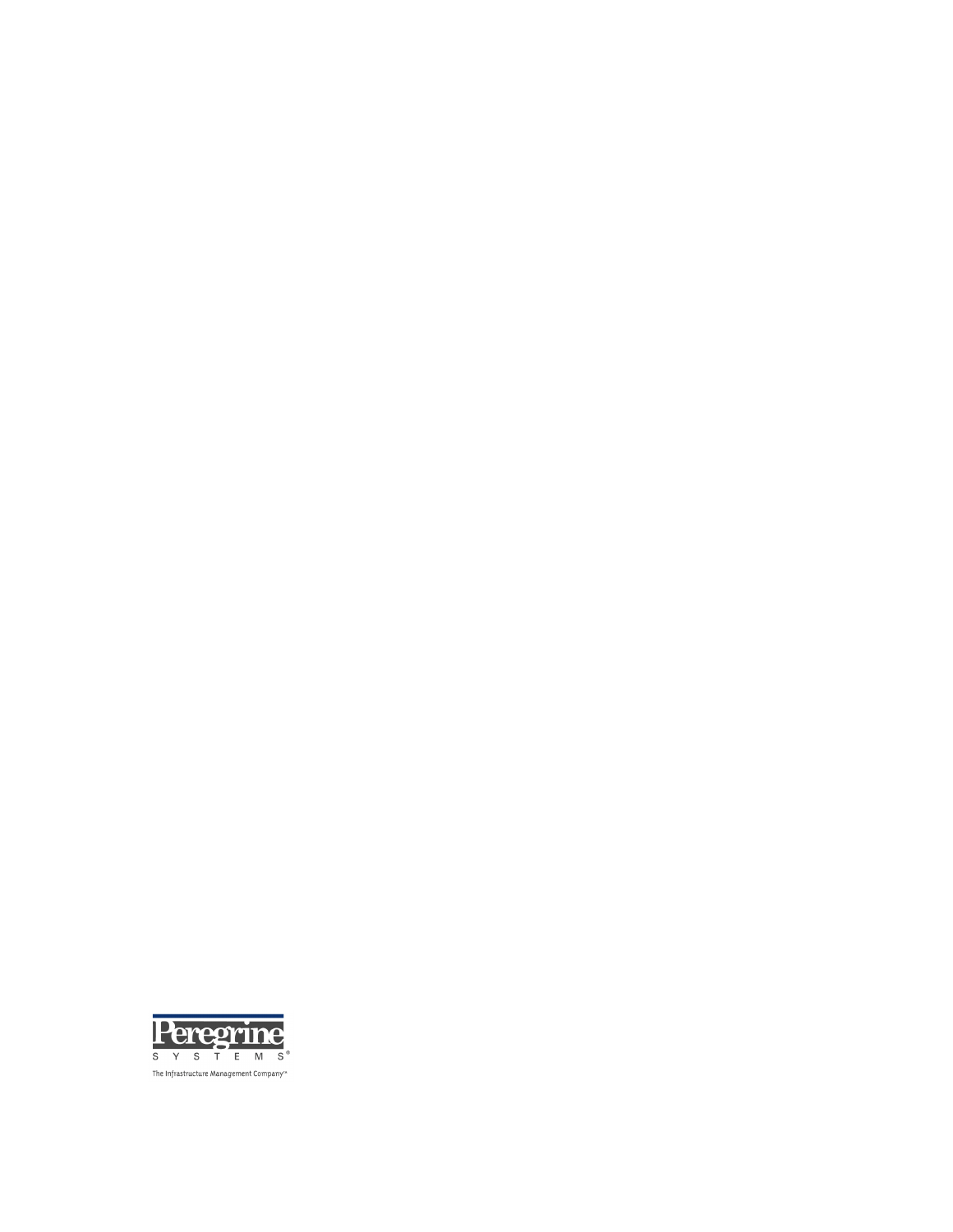Peregrine

S Y S T E M S®

The Infrastructure Management Company™